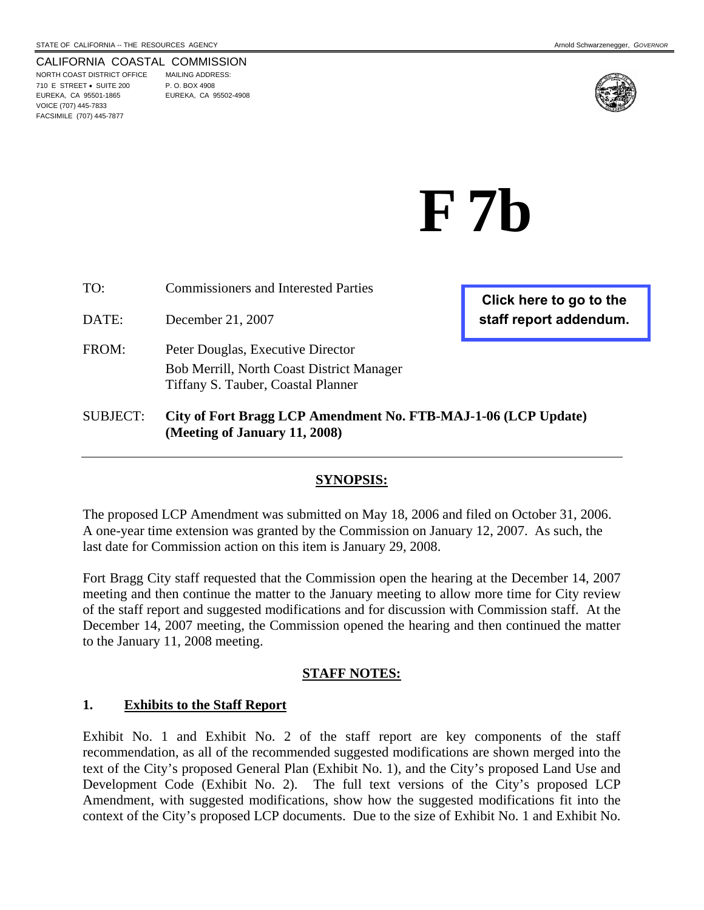STATE OF CALIFORNIA -- THE RESOURCES AGENCY

Arnold Schwarzenegger, *GOVERNOR*

CALIFORNIA COASTAL COMMISSION
NORTH COAST DISTRICT OFFICE
710 E STREET • SUITE 200
EUREKA, CA 95501-1865
VOICE (707) 445-7833
FACSIMILE (707) 445-7877

MAILING ADDRESS:
P. O. BOX 4908
EUREKA, CA 95502-4908

# F 7b

**Click here to go to the staff report addendum.**

| | |
|---|---|
| TO: | Commissioners and Interested Parties |
| DATE: | December 21, 2007 |
| FROM: | Peter Douglas, Executive Director<br>Bob Merrill, North Coast District Manager<br>Tiffany S. Tauber, Coastal Planner |
| SUBJECT: | **City of Fort Bragg LCP Amendment No. FTB-MAJ-1-06 (LCP Update) (Meeting of January 11, 2008)** |

---

## SYNOPSIS:

The proposed LCP Amendment was submitted on May 18, 2006 and filed on October 31, 2006. A one-year time extension was granted by the Commission on January 12, 2007. As such, the last date for Commission action on this item is January 29, 2008.

Fort Bragg City staff requested that the Commission open the hearing at the December 14, 2007 meeting and then continue the matter to the January meeting to allow more time for City review of the staff report and suggested modifications and for discussion with Commission staff. At the December 14, 2007 meeting, the Commission opened the hearing and then continued the matter to the January 11, 2008 meeting.

## STAFF NOTES:

### 1. Exhibits to the Staff Report

Exhibit No. 1 and Exhibit No. 2 of the staff report are key components of the staff recommendation, as all of the recommended suggested modifications are shown merged into the text of the City's proposed General Plan (Exhibit No. 1), and the City's proposed Land Use and Development Code (Exhibit No. 2). The full text versions of the City's proposed LCP Amendment, with suggested modifications, show how the suggested modifications fit into the context of the City's proposed LCP documents. Due to the size of Exhibit No. 1 and Exhibit No.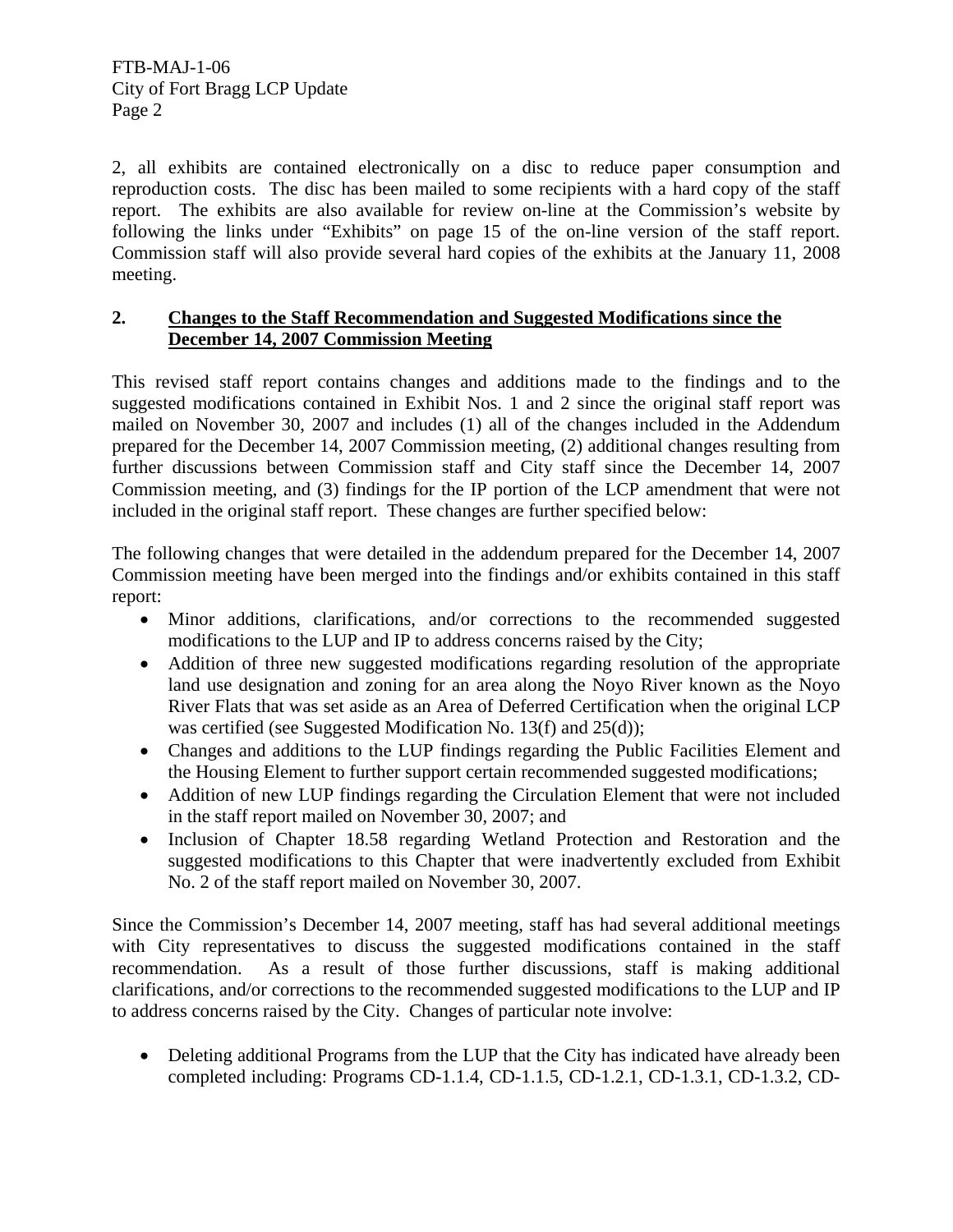2, all exhibits are contained electronically on a disc to reduce paper consumption and reproduction costs. The disc has been mailed to some recipients with a hard copy of the staff report. The exhibits are also available for review on-line at the Commission's website by following the links under "Exhibits" on page 15 of the on-line version of the staff report. Commission staff will also provide several hard copies of the exhibits at the January 11, 2008 meeting.

## 2. Changes to the Staff Recommendation and Suggested Modifications since the December 14, 2007 Commission Meeting

This revised staff report contains changes and additions made to the findings and to the suggested modifications contained in Exhibit Nos. 1 and 2 since the original staff report was mailed on November 30, 2007 and includes (1) all of the changes included in the Addendum prepared for the December 14, 2007 Commission meeting, (2) additional changes resulting from further discussions between Commission staff and City staff since the December 14, 2007 Commission meeting, and (3) findings for the IP portion of the LCP amendment that were not included in the original staff report. These changes are further specified below:

The following changes that were detailed in the addendum prepared for the December 14, 2007 Commission meeting have been merged into the findings and/or exhibits contained in this staff report:

- Minor additions, clarifications, and/or corrections to the recommended suggested modifications to the LUP and IP to address concerns raised by the City;
- Addition of three new suggested modifications regarding resolution of the appropriate land use designation and zoning for an area along the Noyo River known as the Noyo River Flats that was set aside as an Area of Deferred Certification when the original LCP was certified (see Suggested Modification No. 13(f) and 25(d));
- Changes and additions to the LUP findings regarding the Public Facilities Element and the Housing Element to further support certain recommended suggested modifications;
- Addition of new LUP findings regarding the Circulation Element that were not included in the staff report mailed on November 30, 2007; and
- Inclusion of Chapter 18.58 regarding Wetland Protection and Restoration and the suggested modifications to this Chapter that were inadvertently excluded from Exhibit No. 2 of the staff report mailed on November 30, 2007.

Since the Commission's December 14, 2007 meeting, staff has had several additional meetings with City representatives to discuss the suggested modifications contained in the staff recommendation. As a result of those further discussions, staff is making additional clarifications, and/or corrections to the recommended suggested modifications to the LUP and IP to address concerns raised by the City. Changes of particular note involve:

- Deleting additional Programs from the LUP that the City has indicated have already been completed including: Programs CD-1.1.4, CD-1.1.5, CD-1.2.1, CD-1.3.1, CD-1.3.2, CD-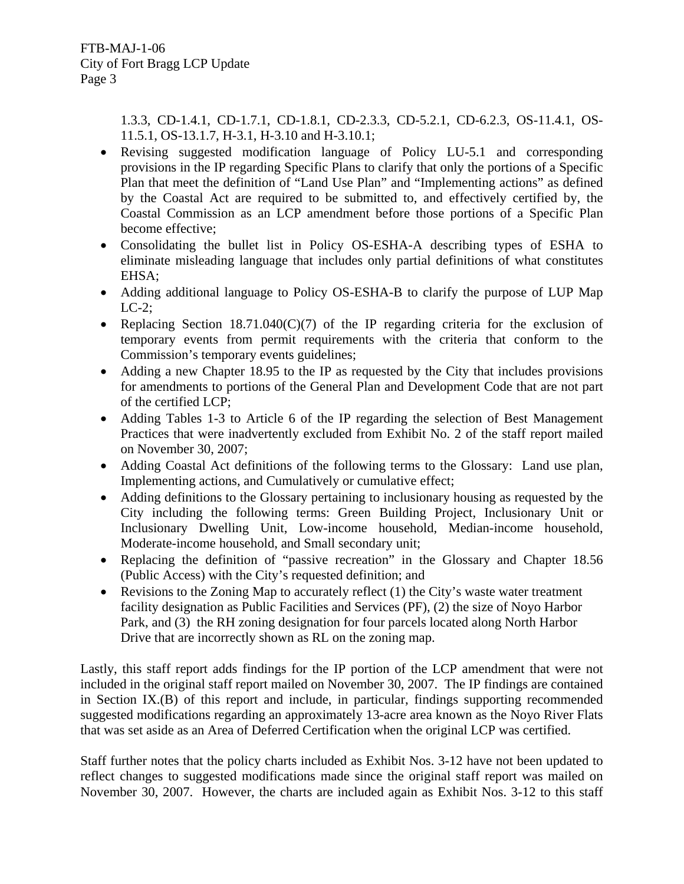1.3.3, CD-1.4.1, CD-1.7.1, CD-1.8.1, CD-2.3.3, CD-5.2.1, CD-6.2.3, OS-11.4.1, OS-11.5.1, OS-13.1.7, H-3.1, H-3.10 and H-3.10.1;

- Revising suggested modification language of Policy LU-5.1 and corresponding provisions in the IP regarding Specific Plans to clarify that only the portions of a Specific Plan that meet the definition of "Land Use Plan" and "Implementing actions" as defined by the Coastal Act are required to be submitted to, and effectively certified by, the Coastal Commission as an LCP amendment before those portions of a Specific Plan become effective;
- Consolidating the bullet list in Policy OS-ESHA-A describing types of ESHA to eliminate misleading language that includes only partial definitions of what constitutes EHSA;
- Adding additional language to Policy OS-ESHA-B to clarify the purpose of LUP Map LC-2;
- Replacing Section 18.71.040(C)(7) of the IP regarding criteria for the exclusion of temporary events from permit requirements with the criteria that conform to the Commission's temporary events guidelines;
- Adding a new Chapter 18.95 to the IP as requested by the City that includes provisions for amendments to portions of the General Plan and Development Code that are not part of the certified LCP;
- Adding Tables 1-3 to Article 6 of the IP regarding the selection of Best Management Practices that were inadvertently excluded from Exhibit No. 2 of the staff report mailed on November 30, 2007;
- Adding Coastal Act definitions of the following terms to the Glossary: Land use plan, Implementing actions, and Cumulatively or cumulative effect;
- Adding definitions to the Glossary pertaining to inclusionary housing as requested by the City including the following terms: Green Building Project, Inclusionary Unit or Inclusionary Dwelling Unit, Low-income household, Median-income household, Moderate-income household, and Small secondary unit;
- Replacing the definition of "passive recreation" in the Glossary and Chapter 18.56 (Public Access) with the City's requested definition; and
- Revisions to the Zoning Map to accurately reflect (1) the City's waste water treatment facility designation as Public Facilities and Services (PF), (2) the size of Noyo Harbor Park, and (3) the RH zoning designation for four parcels located along North Harbor Drive that are incorrectly shown as RL on the zoning map.

Lastly, this staff report adds findings for the IP portion of the LCP amendment that were not included in the original staff report mailed on November 30, 2007. The IP findings are contained in Section IX.(B) of this report and include, in particular, findings supporting recommended suggested modifications regarding an approximately 13-acre area known as the Noyo River Flats that was set aside as an Area of Deferred Certification when the original LCP was certified.

Staff further notes that the policy charts included as Exhibit Nos. 3-12 have not been updated to reflect changes to suggested modifications made since the original staff report was mailed on November 30, 2007. However, the charts are included again as Exhibit Nos. 3-12 to this staff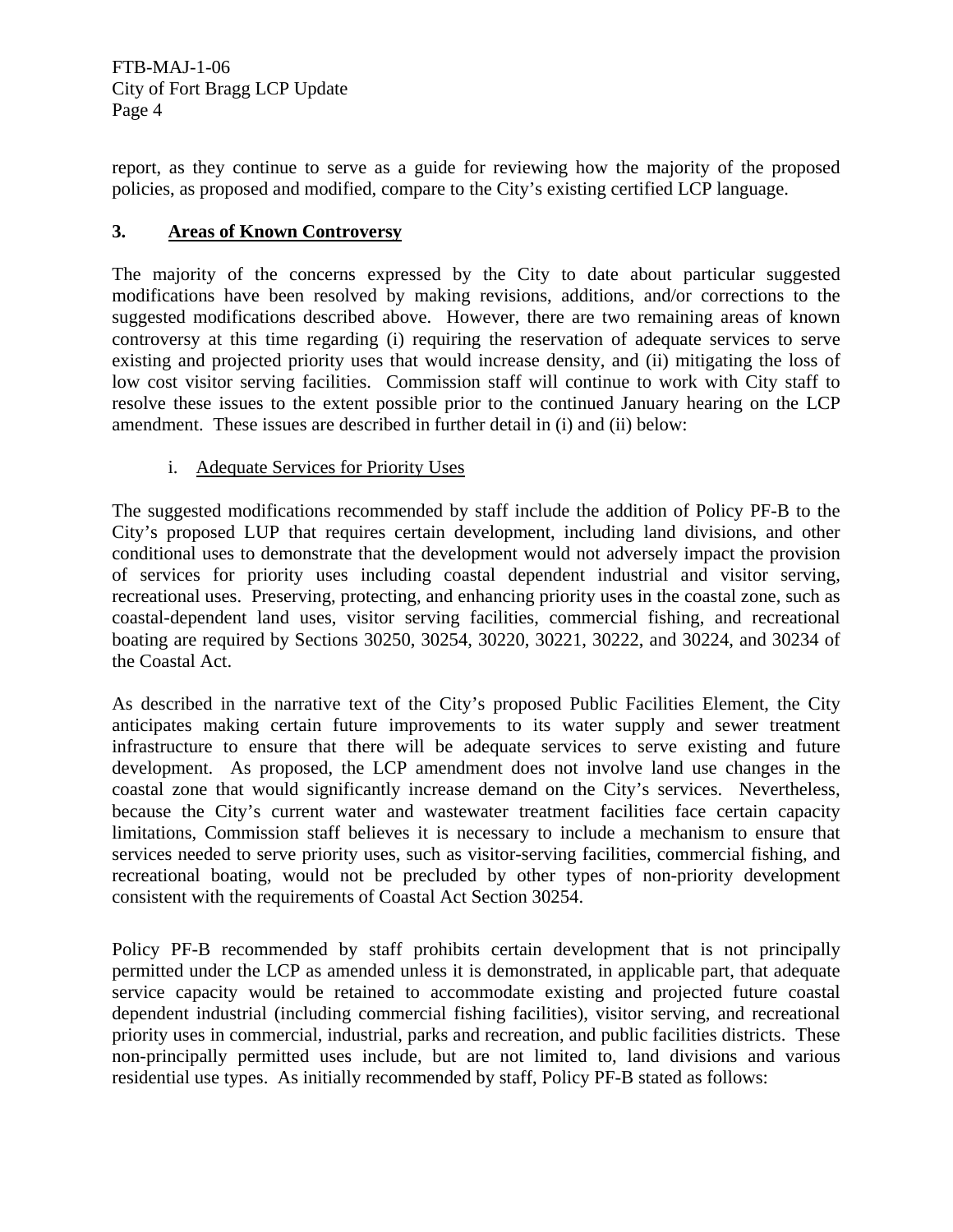report, as they continue to serve as a guide for reviewing how the majority of the proposed policies, as proposed and modified, compare to the City's existing certified LCP language.

### 3. Areas of Known Controversy

The majority of the concerns expressed by the City to date about particular suggested modifications have been resolved by making revisions, additions, and/or corrections to the suggested modifications described above. However, there are two remaining areas of known controversy at this time regarding (i) requiring the reservation of adequate services to serve existing and projected priority uses that would increase density, and (ii) mitigating the loss of low cost visitor serving facilities. Commission staff will continue to work with City staff to resolve these issues to the extent possible prior to the continued January hearing on the LCP amendment. These issues are described in further detail in (i) and (ii) below:

#### i. Adequate Services for Priority Uses

The suggested modifications recommended by staff include the addition of Policy PF-B to the City's proposed LUP that requires certain development, including land divisions, and other conditional uses to demonstrate that the development would not adversely impact the provision of services for priority uses including coastal dependent industrial and visitor serving, recreational uses. Preserving, protecting, and enhancing priority uses in the coastal zone, such as coastal-dependent land uses, visitor serving facilities, commercial fishing, and recreational boating are required by Sections 30250, 30254, 30220, 30221, 30222, and 30224, and 30234 of the Coastal Act.

As described in the narrative text of the City's proposed Public Facilities Element, the City anticipates making certain future improvements to its water supply and sewer treatment infrastructure to ensure that there will be adequate services to serve existing and future development. As proposed, the LCP amendment does not involve land use changes in the coastal zone that would significantly increase demand on the City's services. Nevertheless, because the City's current water and wastewater treatment facilities face certain capacity limitations, Commission staff believes it is necessary to include a mechanism to ensure that services needed to serve priority uses, such as visitor-serving facilities, commercial fishing, and recreational boating, would not be precluded by other types of non-priority development consistent with the requirements of Coastal Act Section 30254.

Policy PF-B recommended by staff prohibits certain development that is not principally permitted under the LCP as amended unless it is demonstrated, in applicable part, that adequate service capacity would be retained to accommodate existing and projected future coastal dependent industrial (including commercial fishing facilities), visitor serving, and recreational priority uses in commercial, industrial, parks and recreation, and public facilities districts. These non-principally permitted uses include, but are not limited to, land divisions and various residential use types. As initially recommended by staff, Policy PF-B stated as follows: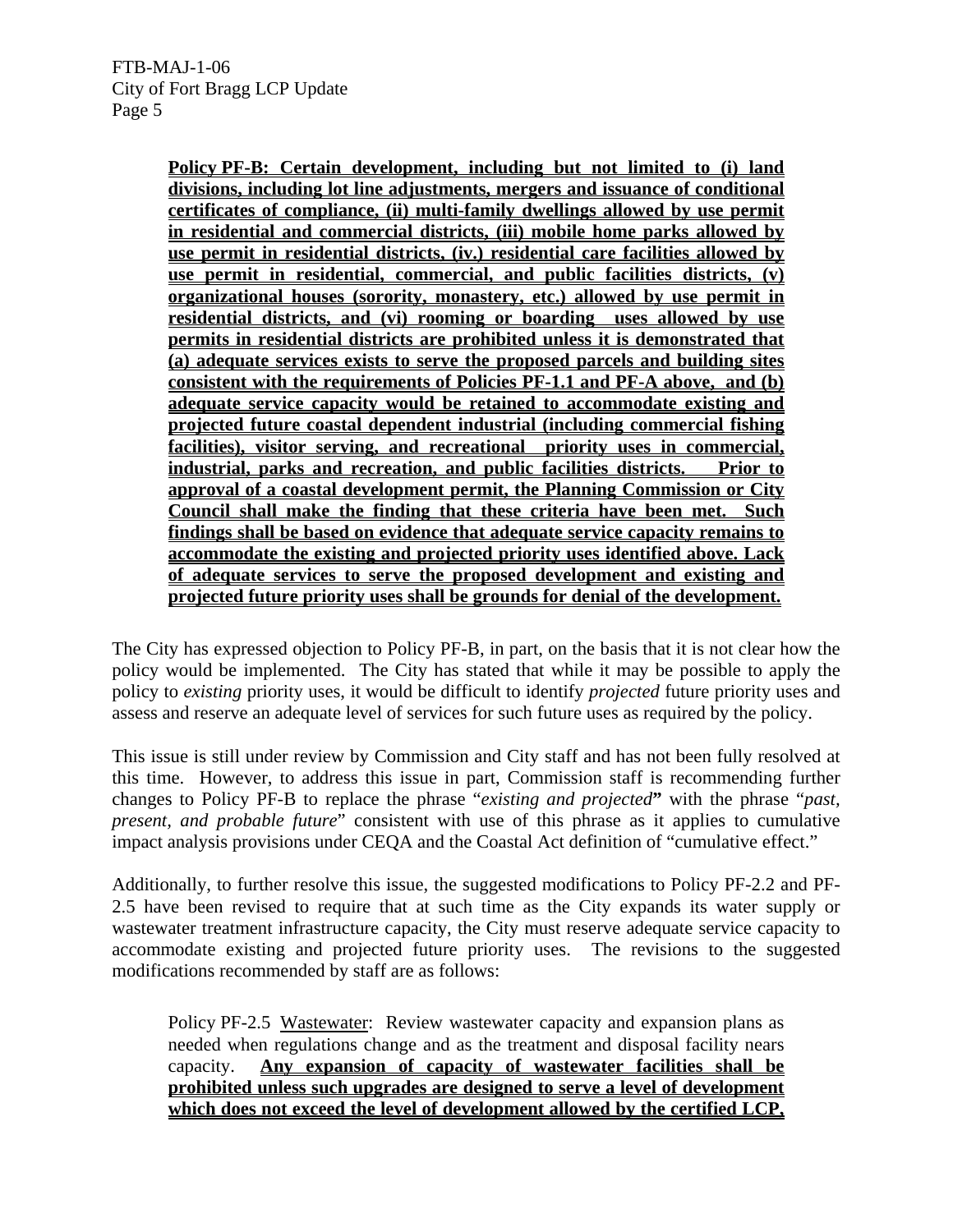**Policy PF-B: Certain development, including but not limited to (i) land divisions, including lot line adjustments, mergers and issuance of conditional certificates of compliance, (ii) multi-family dwellings allowed by use permit in residential and commercial districts, (iii) mobile home parks allowed by use permit in residential districts, (iv.) residential care facilities allowed by use permit in residential, commercial, and public facilities districts, (v) organizational houses (sorority, monastery, etc.) allowed by use permit in residential districts, and (vi) rooming or boarding uses allowed by use permits in residential districts are prohibited unless it is demonstrated that (a) adequate services exists to serve the proposed parcels and building sites consistent with the requirements of Policies PF-1.1 and PF-A above, and (b) adequate service capacity would be retained to accommodate existing and projected future coastal dependent industrial (including commercial fishing facilities), visitor serving, and recreational priority uses in commercial, industrial, parks and recreation, and public facilities districts. Prior to approval of a coastal development permit, the Planning Commission or City Council shall make the finding that these criteria have been met. Such findings shall be based on evidence that adequate service capacity remains to accommodate the existing and projected priority uses identified above. Lack of adequate services to serve the proposed development and existing and projected future priority uses shall be grounds for denial of the development.**

The City has expressed objection to Policy PF-B, in part, on the basis that it is not clear how the policy would be implemented. The City has stated that while it may be possible to apply the policy to *existing* priority uses, it would be difficult to identify *projected* future priority uses and assess and reserve an adequate level of services for such future uses as required by the policy.

This issue is still under review by Commission and City staff and has not been fully resolved at this time. However, to address this issue in part, Commission staff is recommending further changes to Policy PF-B to replace the phrase "*existing and projected*" with the phrase "*past, present, and probable future*" consistent with use of this phrase as it applies to cumulative impact analysis provisions under CEQA and the Coastal Act definition of "cumulative effect."

Additionally, to further resolve this issue, the suggested modifications to Policy PF-2.2 and PF-2.5 have been revised to require that at such time as the City expands its water supply or wastewater treatment infrastructure capacity, the City must reserve adequate service capacity to accommodate existing and projected future priority uses. The revisions to the suggested modifications recommended by staff are as follows:

Policy PF-2.5 Wastewater: Review wastewater capacity and expansion plans as needed when regulations change and as the treatment and disposal facility nears capacity. **Any expansion of capacity of wastewater facilities shall be prohibited unless such upgrades are designed to serve a level of development which does not exceed the level of development allowed by the certified LCP,**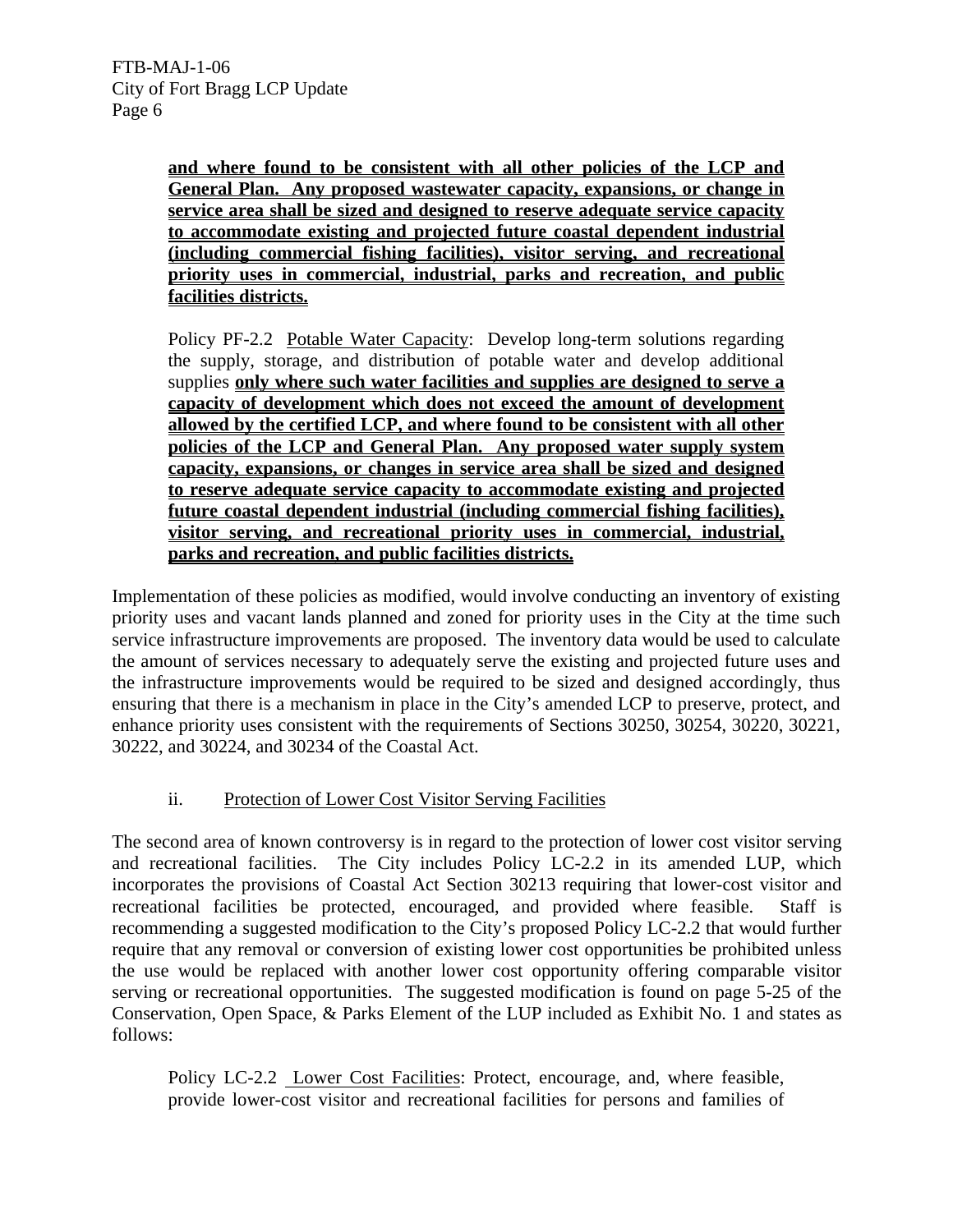**and where found to be consistent with all other policies of the LCP and General Plan. Any proposed wastewater capacity, expansions, or change in service area shall be sized and designed to reserve adequate service capacity to accommodate existing and projected future coastal dependent industrial (including commercial fishing facilities), visitor serving, and recreational priority uses in commercial, industrial, parks and recreation, and public facilities districts.**

Policy PF-2.2 Potable Water Capacity: Develop long-term solutions regarding the supply, storage, and distribution of potable water and develop additional supplies **only where such water facilities and supplies are designed to serve a capacity of development which does not exceed the amount of development allowed by the certified LCP, and where found to be consistent with all other policies of the LCP and General Plan. Any proposed water supply system capacity, expansions, or changes in service area shall be sized and designed to reserve adequate service capacity to accommodate existing and projected future coastal dependent industrial (including commercial fishing facilities), visitor serving, and recreational priority uses in commercial, industrial, parks and recreation, and public facilities districts.**

Implementation of these policies as modified, would involve conducting an inventory of existing priority uses and vacant lands planned and zoned for priority uses in the City at the time such service infrastructure improvements are proposed. The inventory data would be used to calculate the amount of services necessary to adequately serve the existing and projected future uses and the infrastructure improvements would be required to be sized and designed accordingly, thus ensuring that there is a mechanism in place in the City's amended LCP to preserve, protect, and enhance priority uses consistent with the requirements of Sections 30250, 30254, 30220, 30221, 30222, and 30224, and 30234 of the Coastal Act.

ii. Protection of Lower Cost Visitor Serving Facilities

The second area of known controversy is in regard to the protection of lower cost visitor serving and recreational facilities. The City includes Policy LC-2.2 in its amended LUP, which incorporates the provisions of Coastal Act Section 30213 requiring that lower-cost visitor and recreational facilities be protected, encouraged, and provided where feasible. Staff is recommending a suggested modification to the City's proposed Policy LC-2.2 that would further require that any removal or conversion of existing lower cost opportunities be prohibited unless the use would be replaced with another lower cost opportunity offering comparable visitor serving or recreational opportunities. The suggested modification is found on page 5-25 of the Conservation, Open Space, & Parks Element of the LUP included as Exhibit No. 1 and states as follows:

Policy LC-2.2 Lower Cost Facilities: Protect, encourage, and, where feasible, provide lower-cost visitor and recreational facilities for persons and families of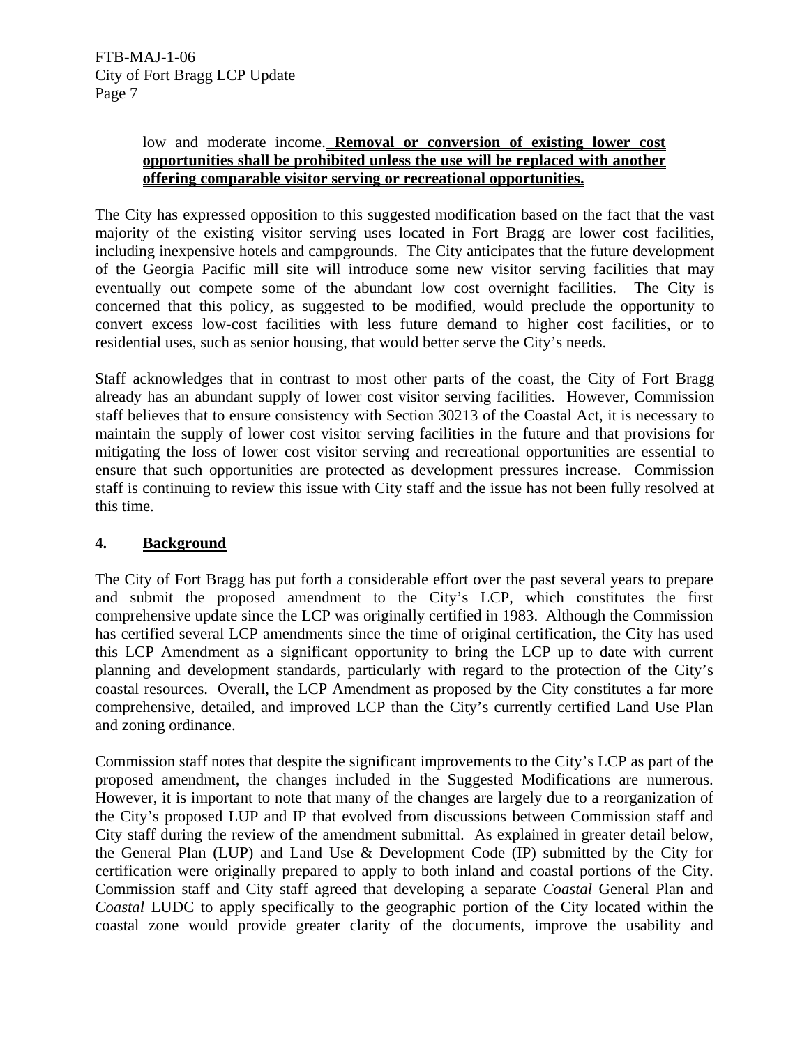low and moderate income. **<u>Removal or conversion of existing lower cost opportunities shall be prohibited unless the use will be replaced with another offering comparable visitor serving or recreational opportunities.</u>**

The City has expressed opposition to this suggested modification based on the fact that the vast majority of the existing visitor serving uses located in Fort Bragg are lower cost facilities, including inexpensive hotels and campgrounds. The City anticipates that the future development of the Georgia Pacific mill site will introduce some new visitor serving facilities that may eventually out compete some of the abundant low cost overnight facilities. The City is concerned that this policy, as suggested to be modified, would preclude the opportunity to convert excess low-cost facilities with less future demand to higher cost facilities, or to residential uses, such as senior housing, that would better serve the City's needs.

Staff acknowledges that in contrast to most other parts of the coast, the City of Fort Bragg already has an abundant supply of lower cost visitor serving facilities. However, Commission staff believes that to ensure consistency with Section 30213 of the Coastal Act, it is necessary to maintain the supply of lower cost visitor serving facilities in the future and that provisions for mitigating the loss of lower cost visitor serving and recreational opportunities are essential to ensure that such opportunities are protected as development pressures increase. Commission staff is continuing to review this issue with City staff and the issue has not been fully resolved at this time.

## 4. <u>Background</u>

The City of Fort Bragg has put forth a considerable effort over the past several years to prepare and submit the proposed amendment to the City's LCP, which constitutes the first comprehensive update since the LCP was originally certified in 1983. Although the Commission has certified several LCP amendments since the time of original certification, the City has used this LCP Amendment as a significant opportunity to bring the LCP up to date with current planning and development standards, particularly with regard to the protection of the City's coastal resources. Overall, the LCP Amendment as proposed by the City constitutes a far more comprehensive, detailed, and improved LCP than the City's currently certified Land Use Plan and zoning ordinance.

Commission staff notes that despite the significant improvements to the City's LCP as part of the proposed amendment, the changes included in the Suggested Modifications are numerous. However, it is important to note that many of the changes are largely due to a reorganization of the City's proposed LUP and IP that evolved from discussions between Commission staff and City staff during the review of the amendment submittal. As explained in greater detail below, the General Plan (LUP) and Land Use & Development Code (IP) submitted by the City for certification were originally prepared to apply to both inland and coastal portions of the City. Commission staff and City staff agreed that developing a separate *Coastal* General Plan and *Coastal* LUDC to apply specifically to the geographic portion of the City located within the coastal zone would provide greater clarity of the documents, improve the usability and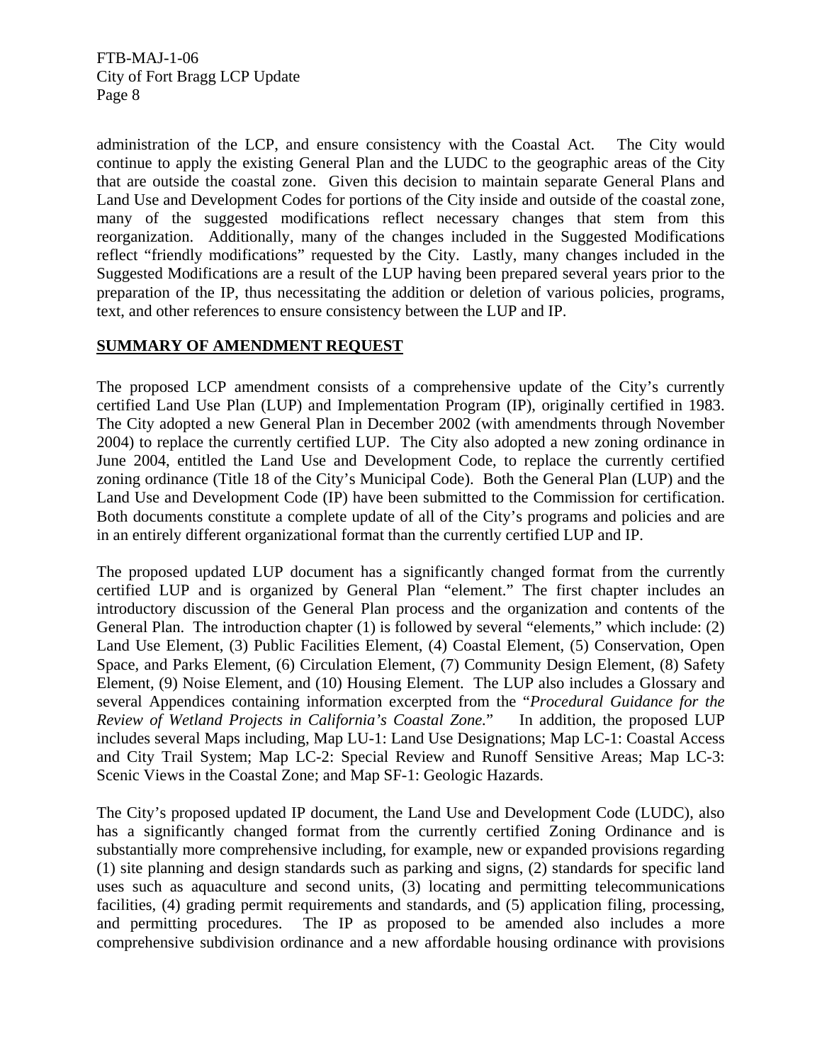administration of the LCP, and ensure consistency with the Coastal Act. The City would continue to apply the existing General Plan and the LUDC to the geographic areas of the City that are outside the coastal zone. Given this decision to maintain separate General Plans and Land Use and Development Codes for portions of the City inside and outside of the coastal zone, many of the suggested modifications reflect necessary changes that stem from this reorganization. Additionally, many of the changes included in the Suggested Modifications reflect "friendly modifications" requested by the City. Lastly, many changes included in the Suggested Modifications are a result of the LUP having been prepared several years prior to the preparation of the IP, thus necessitating the addition or deletion of various policies, programs, text, and other references to ensure consistency between the LUP and IP.

## SUMMARY OF AMENDMENT REQUEST

The proposed LCP amendment consists of a comprehensive update of the City's currently certified Land Use Plan (LUP) and Implementation Program (IP), originally certified in 1983. The City adopted a new General Plan in December 2002 (with amendments through November 2004) to replace the currently certified LUP. The City also adopted a new zoning ordinance in June 2004, entitled the Land Use and Development Code, to replace the currently certified zoning ordinance (Title 18 of the City's Municipal Code). Both the General Plan (LUP) and the Land Use and Development Code (IP) have been submitted to the Commission for certification. Both documents constitute a complete update of all of the City's programs and policies and are in an entirely different organizational format than the currently certified LUP and IP.

The proposed updated LUP document has a significantly changed format from the currently certified LUP and is organized by General Plan "element." The first chapter includes an introductory discussion of the General Plan process and the organization and contents of the General Plan. The introduction chapter (1) is followed by several "elements," which include: (2) Land Use Element, (3) Public Facilities Element, (4) Coastal Element, (5) Conservation, Open Space, and Parks Element, (6) Circulation Element, (7) Community Design Element, (8) Safety Element, (9) Noise Element, and (10) Housing Element. The LUP also includes a Glossary and several Appendices containing information excerpted from the "*Procedural Guidance for the Review of Wetland Projects in California's Coastal Zone*." In addition, the proposed LUP includes several Maps including, Map LU-1: Land Use Designations; Map LC-1: Coastal Access and City Trail System; Map LC-2: Special Review and Runoff Sensitive Areas; Map LC-3: Scenic Views in the Coastal Zone; and Map SF-1: Geologic Hazards.

The City's proposed updated IP document, the Land Use and Development Code (LUDC), also has a significantly changed format from the currently certified Zoning Ordinance and is substantially more comprehensive including, for example, new or expanded provisions regarding (1) site planning and design standards such as parking and signs, (2) standards for specific land uses such as aquaculture and second units, (3) locating and permitting telecommunications facilities, (4) grading permit requirements and standards, and (5) application filing, processing, and permitting procedures. The IP as proposed to be amended also includes a more comprehensive subdivision ordinance and a new affordable housing ordinance with provisions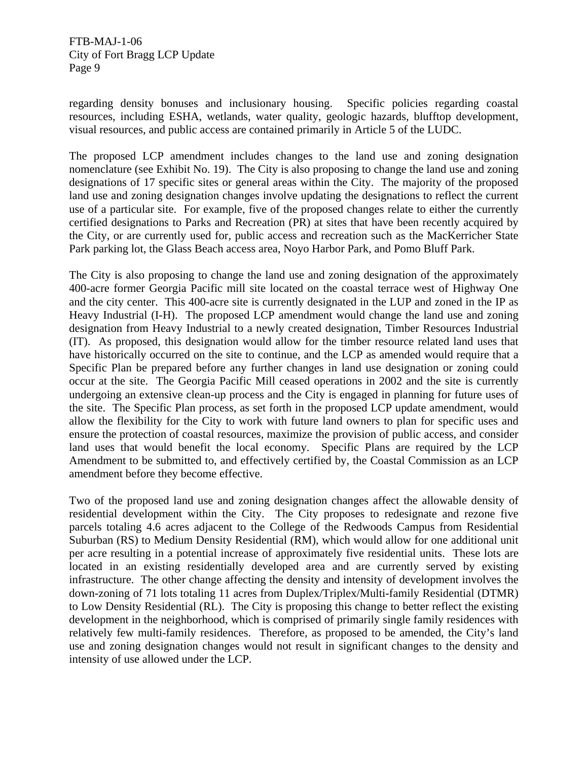regarding density bonuses and inclusionary housing. Specific policies regarding coastal resources, including ESHA, wetlands, water quality, geologic hazards, blufftop development, visual resources, and public access are contained primarily in Article 5 of the LUDC.

The proposed LCP amendment includes changes to the land use and zoning designation nomenclature (see Exhibit No. 19). The City is also proposing to change the land use and zoning designations of 17 specific sites or general areas within the City. The majority of the proposed land use and zoning designation changes involve updating the designations to reflect the current use of a particular site. For example, five of the proposed changes relate to either the currently certified designations to Parks and Recreation (PR) at sites that have been recently acquired by the City, or are currently used for, public access and recreation such as the MacKerricher State Park parking lot, the Glass Beach access area, Noyo Harbor Park, and Pomo Bluff Park.

The City is also proposing to change the land use and zoning designation of the approximately 400-acre former Georgia Pacific mill site located on the coastal terrace west of Highway One and the city center. This 400-acre site is currently designated in the LUP and zoned in the IP as Heavy Industrial (I-H). The proposed LCP amendment would change the land use and zoning designation from Heavy Industrial to a newly created designation, Timber Resources Industrial (IT). As proposed, this designation would allow for the timber resource related land uses that have historically occurred on the site to continue, and the LCP as amended would require that a Specific Plan be prepared before any further changes in land use designation or zoning could occur at the site. The Georgia Pacific Mill ceased operations in 2002 and the site is currently undergoing an extensive clean-up process and the City is engaged in planning for future uses of the site. The Specific Plan process, as set forth in the proposed LCP update amendment, would allow the flexibility for the City to work with future land owners to plan for specific uses and ensure the protection of coastal resources, maximize the provision of public access, and consider land uses that would benefit the local economy. Specific Plans are required by the LCP Amendment to be submitted to, and effectively certified by, the Coastal Commission as an LCP amendment before they become effective.

Two of the proposed land use and zoning designation changes affect the allowable density of residential development within the City. The City proposes to redesignate and rezone five parcels totaling 4.6 acres adjacent to the College of the Redwoods Campus from Residential Suburban (RS) to Medium Density Residential (RM), which would allow for one additional unit per acre resulting in a potential increase of approximately five residential units. These lots are located in an existing residentially developed area and are currently served by existing infrastructure. The other change affecting the density and intensity of development involves the down-zoning of 71 lots totaling 11 acres from Duplex/Triplex/Multi-family Residential (DTMR) to Low Density Residential (RL). The City is proposing this change to better reflect the existing development in the neighborhood, which is comprised of primarily single family residences with relatively few multi-family residences. Therefore, as proposed to be amended, the City's land use and zoning designation changes would not result in significant changes to the density and intensity of use allowed under the LCP.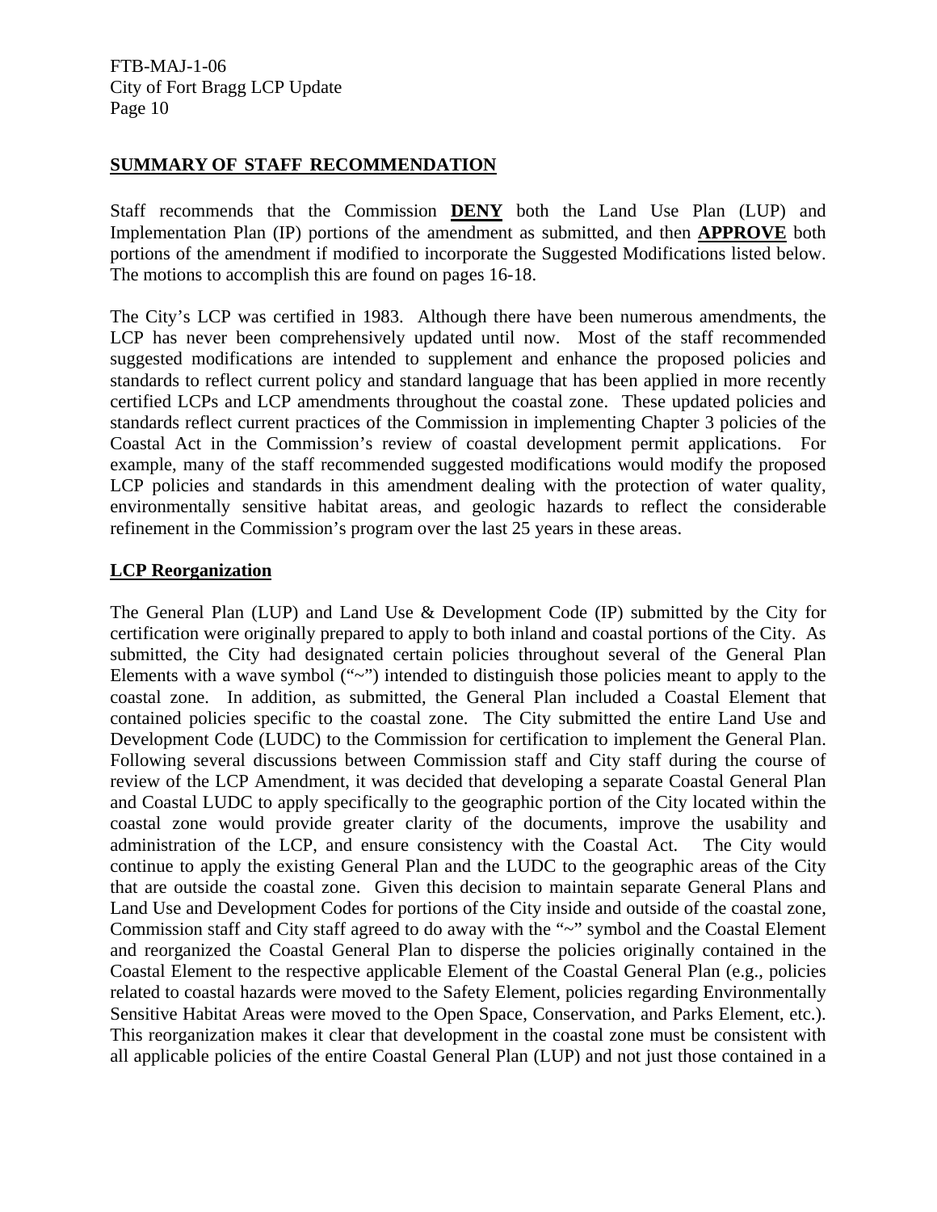## SUMMARY OF STAFF RECOMMENDATION

Staff recommends that the Commission **DENY** both the Land Use Plan (LUP) and Implementation Plan (IP) portions of the amendment as submitted, and then **APPROVE** both portions of the amendment if modified to incorporate the Suggested Modifications listed below. The motions to accomplish this are found on pages 16-18.

The City's LCP was certified in 1983. Although there have been numerous amendments, the LCP has never been comprehensively updated until now. Most of the staff recommended suggested modifications are intended to supplement and enhance the proposed policies and standards to reflect current policy and standard language that has been applied in more recently certified LCPs and LCP amendments throughout the coastal zone. These updated policies and standards reflect current practices of the Commission in implementing Chapter 3 policies of the Coastal Act in the Commission's review of coastal development permit applications. For example, many of the staff recommended suggested modifications would modify the proposed LCP policies and standards in this amendment dealing with the protection of water quality, environmentally sensitive habitat areas, and geologic hazards to reflect the considerable refinement in the Commission's program over the last 25 years in these areas.

### LCP Reorganization

The General Plan (LUP) and Land Use & Development Code (IP) submitted by the City for certification were originally prepared to apply to both inland and coastal portions of the City. As submitted, the City had designated certain policies throughout several of the General Plan Elements with a wave symbol ("~") intended to distinguish those policies meant to apply to the coastal zone. In addition, as submitted, the General Plan included a Coastal Element that contained policies specific to the coastal zone. The City submitted the entire Land Use and Development Code (LUDC) to the Commission for certification to implement the General Plan. Following several discussions between Commission staff and City staff during the course of review of the LCP Amendment, it was decided that developing a separate Coastal General Plan and Coastal LUDC to apply specifically to the geographic portion of the City located within the coastal zone would provide greater clarity of the documents, improve the usability and administration of the LCP, and ensure consistency with the Coastal Act. The City would continue to apply the existing General Plan and the LUDC to the geographic areas of the City that are outside the coastal zone. Given this decision to maintain separate General Plans and Land Use and Development Codes for portions of the City inside and outside of the coastal zone, Commission staff and City staff agreed to do away with the "~" symbol and the Coastal Element and reorganized the Coastal General Plan to disperse the policies originally contained in the Coastal Element to the respective applicable Element of the Coastal General Plan (e.g., policies related to coastal hazards were moved to the Safety Element, policies regarding Environmentally Sensitive Habitat Areas were moved to the Open Space, Conservation, and Parks Element, etc.). This reorganization makes it clear that development in the coastal zone must be consistent with all applicable policies of the entire Coastal General Plan (LUP) and not just those contained in a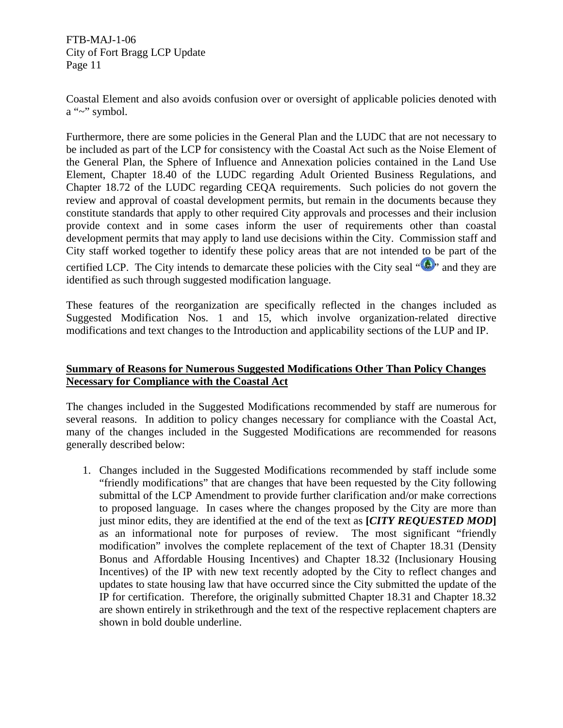Coastal Element and also avoids confusion over or oversight of applicable policies denoted with a "~" symbol.

Furthermore, there are some policies in the General Plan and the LUDC that are not necessary to be included as part of the LCP for consistency with the Coastal Act such as the Noise Element of the General Plan, the Sphere of Influence and Annexation policies contained in the Land Use Element, Chapter 18.40 of the LUDC regarding Adult Oriented Business Regulations, and Chapter 18.72 of the LUDC regarding CEQA requirements. Such policies do not govern the review and approval of coastal development permits, but remain in the documents because they constitute standards that apply to other required City approvals and processes and their inclusion provide context and in some cases inform the user of requirements other than coastal development permits that may apply to land use decisions within the City. Commission staff and City staff worked together to identify these policy areas that are not intended to be part of the certified LCP. The City intends to demarcate these policies with the City seal "" and they are identified as such through suggested modification language.

These features of the reorganization are specifically reflected in the changes included as Suggested Modification Nos. 1 and 15, which involve organization-related directive modifications and text changes to the Introduction and applicability sections of the LUP and IP.

**<u>Summary of Reasons for Numerous Suggested Modifications Other Than Policy Changes Necessary for Compliance with the Coastal Act</u>**

The changes included in the Suggested Modifications recommended by staff are numerous for several reasons. In addition to policy changes necessary for compliance with the Coastal Act, many of the changes included in the Suggested Modifications are recommended for reasons generally described below:

1. Changes included in the Suggested Modifications recommended by staff include some "friendly modifications" that are changes that have been requested by the City following submittal of the LCP Amendment to provide further clarification and/or make corrections to proposed language. In cases where the changes proposed by the City are more than just minor edits, they are identified at the end of the text as **[*CITY REQUESTED MOD*]** as an informational note for purposes of review. The most significant "friendly modification" involves the complete replacement of the text of Chapter 18.31 (Density Bonus and Affordable Housing Incentives) and Chapter 18.32 (Inclusionary Housing Incentives) of the IP with new text recently adopted by the City to reflect changes and updates to state housing law that have occurred since the City submitted the update of the IP for certification. Therefore, the originally submitted Chapter 18.31 and Chapter 18.32 are shown entirely in strikethrough and the text of the respective replacement chapters are shown in bold double underline.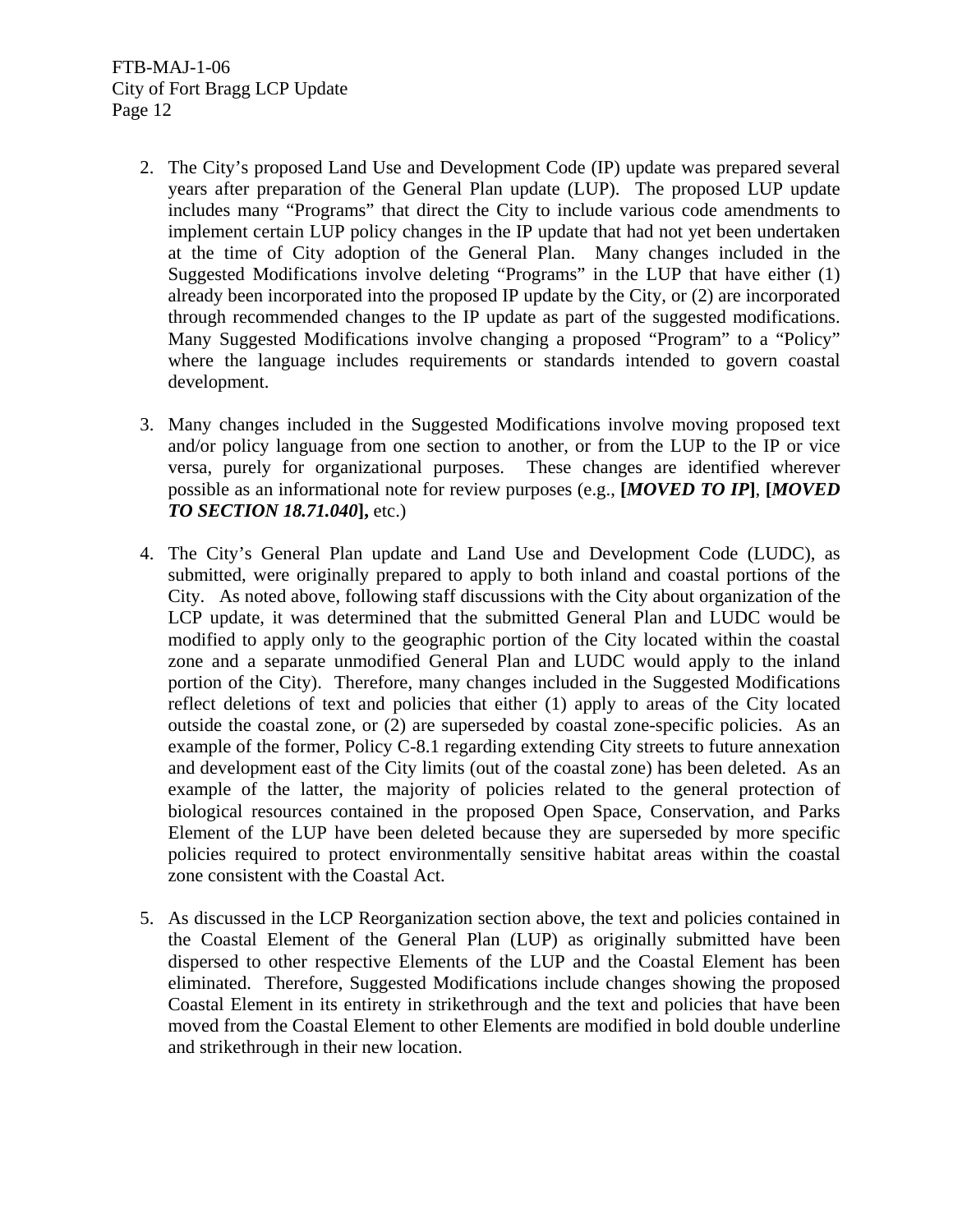2. The City's proposed Land Use and Development Code (IP) update was prepared several years after preparation of the General Plan update (LUP). The proposed LUP update includes many "Programs" that direct the City to include various code amendments to implement certain LUP policy changes in the IP update that had not yet been undertaken at the time of City adoption of the General Plan. Many changes included in the Suggested Modifications involve deleting "Programs" in the LUP that have either (1) already been incorporated into the proposed IP update by the City, or (2) are incorporated through recommended changes to the IP update as part of the suggested modifications. Many Suggested Modifications involve changing a proposed "Program" to a "Policy" where the language includes requirements or standards intended to govern coastal development.

3. Many changes included in the Suggested Modifications involve moving proposed text and/or policy language from one section to another, or from the LUP to the IP or vice versa, purely for organizational purposes. These changes are identified wherever possible as an informational note for review purposes (e.g., **[*MOVED TO IP*]**, **[*MOVED TO SECTION 18.71.040*],** etc.)

4. The City's General Plan update and Land Use and Development Code (LUDC), as submitted, were originally prepared to apply to both inland and coastal portions of the City. As noted above, following staff discussions with the City about organization of the LCP update, it was determined that the submitted General Plan and LUDC would be modified to apply only to the geographic portion of the City located within the coastal zone and a separate unmodified General Plan and LUDC would apply to the inland portion of the City). Therefore, many changes included in the Suggested Modifications reflect deletions of text and policies that either (1) apply to areas of the City located outside the coastal zone, or (2) are superseded by coastal zone-specific policies. As an example of the former, Policy C-8.1 regarding extending City streets to future annexation and development east of the City limits (out of the coastal zone) has been deleted. As an example of the latter, the majority of policies related to the general protection of biological resources contained in the proposed Open Space, Conservation, and Parks Element of the LUP have been deleted because they are superseded by more specific policies required to protect environmentally sensitive habitat areas within the coastal zone consistent with the Coastal Act.

5. As discussed in the LCP Reorganization section above, the text and policies contained in the Coastal Element of the General Plan (LUP) as originally submitted have been dispersed to other respective Elements of the LUP and the Coastal Element has been eliminated. Therefore, Suggested Modifications include changes showing the proposed Coastal Element in its entirety in strikethrough and the text and policies that have been moved from the Coastal Element to other Elements are modified in bold double underline and strikethrough in their new location.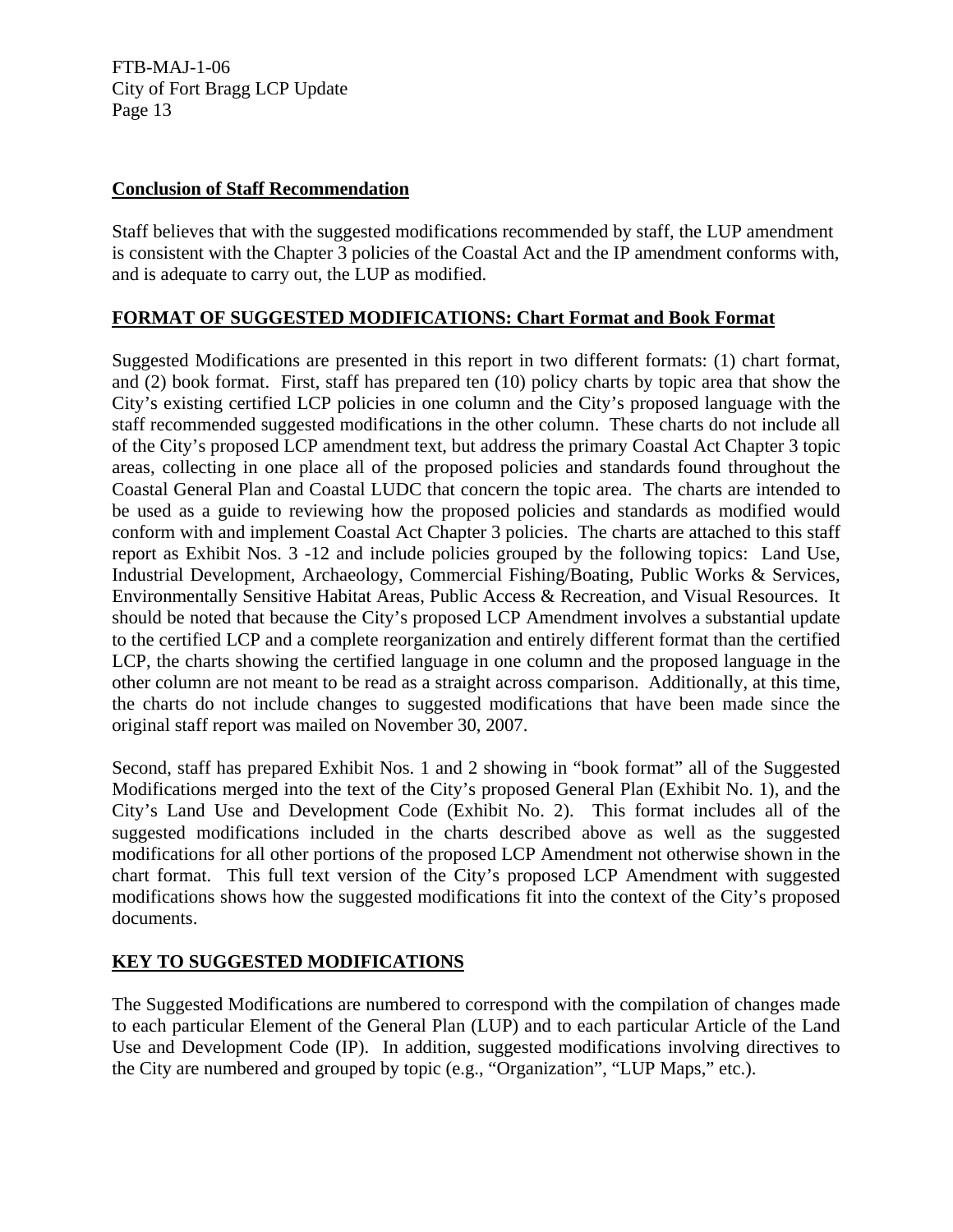## Conclusion of Staff Recommendation

Staff believes that with the suggested modifications recommended by staff, the LUP amendment is consistent with the Chapter 3 policies of the Coastal Act and the IP amendment conforms with, and is adequate to carry out, the LUP as modified.

## FORMAT OF SUGGESTED MODIFICATIONS: Chart Format and Book Format

Suggested Modifications are presented in this report in two different formats: (1) chart format, and (2) book format. First, staff has prepared ten (10) policy charts by topic area that show the City's existing certified LCP policies in one column and the City's proposed language with the staff recommended suggested modifications in the other column. These charts do not include all of the City's proposed LCP amendment text, but address the primary Coastal Act Chapter 3 topic areas, collecting in one place all of the proposed policies and standards found throughout the Coastal General Plan and Coastal LUDC that concern the topic area. The charts are intended to be used as a guide to reviewing how the proposed policies and standards as modified would conform with and implement Coastal Act Chapter 3 policies. The charts are attached to this staff report as Exhibit Nos. 3 -12 and include policies grouped by the following topics: Land Use, Industrial Development, Archaeology, Commercial Fishing/Boating, Public Works & Services, Environmentally Sensitive Habitat Areas, Public Access & Recreation, and Visual Resources. It should be noted that because the City's proposed LCP Amendment involves a substantial update to the certified LCP and a complete reorganization and entirely different format than the certified LCP, the charts showing the certified language in one column and the proposed language in the other column are not meant to be read as a straight across comparison. Additionally, at this time, the charts do not include changes to suggested modifications that have been made since the original staff report was mailed on November 30, 2007.

Second, staff has prepared Exhibit Nos. 1 and 2 showing in "book format" all of the Suggested Modifications merged into the text of the City's proposed General Plan (Exhibit No. 1), and the City's Land Use and Development Code (Exhibit No. 2). This format includes all of the suggested modifications included in the charts described above as well as the suggested modifications for all other portions of the proposed LCP Amendment not otherwise shown in the chart format. This full text version of the City's proposed LCP Amendment with suggested modifications shows how the suggested modifications fit into the context of the City's proposed documents.

## KEY TO SUGGESTED MODIFICATIONS

The Suggested Modifications are numbered to correspond with the compilation of changes made to each particular Element of the General Plan (LUP) and to each particular Article of the Land Use and Development Code (IP). In addition, suggested modifications involving directives to the City are numbered and grouped by topic (e.g., "Organization", "LUP Maps," etc.).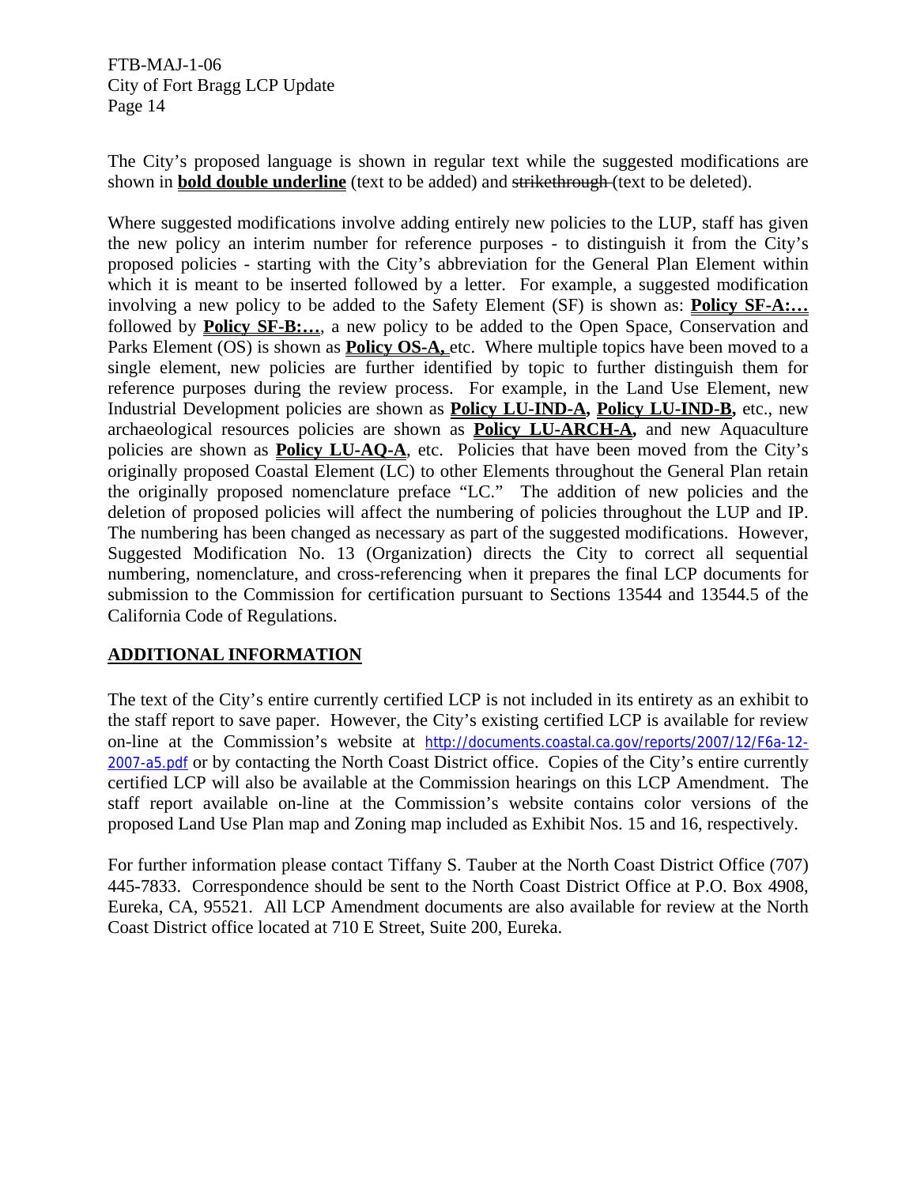The City's proposed language is shown in regular text while the suggested modifications are shown in **bold double underline** (text to be added) and ~~strikethrough~~ (text to be deleted).

Where suggested modifications involve adding entirely new policies to the LUP, staff has given the new policy an interim number for reference purposes - to distinguish it from the City's proposed policies - starting with the City's abbreviation for the General Plan Element within which it is meant to be inserted followed by a letter. For example, a suggested modification involving a new policy to be added to the Safety Element (SF) is shown as: **Policy SF-A:…** followed by **Policy SF-B:…**, a new policy to be added to the Open Space, Conservation and Parks Element (OS) is shown as **Policy OS-A,** etc. Where multiple topics have been moved to a single element, new policies are further identified by topic to further distinguish them for reference purposes during the review process. For example, in the Land Use Element, new Industrial Development policies are shown as **Policy LU-IND-A, Policy LU-IND-B,** etc., new archaeological resources policies are shown as **Policy LU-ARCH-A,** and new Aquaculture policies are shown as **Policy LU-AQ-A**, etc. Policies that have been moved from the City's originally proposed Coastal Element (LC) to other Elements throughout the General Plan retain the originally proposed nomenclature preface "LC." The addition of new policies and the deletion of proposed policies will affect the numbering of policies throughout the LUP and IP. The numbering has been changed as necessary as part of the suggested modifications. However, Suggested Modification No. 13 (Organization) directs the City to correct all sequential numbering, nomenclature, and cross-referencing when it prepares the final LCP documents for submission to the Commission for certification pursuant to Sections 13544 and 13544.5 of the California Code of Regulations.

## ADDITIONAL INFORMATION

The text of the City's entire currently certified LCP is not included in its entirety as an exhibit to the staff report to save paper. However, the City's existing certified LCP is available for review on-line at the Commission's website at http://documents.coastal.ca.gov/reports/2007/12/F6a-12-2007-a5.pdf or by contacting the North Coast District office. Copies of the City's entire currently certified LCP will also be available at the Commission hearings on this LCP Amendment. The staff report available on-line at the Commission's website contains color versions of the proposed Land Use Plan map and Zoning map included as Exhibit Nos. 15 and 16, respectively.

For further information please contact Tiffany S. Tauber at the North Coast District Office (707) 445-7833. Correspondence should be sent to the North Coast District Office at P.O. Box 4908, Eureka, CA, 95521. All LCP Amendment documents are also available for review at the North Coast District office located at 710 E Street, Suite 200, Eureka.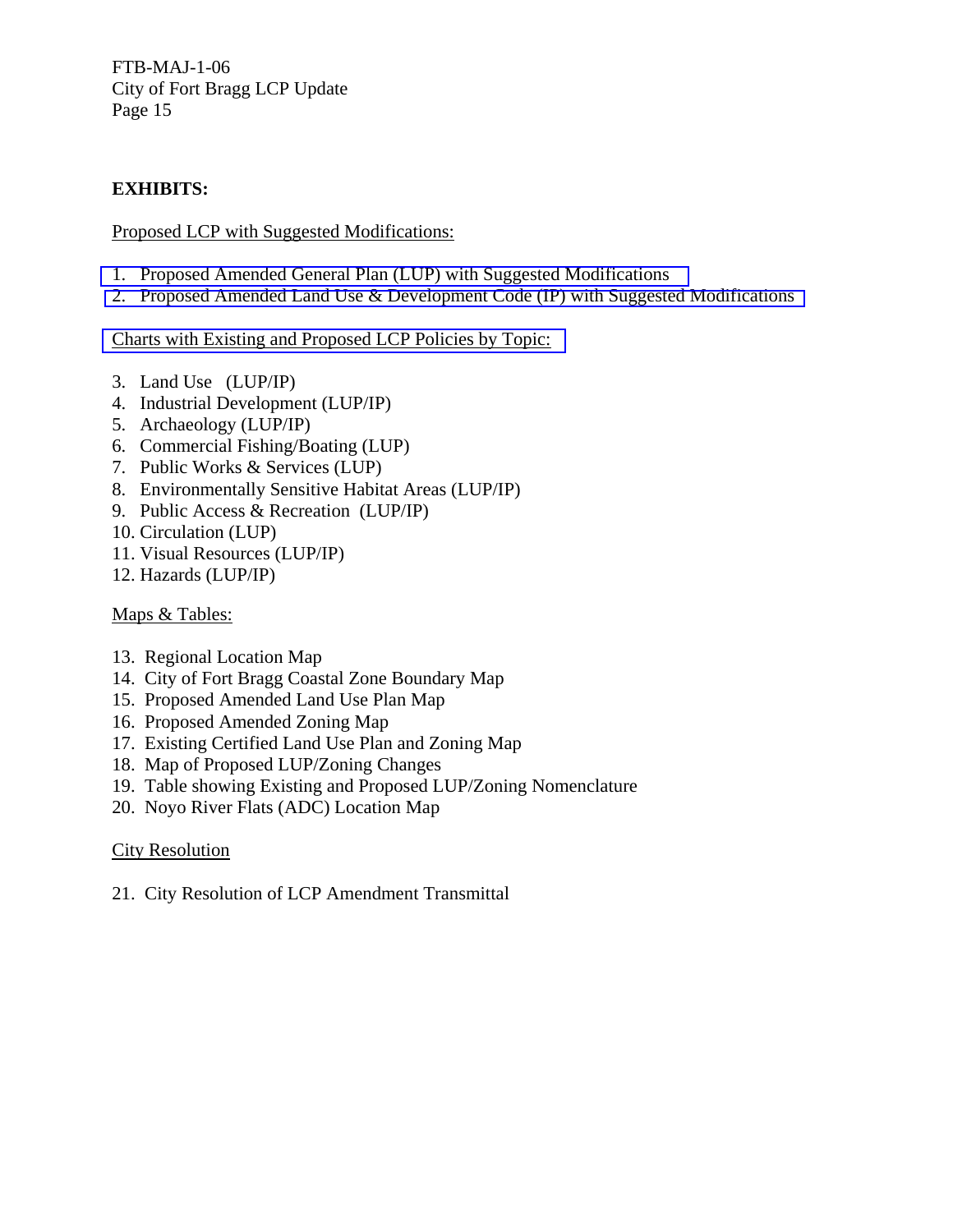**EXHIBITS:**

Proposed LCP with Suggested Modifications:

1. Proposed Amended General Plan (LUP) with Suggested Modifications
2. Proposed Amended Land Use & Development Code (IP) with Suggested Modifications

Charts with Existing and Proposed LCP Policies by Topic:

3. Land Use (LUP/IP)
4. Industrial Development (LUP/IP)
5. Archaeology (LUP/IP)
6. Commercial Fishing/Boating (LUP)
7. Public Works & Services (LUP)
8. Environmentally Sensitive Habitat Areas (LUP/IP)
9. Public Access & Recreation (LUP/IP)
10. Circulation (LUP)
11. Visual Resources (LUP/IP)
12. Hazards (LUP/IP)

Maps & Tables:

13. Regional Location Map
14. City of Fort Bragg Coastal Zone Boundary Map
15. Proposed Amended Land Use Plan Map
16. Proposed Amended Zoning Map
17. Existing Certified Land Use Plan and Zoning Map
18. Map of Proposed LUP/Zoning Changes
19. Table showing Existing and Proposed LUP/Zoning Nomenclature
20. Noyo River Flats (ADC) Location Map

City Resolution

21. City Resolution of LCP Amendment Transmittal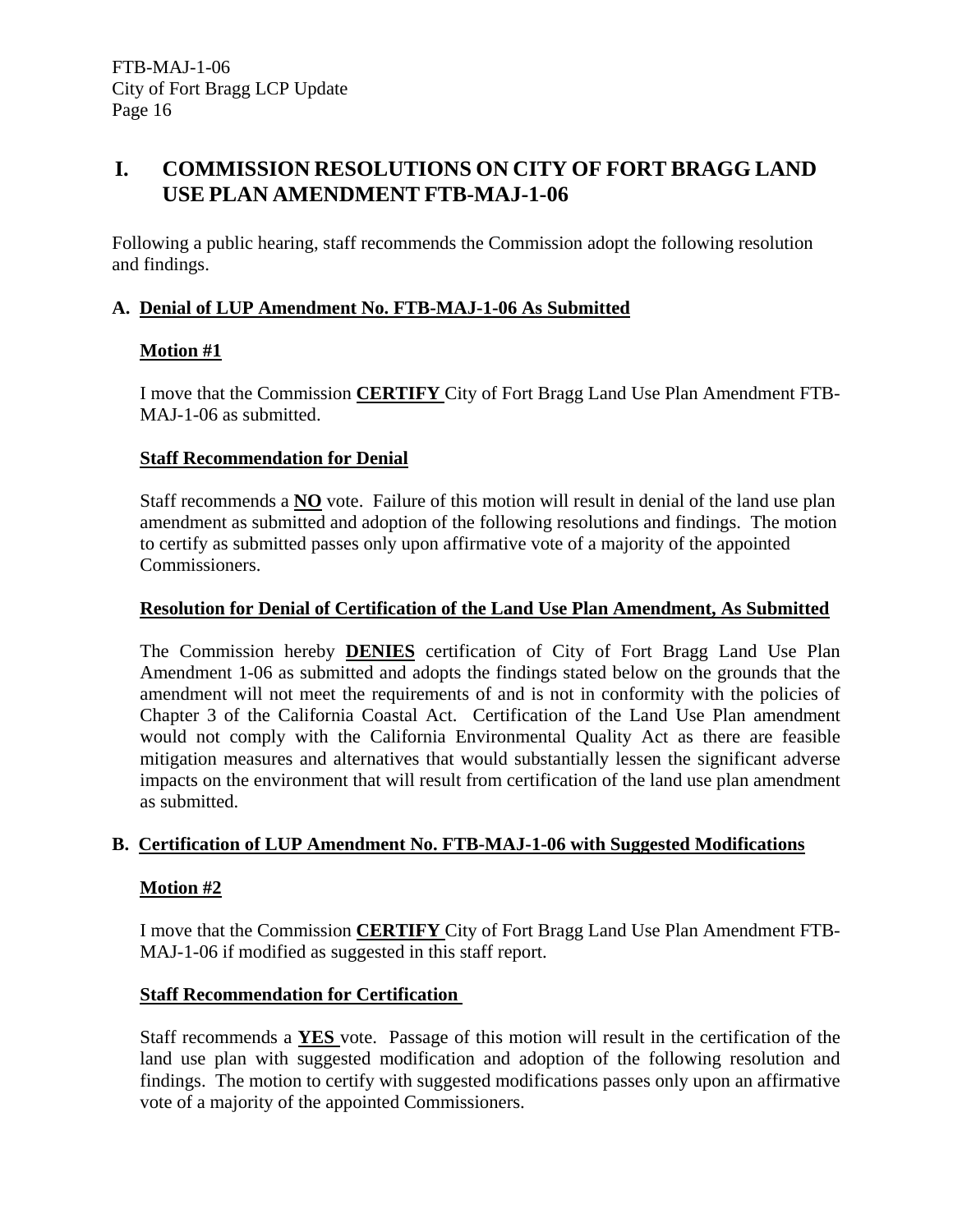# I. COMMISSION RESOLUTIONS ON CITY OF FORT BRAGG LAND USE PLAN AMENDMENT FTB-MAJ-1-06

Following a public hearing, staff recommends the Commission adopt the following resolution and findings.

## A. Denial of LUP Amendment No. FTB-MAJ-1-06 As Submitted

### Motion #1

I move that the Commission **CERTIFY** City of Fort Bragg Land Use Plan Amendment FTB-MAJ-1-06 as submitted.

### Staff Recommendation for Denial

Staff recommends a **NO** vote. Failure of this motion will result in denial of the land use plan amendment as submitted and adoption of the following resolutions and findings. The motion to certify as submitted passes only upon affirmative vote of a majority of the appointed Commissioners.

### Resolution for Denial of Certification of the Land Use Plan Amendment, As Submitted

The Commission hereby **DENIES** certification of City of Fort Bragg Land Use Plan Amendment 1-06 as submitted and adopts the findings stated below on the grounds that the amendment will not meet the requirements of and is not in conformity with the policies of Chapter 3 of the California Coastal Act. Certification of the Land Use Plan amendment would not comply with the California Environmental Quality Act as there are feasible mitigation measures and alternatives that would substantially lessen the significant adverse impacts on the environment that will result from certification of the land use plan amendment as submitted.

## B. Certification of LUP Amendment No. FTB-MAJ-1-06 with Suggested Modifications

### Motion #2

I move that the Commission **CERTIFY** City of Fort Bragg Land Use Plan Amendment FTB-MAJ-1-06 if modified as suggested in this staff report.

### Staff Recommendation for Certification

Staff recommends a **YES** vote. Passage of this motion will result in the certification of the land use plan with suggested modification and adoption of the following resolution and findings. The motion to certify with suggested modifications passes only upon an affirmative vote of a majority of the appointed Commissioners.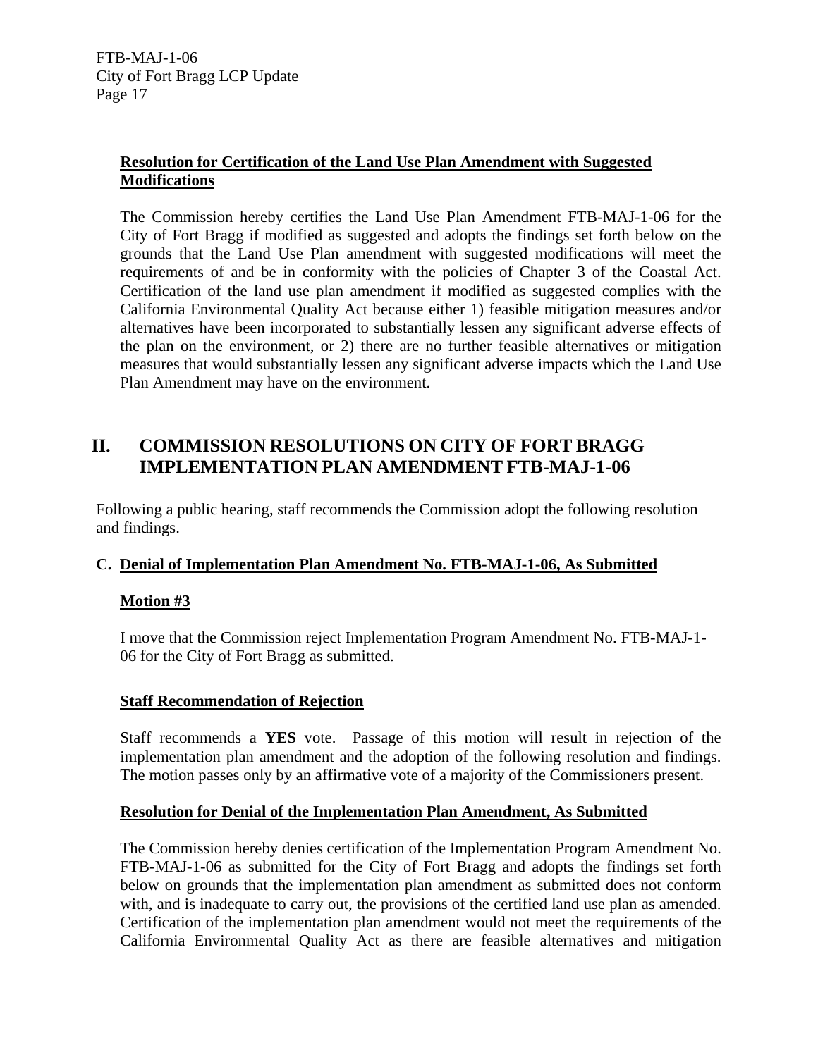**Resolution for Certification of the Land Use Plan Amendment with Suggested Modifications**

The Commission hereby certifies the Land Use Plan Amendment FTB-MAJ-1-06 for the City of Fort Bragg if modified as suggested and adopts the findings set forth below on the grounds that the Land Use Plan amendment with suggested modifications will meet the requirements of and be in conformity with the policies of Chapter 3 of the Coastal Act. Certification of the land use plan amendment if modified as suggested complies with the California Environmental Quality Act because either 1) feasible mitigation measures and/or alternatives have been incorporated to substantially lessen any significant adverse effects of the plan on the environment, or 2) there are no further feasible alternatives or mitigation measures that would substantially lessen any significant adverse impacts which the Land Use Plan Amendment may have on the environment.

## II. COMMISSION RESOLUTIONS ON CITY OF FORT BRAGG IMPLEMENTATION PLAN AMENDMENT FTB-MAJ-1-06

Following a public hearing, staff recommends the Commission adopt the following resolution and findings.

### C. Denial of Implementation Plan Amendment No. FTB-MAJ-1-06, As Submitted

**Motion #3**

I move that the Commission reject Implementation Program Amendment No. FTB-MAJ-1-06 for the City of Fort Bragg as submitted.

**Staff Recommendation of Rejection**

Staff recommends a **YES** vote. Passage of this motion will result in rejection of the implementation plan amendment and the adoption of the following resolution and findings. The motion passes only by an affirmative vote of a majority of the Commissioners present.

**Resolution for Denial of the Implementation Plan Amendment, As Submitted**

The Commission hereby denies certification of the Implementation Program Amendment No. FTB-MAJ-1-06 as submitted for the City of Fort Bragg and adopts the findings set forth below on grounds that the implementation plan amendment as submitted does not conform with, and is inadequate to carry out, the provisions of the certified land use plan as amended. Certification of the implementation plan amendment would not meet the requirements of the California Environmental Quality Act as there are feasible alternatives and mitigation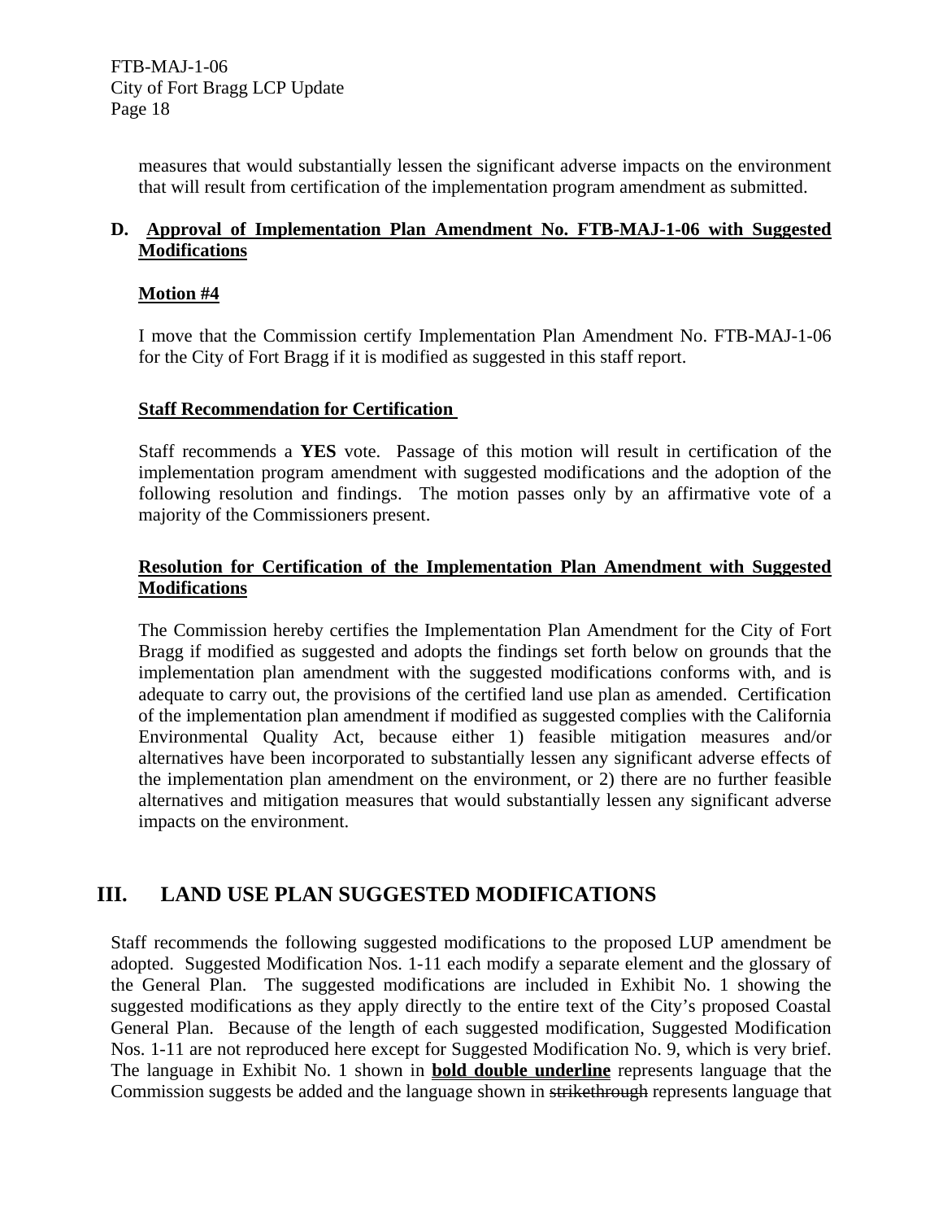measures that would substantially lessen the significant adverse impacts on the environment that will result from certification of the implementation program amendment as submitted.

### D. Approval of Implementation Plan Amendment No. FTB-MAJ-1-06 with Suggested Modifications

**Motion #4**

I move that the Commission certify Implementation Plan Amendment No. FTB-MAJ-1-06 for the City of Fort Bragg if it is modified as suggested in this staff report.

**Staff Recommendation for Certification**

Staff recommends a **YES** vote. Passage of this motion will result in certification of the implementation program amendment with suggested modifications and the adoption of the following resolution and findings. The motion passes only by an affirmative vote of a majority of the Commissioners present.

**Resolution for Certification of the Implementation Plan Amendment with Suggested Modifications**

The Commission hereby certifies the Implementation Plan Amendment for the City of Fort Bragg if modified as suggested and adopts the findings set forth below on grounds that the implementation plan amendment with the suggested modifications conforms with, and is adequate to carry out, the provisions of the certified land use plan as amended. Certification of the implementation plan amendment if modified as suggested complies with the California Environmental Quality Act, because either 1) feasible mitigation measures and/or alternatives have been incorporated to substantially lessen any significant adverse effects of the implementation plan amendment on the environment, or 2) there are no further feasible alternatives and mitigation measures that would substantially lessen any significant adverse impacts on the environment.

## III. LAND USE PLAN SUGGESTED MODIFICATIONS

Staff recommends the following suggested modifications to the proposed LUP amendment be adopted. Suggested Modification Nos. 1-11 each modify a separate element and the glossary of the General Plan. The suggested modifications are included in Exhibit No. 1 showing the suggested modifications as they apply directly to the entire text of the City's proposed Coastal General Plan. Because of the length of each suggested modification, Suggested Modification Nos. 1-11 are not reproduced here except for Suggested Modification No. 9, which is very brief. The language in Exhibit No. 1 shown in **<u>bold double underline</u>** represents language that the Commission suggests be added and the language shown in ~~strikethrough~~ represents language that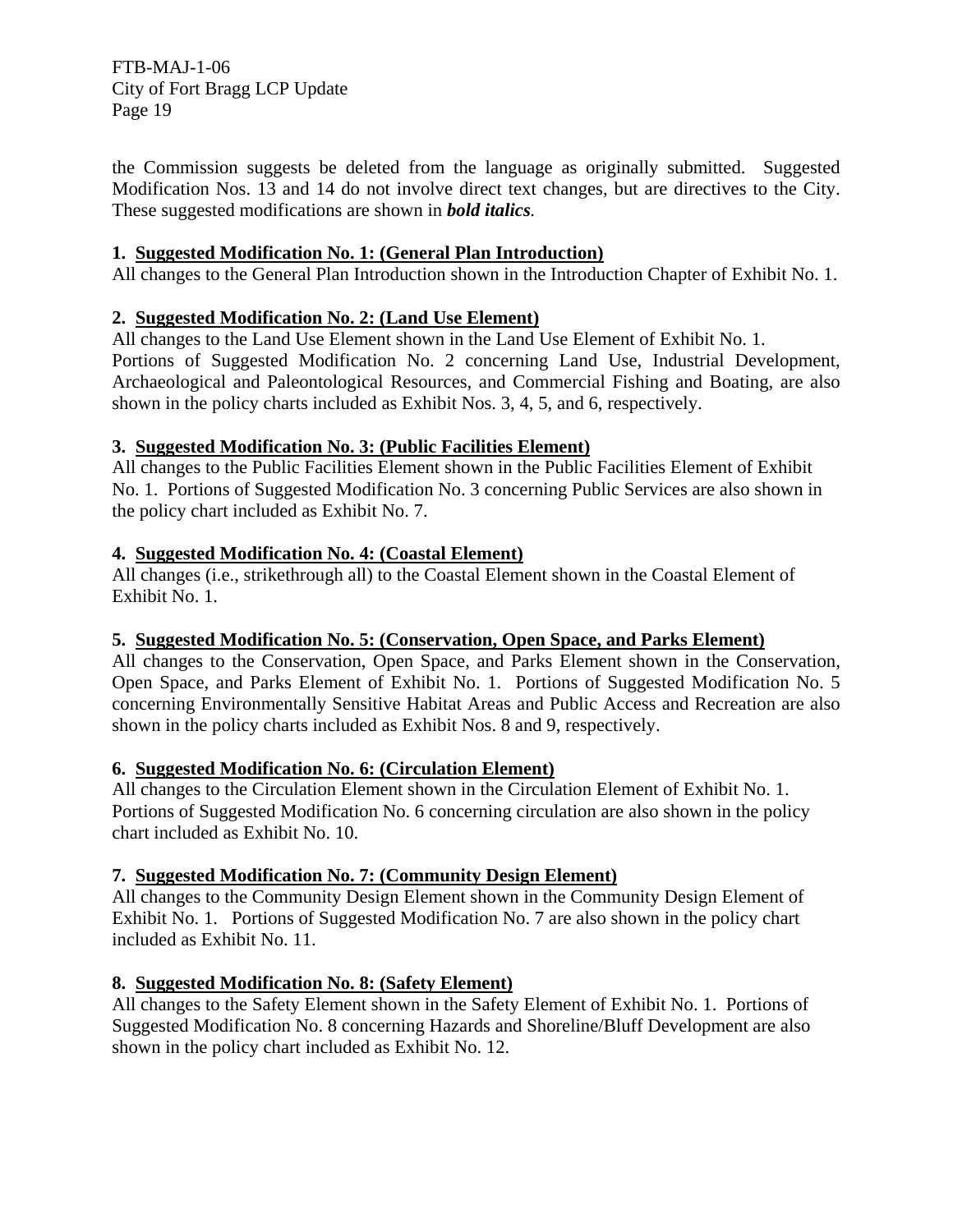the Commission suggests be deleted from the language as originally submitted. Suggested Modification Nos. 13 and 14 do not involve direct text changes, but are directives to the City. These suggested modifications are shown in ***bold italics***.

**1. <u>Suggested Modification No. 1: (General Plan Introduction)</u>**
All changes to the General Plan Introduction shown in the Introduction Chapter of Exhibit No. 1.

**2. <u>Suggested Modification No. 2: (Land Use Element)</u>**
All changes to the Land Use Element shown in the Land Use Element of Exhibit No. 1. Portions of Suggested Modification No. 2 concerning Land Use, Industrial Development, Archaeological and Paleontological Resources, and Commercial Fishing and Boating, are also shown in the policy charts included as Exhibit Nos. 3, 4, 5, and 6, respectively.

**3. <u>Suggested Modification No. 3: (Public Facilities Element)</u>**
All changes to the Public Facilities Element shown in the Public Facilities Element of Exhibit No. 1. Portions of Suggested Modification No. 3 concerning Public Services are also shown in the policy chart included as Exhibit No. 7.

**4. <u>Suggested Modification No. 4: (Coastal Element)</u>**
All changes (i.e., strikethrough all) to the Coastal Element shown in the Coastal Element of Exhibit No. 1.

**5. <u>Suggested Modification No. 5: (Conservation, Open Space, and Parks Element)</u>**
All changes to the Conservation, Open Space, and Parks Element shown in the Conservation, Open Space, and Parks Element of Exhibit No. 1. Portions of Suggested Modification No. 5 concerning Environmentally Sensitive Habitat Areas and Public Access and Recreation are also shown in the policy charts included as Exhibit Nos. 8 and 9, respectively.

**6. <u>Suggested Modification No. 6: (Circulation Element)</u>**
All changes to the Circulation Element shown in the Circulation Element of Exhibit No. 1. Portions of Suggested Modification No. 6 concerning circulation are also shown in the policy chart included as Exhibit No. 10.

**7. <u>Suggested Modification No. 7: (Community Design Element)</u>**
All changes to the Community Design Element shown in the Community Design Element of Exhibit No. 1. Portions of Suggested Modification No. 7 are also shown in the policy chart included as Exhibit No. 11.

**8. <u>Suggested Modification No. 8: (Safety Element)</u>**
All changes to the Safety Element shown in the Safety Element of Exhibit No. 1. Portions of Suggested Modification No. 8 concerning Hazards and Shoreline/Bluff Development are also shown in the policy chart included as Exhibit No. 12.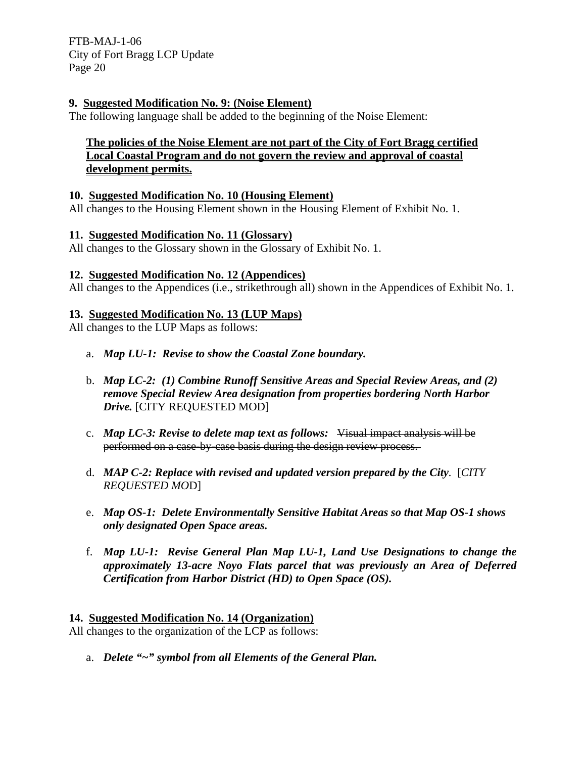**9. <u>Suggested Modification No. 9: (Noise Element)</u>**

The following language shall be added to the beginning of the Noise Element:

> **<u>The policies of the Noise Element are not part of the City of Fort Bragg certified Local Coastal Program and do not govern the review and approval of coastal development permits.</u>**

**10. <u>Suggested Modification No. 10 (Housing Element)</u>**

All changes to the Housing Element shown in the Housing Element of Exhibit No. 1.

**11. <u>Suggested Modification No. 11 (Glossary)</u>**

All changes to the Glossary shown in the Glossary of Exhibit No. 1.

**12. <u>Suggested Modification No. 12 (Appendices)</u>**

All changes to the Appendices (i.e., strikethrough all) shown in the Appendices of Exhibit No. 1.

**13. <u>Suggested Modification No. 13 (LUP Maps)</u>**

All changes to the LUP Maps as follows:

a. ***Map LU-1: Revise to show the Coastal Zone boundary.***

b. ***Map LC-2: (1) Combine Runoff Sensitive Areas and Special Review Areas, and (2) remove Special Review Area designation from properties bordering North Harbor Drive.*** [CITY REQUESTED MOD]

c. ***Map LC-3: Revise to delete map text as follows:*** ~~Visual impact analysis will be performed on a case-by-case basis during the design review process.~~

d. ***MAP C-2: Replace with revised and updated version prepared by the City***. [*CITY REQUESTED MO*D]

e. ***Map OS-1: Delete Environmentally Sensitive Habitat Areas so that Map OS-1 shows only designated Open Space areas.***

f. ***Map LU-1: Revise General Plan Map LU-1, Land Use Designations to change the approximately 13-acre Noyo Flats parcel that was previously an Area of Deferred Certification from Harbor District (HD) to Open Space (OS).***

**14. <u>Suggested Modification No. 14 (Organization)</u>**

All changes to the organization of the LCP as follows:

a. ***Delete "~" symbol from all Elements of the General Plan.***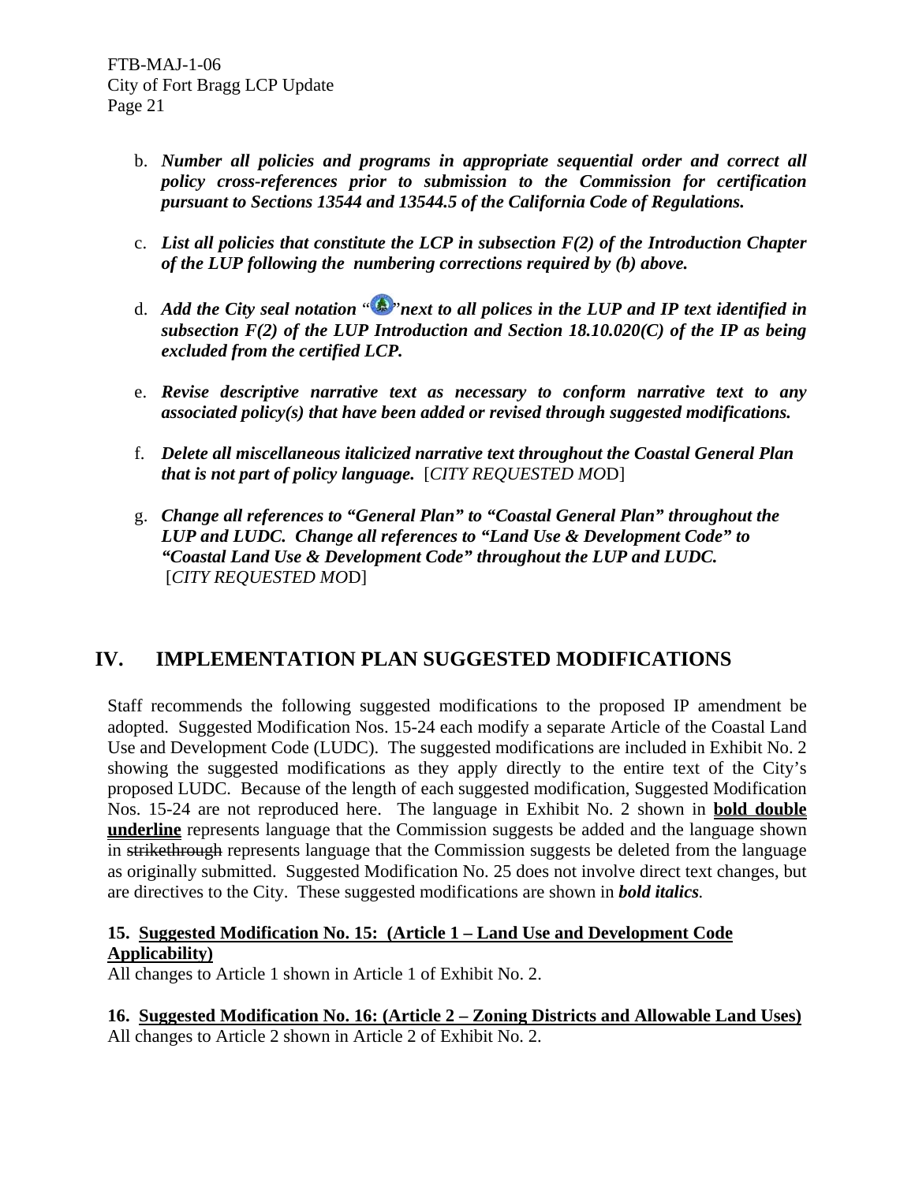b. ***Number all policies and programs in appropriate sequential order and correct all policy cross-references prior to submission to the Commission for certification pursuant to Sections 13544 and 13544.5 of the California Code of Regulations.***

c. ***List all policies that constitute the LCP in subsection F(2) of the Introduction Chapter of the LUP following the numbering corrections required by (b) above.***

d. ***Add the City seal notation "" next to all polices in the LUP and IP text identified in subsection F(2) of the LUP Introduction and Section 18.10.020(C) of the IP as being excluded from the certified LCP.***

e. ***Revise descriptive narrative text as necessary to conform narrative text to any associated policy(s) that have been added or revised through suggested modifications.***

f. ***Delete all miscellaneous italicized narrative text throughout the Coastal General Plan that is not part of policy language.*** [*CITY REQUESTED MO*D]

g. ***Change all references to "General Plan" to "Coastal General Plan" throughout the LUP and LUDC. Change all references to "Land Use & Development Code" to "Coastal Land Use & Development Code" throughout the LUP and LUDC.*** [*CITY REQUESTED MO*D]

## IV. IMPLEMENTATION PLAN SUGGESTED MODIFICATIONS

Staff recommends the following suggested modifications to the proposed IP amendment be adopted. Suggested Modification Nos. 15-24 each modify a separate Article of the Coastal Land Use and Development Code (LUDC). The suggested modifications are included in Exhibit No. 2 showing the suggested modifications as they apply directly to the entire text of the City's proposed LUDC. Because of the length of each suggested modification, Suggested Modification Nos. 15-24 are not reproduced here. The language in Exhibit No. 2 shown in **<u>bold double underline</u>** represents language that the Commission suggests be added and the language shown in ~~strikethrough~~ represents language that the Commission suggests be deleted from the language as originally submitted. Suggested Modification No. 25 does not involve direct text changes, but are directives to the City. These suggested modifications are shown in ***bold italics***.

**15. <u>Suggested Modification No. 15: (Article 1 – Land Use and Development Code Applicability)</u>**
All changes to Article 1 shown in Article 1 of Exhibit No. 2.

**16. <u>Suggested Modification No. 16: (Article 2 – Zoning Districts and Allowable Land Uses)</u>**
All changes to Article 2 shown in Article 2 of Exhibit No. 2.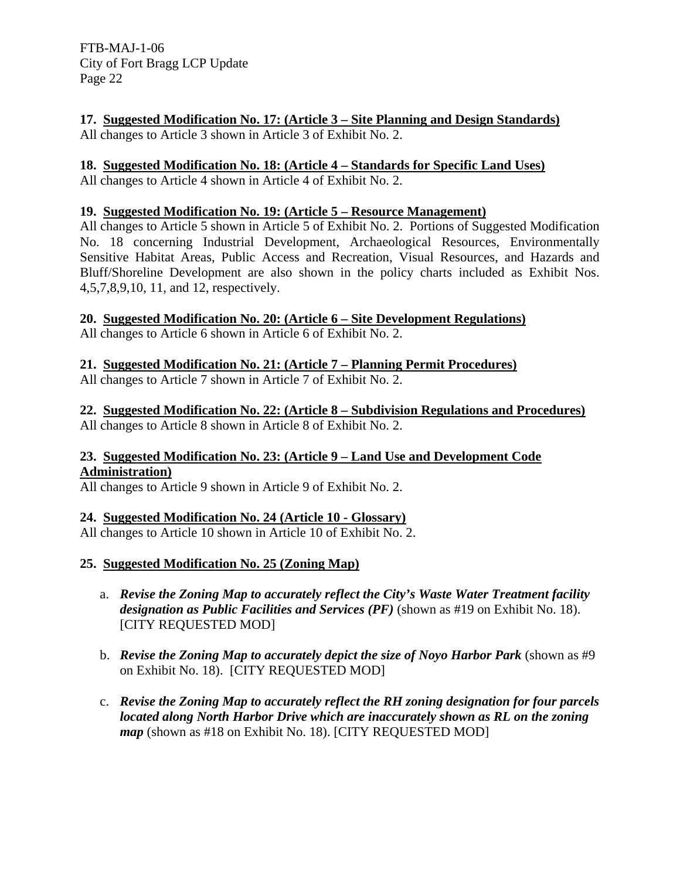**17. <u>Suggested Modification No. 17: (Article 3 – Site Planning and Design Standards)</u>**
All changes to Article 3 shown in Article 3 of Exhibit No. 2.

**18. <u>Suggested Modification No. 18: (Article 4 – Standards for Specific Land Uses)</u>**
All changes to Article 4 shown in Article 4 of Exhibit No. 2.

**19. <u>Suggested Modification No. 19: (Article 5 – Resource Management)</u>**
All changes to Article 5 shown in Article 5 of Exhibit No. 2. Portions of Suggested Modification No. 18 concerning Industrial Development, Archaeological Resources, Environmentally Sensitive Habitat Areas, Public Access and Recreation, Visual Resources, and Hazards and Bluff/Shoreline Development are also shown in the policy charts included as Exhibit Nos. 4,5,7,8,9,10, 11, and 12, respectively.

**20. <u>Suggested Modification No. 20: (Article 6 – Site Development Regulations)</u>**
All changes to Article 6 shown in Article 6 of Exhibit No. 2.

**21. <u>Suggested Modification No. 21: (Article 7 – Planning Permit Procedures)</u>**
All changes to Article 7 shown in Article 7 of Exhibit No. 2.

**22. <u>Suggested Modification No. 22: (Article 8 – Subdivision Regulations and Procedures)</u>**
All changes to Article 8 shown in Article 8 of Exhibit No. 2.

**23. <u>Suggested Modification No. 23: (Article 9 – Land Use and Development Code Administration)</u>**
All changes to Article 9 shown in Article 9 of Exhibit No. 2.

**24. <u>Suggested Modification No. 24 (Article 10 - Glossary)</u>**
All changes to Article 10 shown in Article 10 of Exhibit No. 2.

**25. <u>Suggested Modification No. 25 (Zoning Map)</u>**

a. ***Revise the Zoning Map to accurately reflect the City's Waste Water Treatment facility designation as Public Facilities and Services (PF)*** (shown as #19 on Exhibit No. 18). [CITY REQUESTED MOD]

b. ***Revise the Zoning Map to accurately depict the size of Noyo Harbor Park*** (shown as #9 on Exhibit No. 18). [CITY REQUESTED MOD]

c. ***Revise the Zoning Map to accurately reflect the RH zoning designation for four parcels located along North Harbor Drive which are inaccurately shown as RL on the zoning map*** (shown as #18 on Exhibit No. 18). [CITY REQUESTED MOD]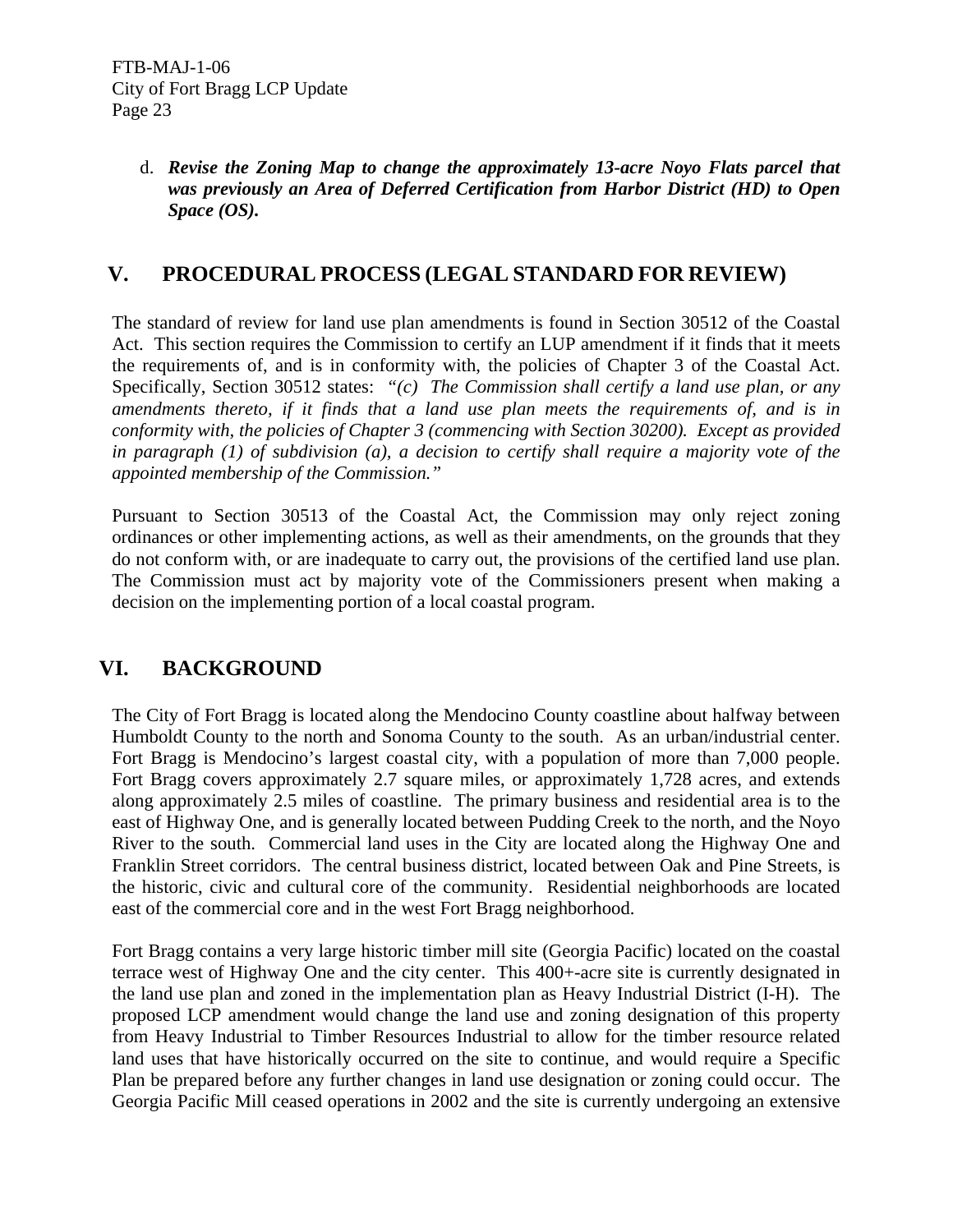d. ***Revise the Zoning Map to change the approximately 13-acre Noyo Flats parcel that was previously an Area of Deferred Certification from Harbor District (HD) to Open Space (OS).***

## V. PROCEDURAL PROCESS (LEGAL STANDARD FOR REVIEW)

The standard of review for land use plan amendments is found in Section 30512 of the Coastal Act. This section requires the Commission to certify an LUP amendment if it finds that it meets the requirements of, and is in conformity with, the policies of Chapter 3 of the Coastal Act. Specifically, Section 30512 states: *"(c) The Commission shall certify a land use plan, or any amendments thereto, if it finds that a land use plan meets the requirements of, and is in conformity with, the policies of Chapter 3 (commencing with Section 30200). Except as provided in paragraph (1) of subdivision (a), a decision to certify shall require a majority vote of the appointed membership of the Commission."*

Pursuant to Section 30513 of the Coastal Act, the Commission may only reject zoning ordinances or other implementing actions, as well as their amendments, on the grounds that they do not conform with, or are inadequate to carry out, the provisions of the certified land use plan. The Commission must act by majority vote of the Commissioners present when making a decision on the implementing portion of a local coastal program.

## VI. BACKGROUND

The City of Fort Bragg is located along the Mendocino County coastline about halfway between Humboldt County to the north and Sonoma County to the south. As an urban/industrial center. Fort Bragg is Mendocino's largest coastal city, with a population of more than 7,000 people. Fort Bragg covers approximately 2.7 square miles, or approximately 1,728 acres, and extends along approximately 2.5 miles of coastline. The primary business and residential area is to the east of Highway One, and is generally located between Pudding Creek to the north, and the Noyo River to the south. Commercial land uses in the City are located along the Highway One and Franklin Street corridors. The central business district, located between Oak and Pine Streets, is the historic, civic and cultural core of the community. Residential neighborhoods are located east of the commercial core and in the west Fort Bragg neighborhood.

Fort Bragg contains a very large historic timber mill site (Georgia Pacific) located on the coastal terrace west of Highway One and the city center. This 400+-acre site is currently designated in the land use plan and zoned in the implementation plan as Heavy Industrial District (I-H). The proposed LCP amendment would change the land use and zoning designation of this property from Heavy Industrial to Timber Resources Industrial to allow for the timber resource related land uses that have historically occurred on the site to continue, and would require a Specific Plan be prepared before any further changes in land use designation or zoning could occur. The Georgia Pacific Mill ceased operations in 2002 and the site is currently undergoing an extensive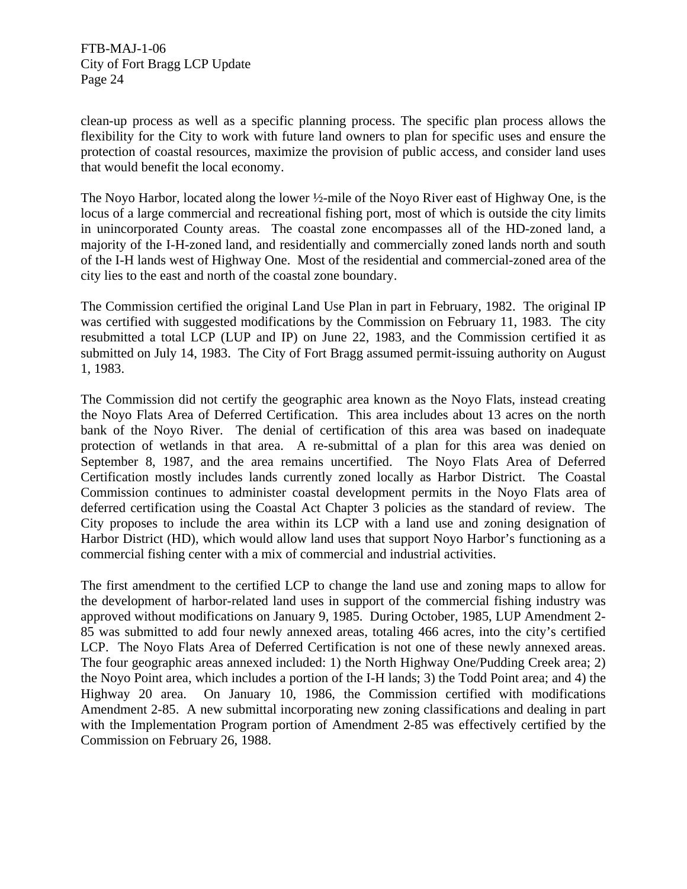clean-up process as well as a specific planning process. The specific plan process allows the flexibility for the City to work with future land owners to plan for specific uses and ensure the protection of coastal resources, maximize the provision of public access, and consider land uses that would benefit the local economy.

The Noyo Harbor, located along the lower ½-mile of the Noyo River east of Highway One, is the locus of a large commercial and recreational fishing port, most of which is outside the city limits in unincorporated County areas. The coastal zone encompasses all of the HD-zoned land, a majority of the I-H-zoned land, and residentially and commercially zoned lands north and south of the I-H lands west of Highway One. Most of the residential and commercial-zoned area of the city lies to the east and north of the coastal zone boundary.

The Commission certified the original Land Use Plan in part in February, 1982. The original IP was certified with suggested modifications by the Commission on February 11, 1983. The city resubmitted a total LCP (LUP and IP) on June 22, 1983, and the Commission certified it as submitted on July 14, 1983. The City of Fort Bragg assumed permit-issuing authority on August 1, 1983.

The Commission did not certify the geographic area known as the Noyo Flats, instead creating the Noyo Flats Area of Deferred Certification. This area includes about 13 acres on the north bank of the Noyo River. The denial of certification of this area was based on inadequate protection of wetlands in that area. A re-submittal of a plan for this area was denied on September 8, 1987, and the area remains uncertified. The Noyo Flats Area of Deferred Certification mostly includes lands currently zoned locally as Harbor District. The Coastal Commission continues to administer coastal development permits in the Noyo Flats area of deferred certification using the Coastal Act Chapter 3 policies as the standard of review. The City proposes to include the area within its LCP with a land use and zoning designation of Harbor District (HD), which would allow land uses that support Noyo Harbor's functioning as a commercial fishing center with a mix of commercial and industrial activities.

The first amendment to the certified LCP to change the land use and zoning maps to allow for the development of harbor-related land uses in support of the commercial fishing industry was approved without modifications on January 9, 1985. During October, 1985, LUP Amendment 2-85 was submitted to add four newly annexed areas, totaling 466 acres, into the city's certified LCP. The Noyo Flats Area of Deferred Certification is not one of these newly annexed areas. The four geographic areas annexed included: 1) the North Highway One/Pudding Creek area; 2) the Noyo Point area, which includes a portion of the I-H lands; 3) the Todd Point area; and 4) the Highway 20 area. On January 10, 1986, the Commission certified with modifications Amendment 2-85. A new submittal incorporating new zoning classifications and dealing in part with the Implementation Program portion of Amendment 2-85 was effectively certified by the Commission on February 26, 1988.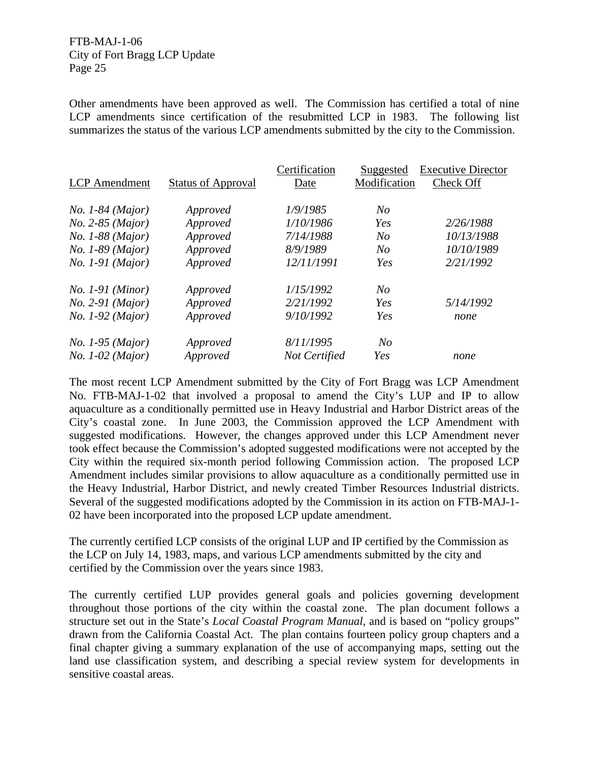Other amendments have been approved as well. The Commission has certified a total of nine LCP amendments since certification of the resubmitted LCP in 1983. The following list summarizes the status of the various LCP amendments submitted by the city to the Commission.

| LCP Amendment | Status of Approval | Certification Date | Suggested Modification | Executive Director Check Off |
|---|---|---|---|---|
| *No. 1-84 (Major)* | *Approved* | *1/9/1985* | *No* | |
| *No. 2-85 (Major)* | *Approved* | *1/10/1986* | *Yes* | *2/26/1988* |
| *No. 1-88 (Major)* | *Approved* | *7/14/1988* | *No* | *10/13/1988* |
| *No. 1-89 (Major)* | *Approved* | *8/9/1989* | *No* | *10/10/1989* |
| *No. 1-91 (Major)* | *Approved* | *12/11/1991* | *Yes* | *2/21/1992* |
| *No. 1-91 (Minor)* | *Approved* | *1/15/1992* | *No* | |
| *No. 2-91 (Major)* | *Approved* | *2/21/1992* | *Yes* | *5/14/1992* |
| *No. 1-92 (Major)* | *Approved* | *9/10/1992* | *Yes* | *none* |
| *No. 1-95 (Major)* | *Approved* | *8/11/1995* | *No* | |
| *No. 1-02 (Major)* | *Approved* | *Not Certified* | *Yes* | *none* |

The most recent LCP Amendment submitted by the City of Fort Bragg was LCP Amendment No. FTB-MAJ-1-02 that involved a proposal to amend the City's LUP and IP to allow aquaculture as a conditionally permitted use in Heavy Industrial and Harbor District areas of the City's coastal zone. In June 2003, the Commission approved the LCP Amendment with suggested modifications. However, the changes approved under this LCP Amendment never took effect because the Commission's adopted suggested modifications were not accepted by the City within the required six-month period following Commission action. The proposed LCP Amendment includes similar provisions to allow aquaculture as a conditionally permitted use in the Heavy Industrial, Harbor District, and newly created Timber Resources Industrial districts. Several of the suggested modifications adopted by the Commission in its action on FTB-MAJ-1-02 have been incorporated into the proposed LCP update amendment.

The currently certified LCP consists of the original LUP and IP certified by the Commission as the LCP on July 14, 1983, maps, and various LCP amendments submitted by the city and certified by the Commission over the years since 1983.

The currently certified LUP provides general goals and policies governing development throughout those portions of the city within the coastal zone. The plan document follows a structure set out in the State's *Local Coastal Program Manual*, and is based on "policy groups" drawn from the California Coastal Act. The plan contains fourteen policy group chapters and a final chapter giving a summary explanation of the use of accompanying maps, setting out the land use classification system, and describing a special review system for developments in sensitive coastal areas.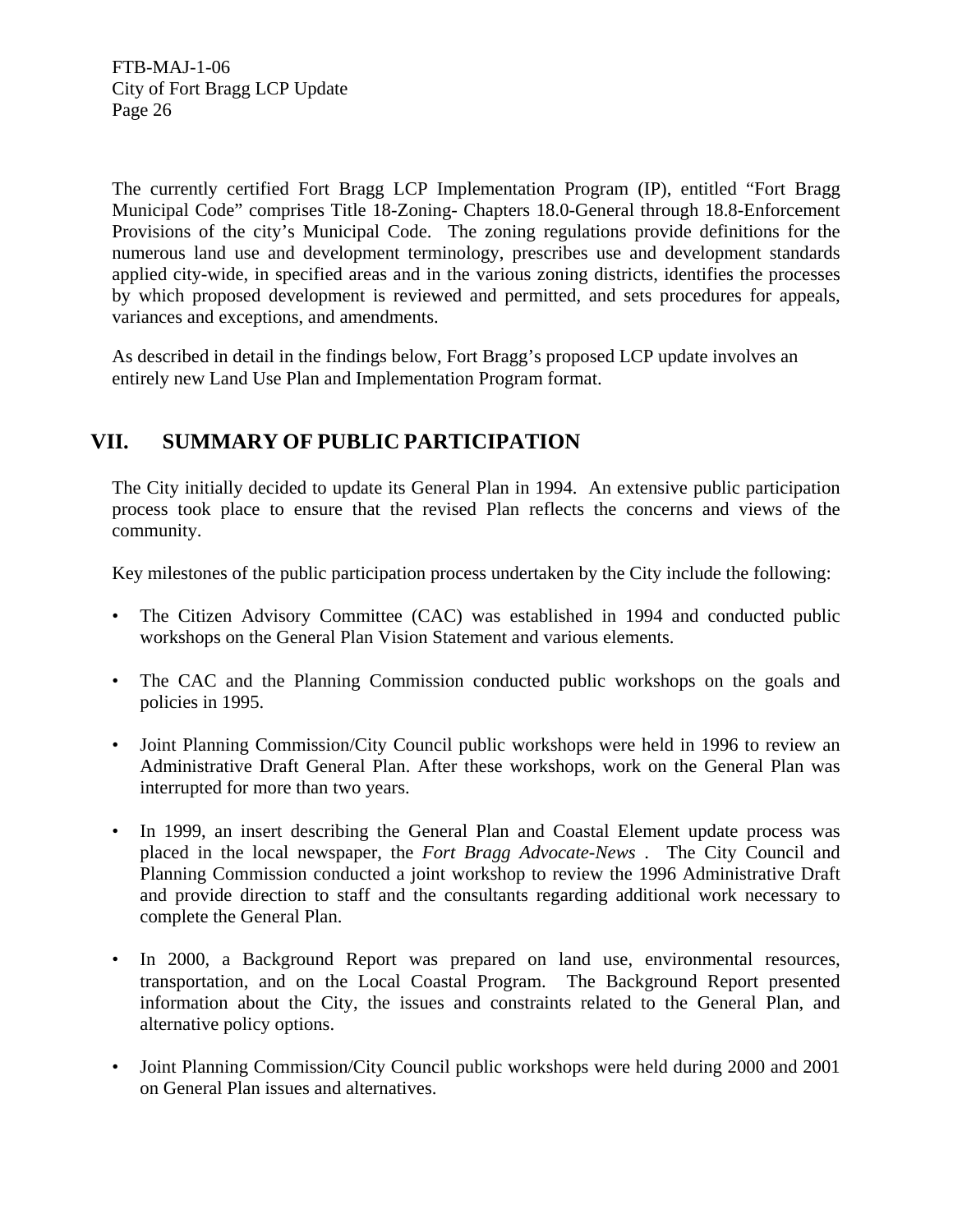The currently certified Fort Bragg LCP Implementation Program (IP), entitled "Fort Bragg Municipal Code" comprises Title 18-Zoning- Chapters 18.0-General through 18.8-Enforcement Provisions of the city's Municipal Code. The zoning regulations provide definitions for the numerous land use and development terminology, prescribes use and development standards applied city-wide, in specified areas and in the various zoning districts, identifies the processes by which proposed development is reviewed and permitted, and sets procedures for appeals, variances and exceptions, and amendments.

As described in detail in the findings below, Fort Bragg's proposed LCP update involves an entirely new Land Use Plan and Implementation Program format.

## VII. SUMMARY OF PUBLIC PARTICIPATION

The City initially decided to update its General Plan in 1994. An extensive public participation process took place to ensure that the revised Plan reflects the concerns and views of the community.

Key milestones of the public participation process undertaken by the City include the following:

- The Citizen Advisory Committee (CAC) was established in 1994 and conducted public workshops on the General Plan Vision Statement and various elements.
- The CAC and the Planning Commission conducted public workshops on the goals and policies in 1995.
- Joint Planning Commission/City Council public workshops were held in 1996 to review an Administrative Draft General Plan. After these workshops, work on the General Plan was interrupted for more than two years.
- In 1999, an insert describing the General Plan and Coastal Element update process was placed in the local newspaper, the *Fort Bragg Advocate-News* . The City Council and Planning Commission conducted a joint workshop to review the 1996 Administrative Draft and provide direction to staff and the consultants regarding additional work necessary to complete the General Plan.
- In 2000, a Background Report was prepared on land use, environmental resources, transportation, and on the Local Coastal Program. The Background Report presented information about the City, the issues and constraints related to the General Plan, and alternative policy options.
- Joint Planning Commission/City Council public workshops were held during 2000 and 2001 on General Plan issues and alternatives.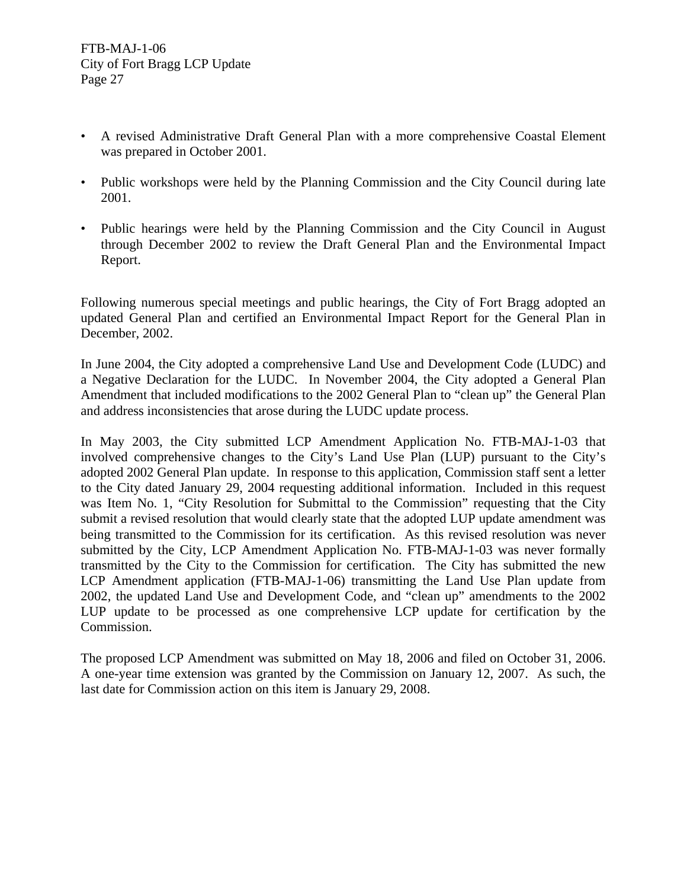- A revised Administrative Draft General Plan with a more comprehensive Coastal Element was prepared in October 2001.
- Public workshops were held by the Planning Commission and the City Council during late 2001.
- Public hearings were held by the Planning Commission and the City Council in August through December 2002 to review the Draft General Plan and the Environmental Impact Report.

Following numerous special meetings and public hearings, the City of Fort Bragg adopted an updated General Plan and certified an Environmental Impact Report for the General Plan in December, 2002.

In June 2004, the City adopted a comprehensive Land Use and Development Code (LUDC) and a Negative Declaration for the LUDC. In November 2004, the City adopted a General Plan Amendment that included modifications to the 2002 General Plan to "clean up" the General Plan and address inconsistencies that arose during the LUDC update process.

In May 2003, the City submitted LCP Amendment Application No. FTB-MAJ-1-03 that involved comprehensive changes to the City's Land Use Plan (LUP) pursuant to the City's adopted 2002 General Plan update. In response to this application, Commission staff sent a letter to the City dated January 29, 2004 requesting additional information. Included in this request was Item No. 1, "City Resolution for Submittal to the Commission" requesting that the City submit a revised resolution that would clearly state that the adopted LUP update amendment was being transmitted to the Commission for its certification. As this revised resolution was never submitted by the City, LCP Amendment Application No. FTB-MAJ-1-03 was never formally transmitted by the City to the Commission for certification. The City has submitted the new LCP Amendment application (FTB-MAJ-1-06) transmitting the Land Use Plan update from 2002, the updated Land Use and Development Code, and "clean up" amendments to the 2002 LUP update to be processed as one comprehensive LCP update for certification by the Commission.

The proposed LCP Amendment was submitted on May 18, 2006 and filed on October 31, 2006. A one-year time extension was granted by the Commission on January 12, 2007. As such, the last date for Commission action on this item is January 29, 2008.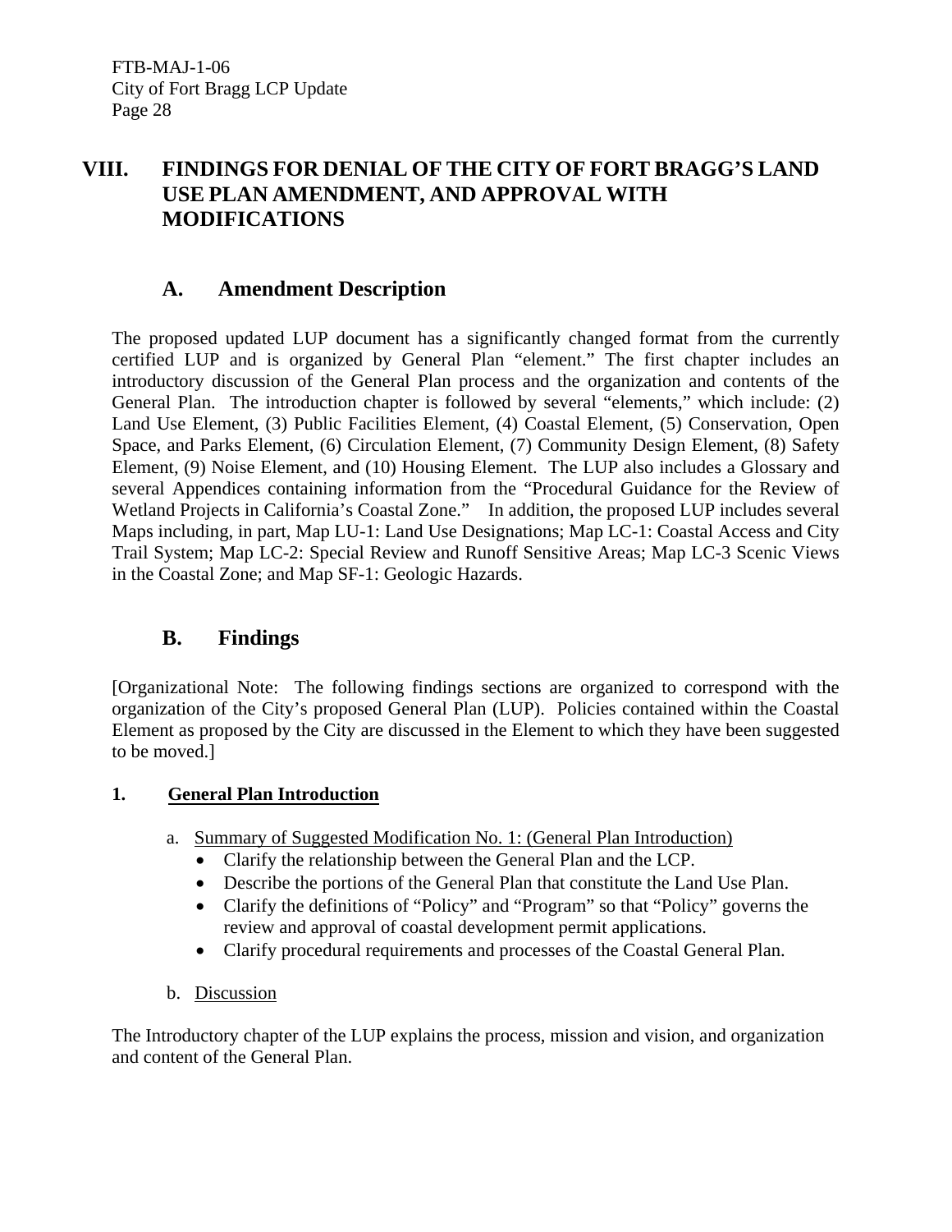## VIII. FINDINGS FOR DENIAL OF THE CITY OF FORT BRAGG'S LAND USE PLAN AMENDMENT, AND APPROVAL WITH MODIFICATIONS

### A. Amendment Description

The proposed updated LUP document has a significantly changed format from the currently certified LUP and is organized by General Plan "element." The first chapter includes an introductory discussion of the General Plan process and the organization and contents of the General Plan. The introduction chapter is followed by several "elements," which include: (2) Land Use Element, (3) Public Facilities Element, (4) Coastal Element, (5) Conservation, Open Space, and Parks Element, (6) Circulation Element, (7) Community Design Element, (8) Safety Element, (9) Noise Element, and (10) Housing Element. The LUP also includes a Glossary and several Appendices containing information from the "Procedural Guidance for the Review of Wetland Projects in California's Coastal Zone." In addition, the proposed LUP includes several Maps including, in part, Map LU-1: Land Use Designations; Map LC-1: Coastal Access and City Trail System; Map LC-2: Special Review and Runoff Sensitive Areas; Map LC-3 Scenic Views in the Coastal Zone; and Map SF-1: Geologic Hazards.

### B. Findings

[Organizational Note: The following findings sections are organized to correspond with the organization of the City's proposed General Plan (LUP). Policies contained within the Coastal Element as proposed by the City are discussed in the Element to which they have been suggested to be moved.]

#### 1. General Plan Introduction

a. Summary of Suggested Modification No. 1: (General Plan Introduction)

- Clarify the relationship between the General Plan and the LCP.
- Describe the portions of the General Plan that constitute the Land Use Plan.
- Clarify the definitions of "Policy" and "Program" so that "Policy" governs the review and approval of coastal development permit applications.
- Clarify procedural requirements and processes of the Coastal General Plan.

b. Discussion

The Introductory chapter of the LUP explains the process, mission and vision, and organization and content of the General Plan.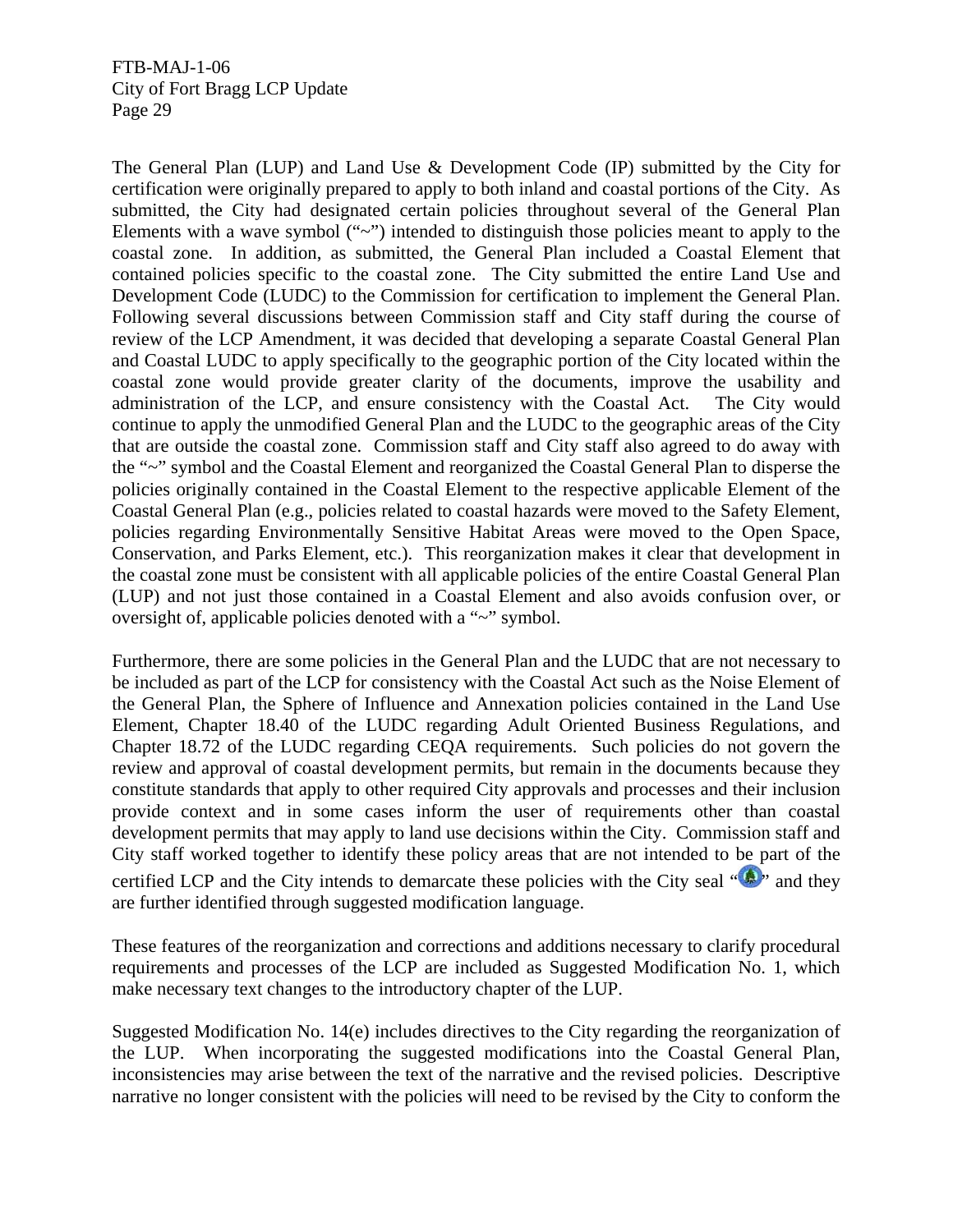The General Plan (LUP) and Land Use & Development Code (IP) submitted by the City for certification were originally prepared to apply to both inland and coastal portions of the City. As submitted, the City had designated certain policies throughout several of the General Plan Elements with a wave symbol ("~") intended to distinguish those policies meant to apply to the coastal zone. In addition, as submitted, the General Plan included a Coastal Element that contained policies specific to the coastal zone. The City submitted the entire Land Use and Development Code (LUDC) to the Commission for certification to implement the General Plan. Following several discussions between Commission staff and City staff during the course of review of the LCP Amendment, it was decided that developing a separate Coastal General Plan and Coastal LUDC to apply specifically to the geographic portion of the City located within the coastal zone would provide greater clarity of the documents, improve the usability and administration of the LCP, and ensure consistency with the Coastal Act. The City would continue to apply the unmodified General Plan and the LUDC to the geographic areas of the City that are outside the coastal zone. Commission staff and City staff also agreed to do away with the "~" symbol and the Coastal Element and reorganized the Coastal General Plan to disperse the policies originally contained in the Coastal Element to the respective applicable Element of the Coastal General Plan (e.g., policies related to coastal hazards were moved to the Safety Element, policies regarding Environmentally Sensitive Habitat Areas were moved to the Open Space, Conservation, and Parks Element, etc.). This reorganization makes it clear that development in the coastal zone must be consistent with all applicable policies of the entire Coastal General Plan (LUP) and not just those contained in a Coastal Element and also avoids confusion over, or oversight of, applicable policies denoted with a "~" symbol.

Furthermore, there are some policies in the General Plan and the LUDC that are not necessary to be included as part of the LCP for consistency with the Coastal Act such as the Noise Element of the General Plan, the Sphere of Influence and Annexation policies contained in the Land Use Element, Chapter 18.40 of the LUDC regarding Adult Oriented Business Regulations, and Chapter 18.72 of the LUDC regarding CEQA requirements. Such policies do not govern the review and approval of coastal development permits, but remain in the documents because they constitute standards that apply to other required City approvals and processes and their inclusion provide context and in some cases inform the user of requirements other than coastal development permits that may apply to land use decisions within the City. Commission staff and City staff worked together to identify these policy areas that are not intended to be part of the certified LCP and the City intends to demarcate these policies with the City seal "" and they are further identified through suggested modification language.

These features of the reorganization and corrections and additions necessary to clarify procedural requirements and processes of the LCP are included as Suggested Modification No. 1, which make necessary text changes to the introductory chapter of the LUP.

Suggested Modification No. 14(e) includes directives to the City regarding the reorganization of the LUP. When incorporating the suggested modifications into the Coastal General Plan, inconsistencies may arise between the text of the narrative and the revised policies. Descriptive narrative no longer consistent with the policies will need to be revised by the City to conform the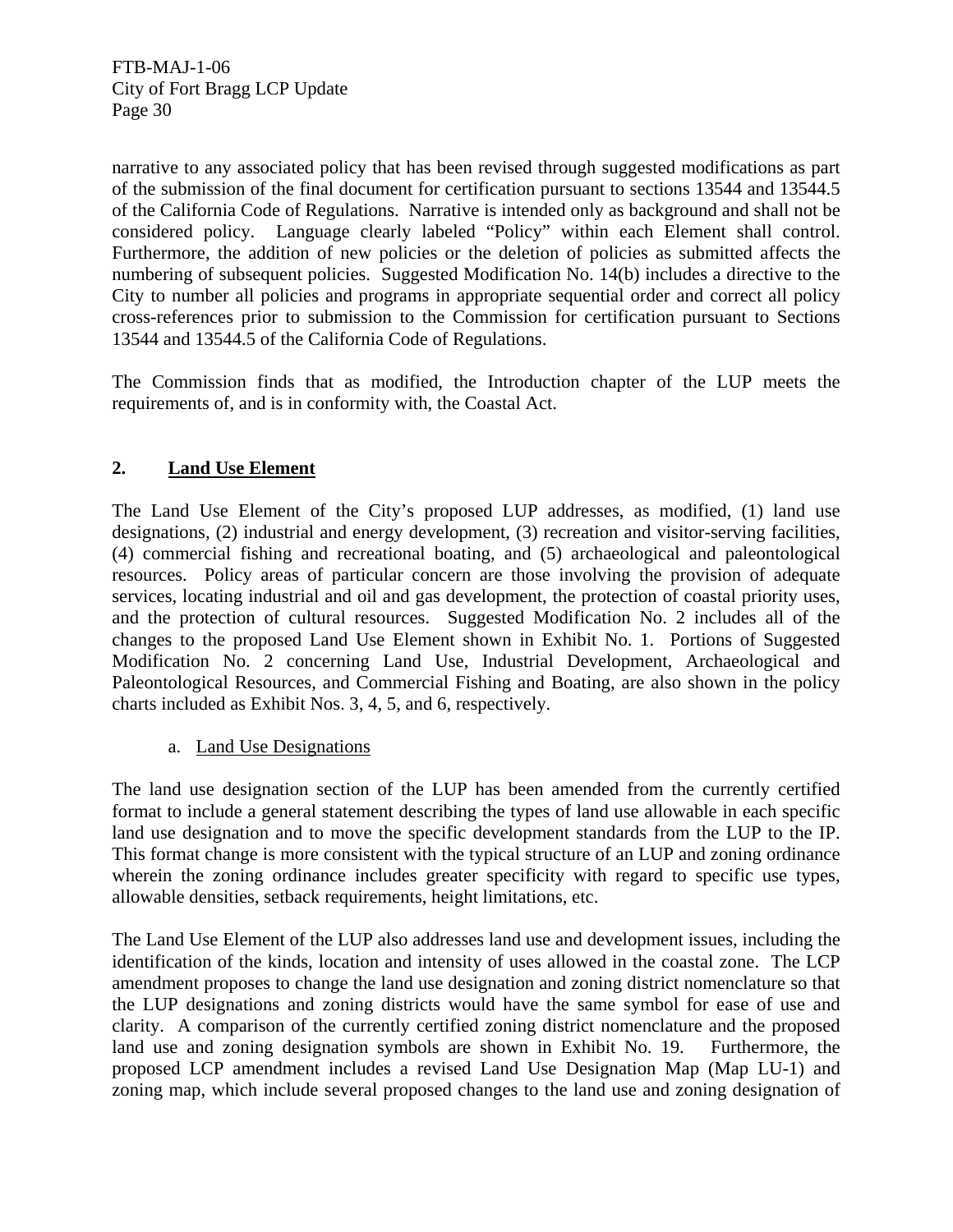narrative to any associated policy that has been revised through suggested modifications as part of the submission of the final document for certification pursuant to sections 13544 and 13544.5 of the California Code of Regulations. Narrative is intended only as background and shall not be considered policy. Language clearly labeled "Policy" within each Element shall control. Furthermore, the addition of new policies or the deletion of policies as submitted affects the numbering of subsequent policies. Suggested Modification No. 14(b) includes a directive to the City to number all policies and programs in appropriate sequential order and correct all policy cross-references prior to submission to the Commission for certification pursuant to Sections 13544 and 13544.5 of the California Code of Regulations.

The Commission finds that as modified, the Introduction chapter of the LUP meets the requirements of, and is in conformity with, the Coastal Act.

## 2. Land Use Element

The Land Use Element of the City's proposed LUP addresses, as modified, (1) land use designations, (2) industrial and energy development, (3) recreation and visitor-serving facilities, (4) commercial fishing and recreational boating, and (5) archaeological and paleontological resources. Policy areas of particular concern are those involving the provision of adequate services, locating industrial and oil and gas development, the protection of coastal priority uses, and the protection of cultural resources. Suggested Modification No. 2 includes all of the changes to the proposed Land Use Element shown in Exhibit No. 1. Portions of Suggested Modification No. 2 concerning Land Use, Industrial Development, Archaeological and Paleontological Resources, and Commercial Fishing and Boating, are also shown in the policy charts included as Exhibit Nos. 3, 4, 5, and 6, respectively.

### a. Land Use Designations

The land use designation section of the LUP has been amended from the currently certified format to include a general statement describing the types of land use allowable in each specific land use designation and to move the specific development standards from the LUP to the IP. This format change is more consistent with the typical structure of an LUP and zoning ordinance wherein the zoning ordinance includes greater specificity with regard to specific use types, allowable densities, setback requirements, height limitations, etc.

The Land Use Element of the LUP also addresses land use and development issues, including the identification of the kinds, location and intensity of uses allowed in the coastal zone. The LCP amendment proposes to change the land use designation and zoning district nomenclature so that the LUP designations and zoning districts would have the same symbol for ease of use and clarity. A comparison of the currently certified zoning district nomenclature and the proposed land use and zoning designation symbols are shown in Exhibit No. 19. Furthermore, the proposed LCP amendment includes a revised Land Use Designation Map (Map LU-1) and zoning map, which include several proposed changes to the land use and zoning designation of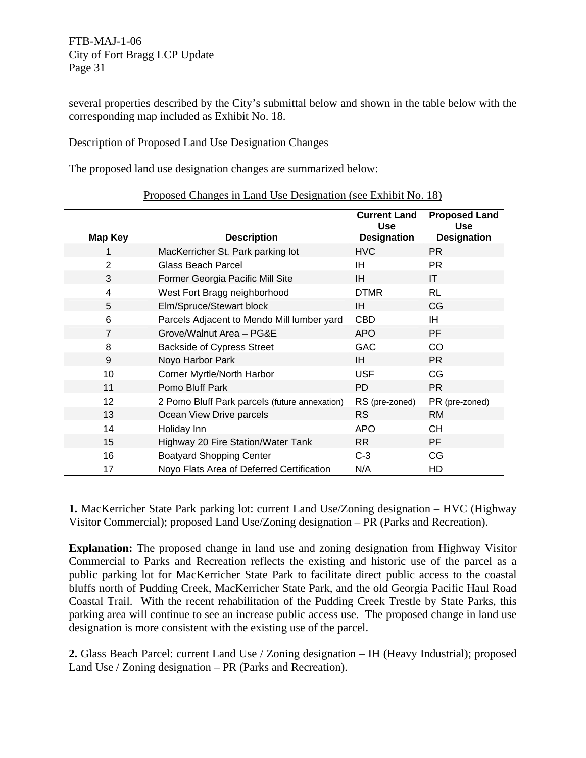several properties described by the City's submittal below and shown in the table below with the corresponding map included as Exhibit No. 18.

Description of Proposed Land Use Designation Changes

The proposed land use designation changes are summarized below:

Proposed Changes in Land Use Designation (see Exhibit No. 18)

| Map Key | Description | Current Land Use Designation | Proposed Land Use Designation |
|---|---|---|---|
| 1 | MacKerricher St. Park parking lot | HVC | PR |
| 2 | Glass Beach Parcel | IH | PR |
| 3 | Former Georgia Pacific Mill Site | IH | IT |
| 4 | West Fort Bragg neighborhood | DTMR | RL |
| 5 | Elm/Spruce/Stewart block | IH | CG |
| 6 | Parcels Adjacent to Mendo Mill lumber yard | CBD | IH |
| 7 | Grove/Walnut Area – PG&E | APO | PF |
| 8 | Backside of Cypress Street | GAC | CO |
| 9 | Noyo Harbor Park | IH | PR |
| 10 | Corner Myrtle/North Harbor | USF | CG |
| 11 | Pomo Bluff Park | PD | PR |
| 12 | 2 Pomo Bluff Park parcels (future annexation) | RS (pre-zoned) | PR (pre-zoned) |
| 13 | Ocean View Drive parcels | RS | RM |
| 14 | Holiday Inn | APO | CH |
| 15 | Highway 20 Fire Station/Water Tank | RR | PF |
| 16 | Boatyard Shopping Center | C-3 | CG |
| 17 | Noyo Flats Area of Deferred Certification | N/A | HD |

**1.** MacKerricher State Park parking lot: current Land Use/Zoning designation – HVC (Highway Visitor Commercial); proposed Land Use/Zoning designation – PR (Parks and Recreation).

**Explanation:** The proposed change in land use and zoning designation from Highway Visitor Commercial to Parks and Recreation reflects the existing and historic use of the parcel as a public parking lot for MacKerricher State Park to facilitate direct public access to the coastal bluffs north of Pudding Creek, MacKerricher State Park, and the old Georgia Pacific Haul Road Coastal Trail. With the recent rehabilitation of the Pudding Creek Trestle by State Parks, this parking area will continue to see an increase public access use. The proposed change in land use designation is more consistent with the existing use of the parcel.

**2.** Glass Beach Parcel: current Land Use / Zoning designation – IH (Heavy Industrial); proposed Land Use / Zoning designation – PR (Parks and Recreation).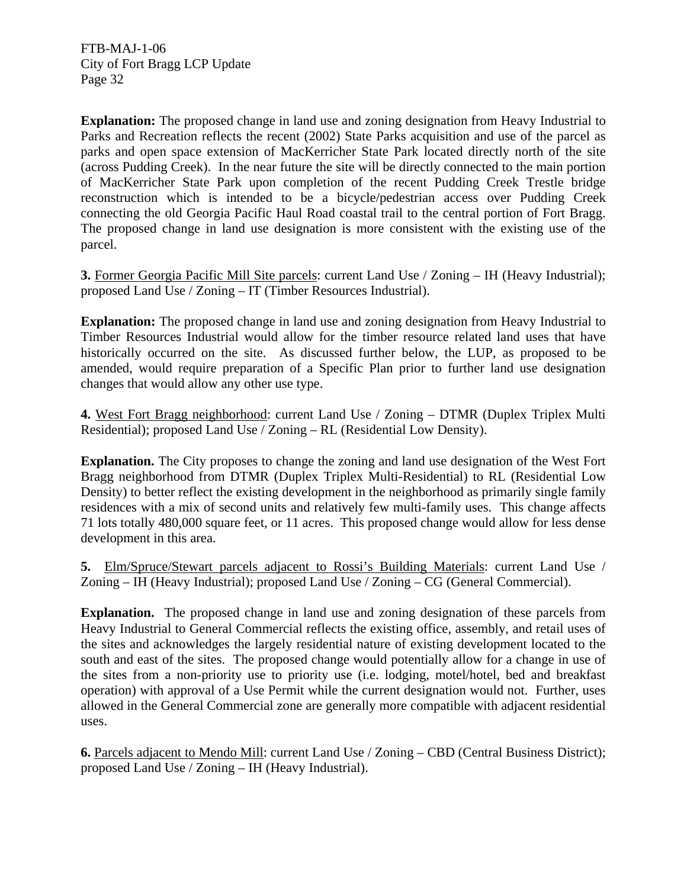**Explanation:** The proposed change in land use and zoning designation from Heavy Industrial to Parks and Recreation reflects the recent (2002) State Parks acquisition and use of the parcel as parks and open space extension of MacKerricher State Park located directly north of the site (across Pudding Creek). In the near future the site will be directly connected to the main portion of MacKerricher State Park upon completion of the recent Pudding Creek Trestle bridge reconstruction which is intended to be a bicycle/pedestrian access over Pudding Creek connecting the old Georgia Pacific Haul Road coastal trail to the central portion of Fort Bragg. The proposed change in land use designation is more consistent with the existing use of the parcel.

**3.** <u>Former Georgia Pacific Mill Site parcels</u>: current Land Use / Zoning – IH (Heavy Industrial); proposed Land Use / Zoning – IT (Timber Resources Industrial).

**Explanation:** The proposed change in land use and zoning designation from Heavy Industrial to Timber Resources Industrial would allow for the timber resource related land uses that have historically occurred on the site. As discussed further below, the LUP, as proposed to be amended, would require preparation of a Specific Plan prior to further land use designation changes that would allow any other use type.

**4.** <u>West Fort Bragg neighborhood</u>: current Land Use / Zoning – DTMR (Duplex Triplex Multi Residential); proposed Land Use / Zoning – RL (Residential Low Density).

**Explanation.** The City proposes to change the zoning and land use designation of the West Fort Bragg neighborhood from DTMR (Duplex Triplex Multi-Residential) to RL (Residential Low Density) to better reflect the existing development in the neighborhood as primarily single family residences with a mix of second units and relatively few multi-family uses. This change affects 71 lots totally 480,000 square feet, or 11 acres. This proposed change would allow for less dense development in this area.

**5.** <u>Elm/Spruce/Stewart parcels adjacent to Rossi's Building Materials</u>: current Land Use / Zoning – IH (Heavy Industrial); proposed Land Use / Zoning – CG (General Commercial).

**Explanation.** The proposed change in land use and zoning designation of these parcels from Heavy Industrial to General Commercial reflects the existing office, assembly, and retail uses of the sites and acknowledges the largely residential nature of existing development located to the south and east of the sites. The proposed change would potentially allow for a change in use of the sites from a non-priority use to priority use (i.e. lodging, motel/hotel, bed and breakfast operation) with approval of a Use Permit while the current designation would not. Further, uses allowed in the General Commercial zone are generally more compatible with adjacent residential uses.

**6.** <u>Parcels adjacent to Mendo Mill</u>: current Land Use / Zoning – CBD (Central Business District); proposed Land Use / Zoning – IH (Heavy Industrial).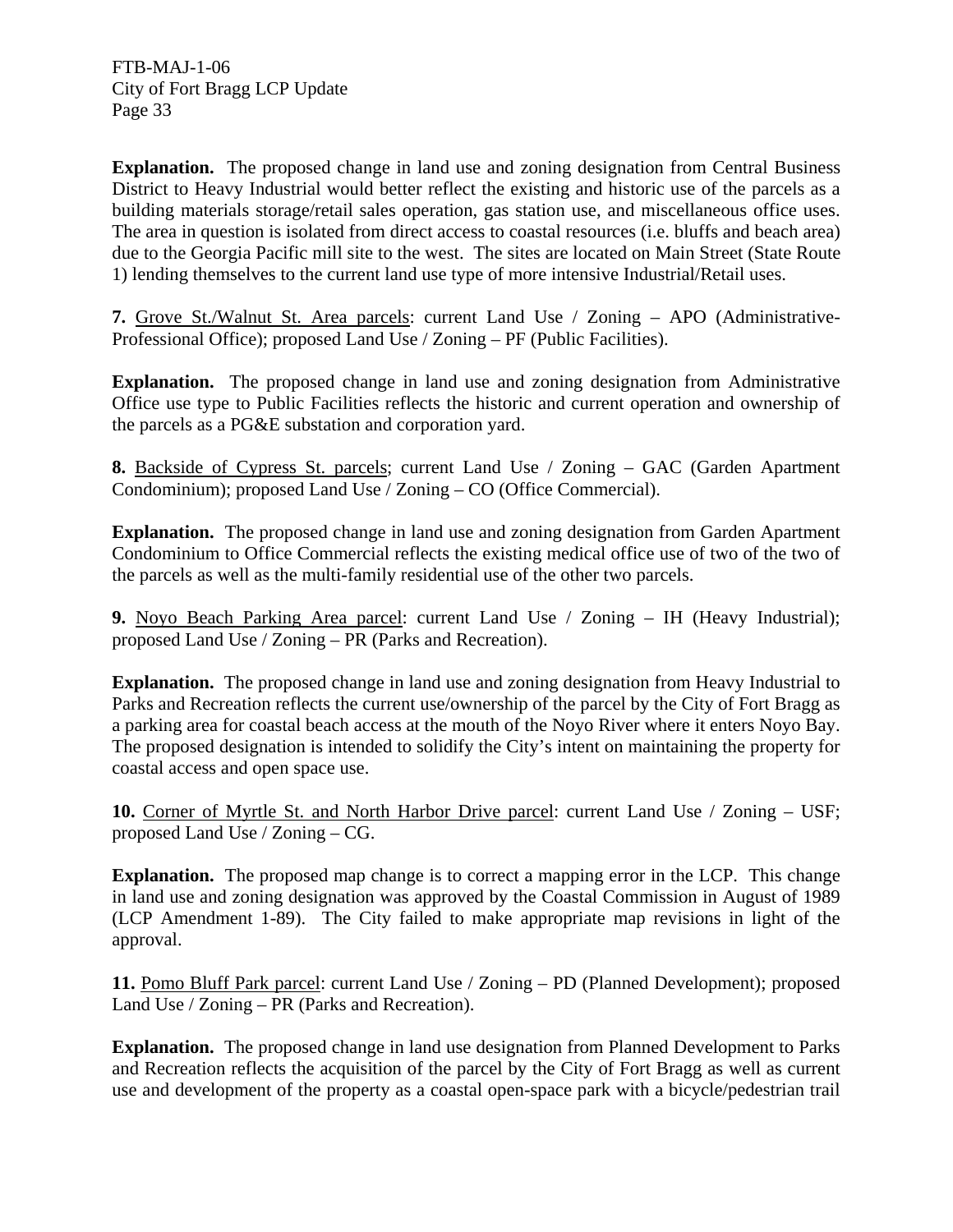**Explanation.** The proposed change in land use and zoning designation from Central Business District to Heavy Industrial would better reflect the existing and historic use of the parcels as a building materials storage/retail sales operation, gas station use, and miscellaneous office uses. The area in question is isolated from direct access to coastal resources (i.e. bluffs and beach area) due to the Georgia Pacific mill site to the west. The sites are located on Main Street (State Route 1) lending themselves to the current land use type of more intensive Industrial/Retail uses.

**7.** <u>Grove St./Walnut St. Area parcels</u>: current Land Use / Zoning – APO (Administrative-Professional Office); proposed Land Use / Zoning – PF (Public Facilities).

**Explanation.** The proposed change in land use and zoning designation from Administrative Office use type to Public Facilities reflects the historic and current operation and ownership of the parcels as a PG&E substation and corporation yard.

**8.** <u>Backside of Cypress St. parcels</u>; current Land Use / Zoning – GAC (Garden Apartment Condominium); proposed Land Use / Zoning – CO (Office Commercial).

**Explanation.** The proposed change in land use and zoning designation from Garden Apartment Condominium to Office Commercial reflects the existing medical office use of two of the two of the parcels as well as the multi-family residential use of the other two parcels.

**9.** <u>Noyo Beach Parking Area parcel</u>: current Land Use / Zoning – IH (Heavy Industrial); proposed Land Use / Zoning – PR (Parks and Recreation).

**Explanation.** The proposed change in land use and zoning designation from Heavy Industrial to Parks and Recreation reflects the current use/ownership of the parcel by the City of Fort Bragg as a parking area for coastal beach access at the mouth of the Noyo River where it enters Noyo Bay. The proposed designation is intended to solidify the City's intent on maintaining the property for coastal access and open space use.

**10.** <u>Corner of Myrtle St. and North Harbor Drive parcel</u>: current Land Use / Zoning – USF; proposed Land Use / Zoning – CG.

**Explanation.** The proposed map change is to correct a mapping error in the LCP. This change in land use and zoning designation was approved by the Coastal Commission in August of 1989 (LCP Amendment 1-89). The City failed to make appropriate map revisions in light of the approval.

**11.** <u>Pomo Bluff Park parcel</u>: current Land Use / Zoning – PD (Planned Development); proposed Land Use / Zoning – PR (Parks and Recreation).

**Explanation.** The proposed change in land use designation from Planned Development to Parks and Recreation reflects the acquisition of the parcel by the City of Fort Bragg as well as current use and development of the property as a coastal open-space park with a bicycle/pedestrian trail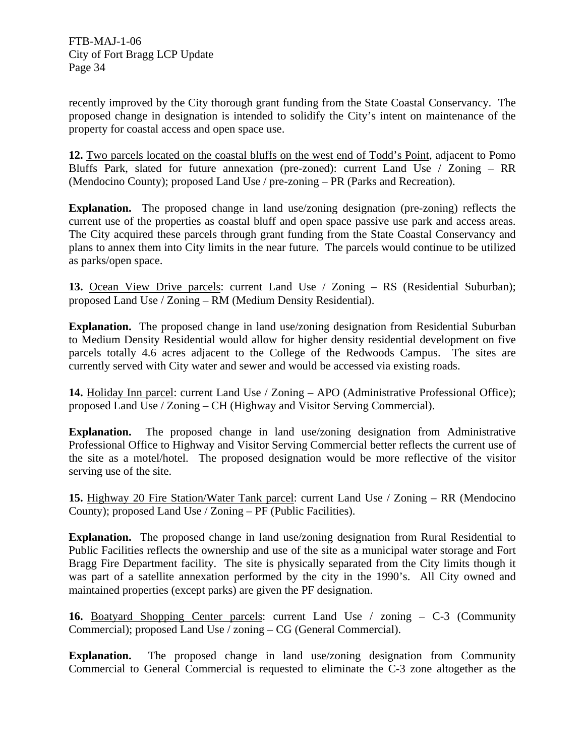recently improved by the City thorough grant funding from the State Coastal Conservancy. The proposed change in designation is intended to solidify the City's intent on maintenance of the property for coastal access and open space use.

**12.** Two parcels located on the coastal bluffs on the west end of Todd's Point, adjacent to Pomo Bluffs Park, slated for future annexation (pre-zoned): current Land Use / Zoning – RR (Mendocino County); proposed Land Use / pre-zoning – PR (Parks and Recreation).

**Explanation.** The proposed change in land use/zoning designation (pre-zoning) reflects the current use of the properties as coastal bluff and open space passive use park and access areas. The City acquired these parcels through grant funding from the State Coastal Conservancy and plans to annex them into City limits in the near future. The parcels would continue to be utilized as parks/open space.

**13.** Ocean View Drive parcels: current Land Use / Zoning – RS (Residential Suburban); proposed Land Use / Zoning – RM (Medium Density Residential).

**Explanation.** The proposed change in land use/zoning designation from Residential Suburban to Medium Density Residential would allow for higher density residential development on five parcels totally 4.6 acres adjacent to the College of the Redwoods Campus. The sites are currently served with City water and sewer and would be accessed via existing roads.

**14.** Holiday Inn parcel: current Land Use / Zoning – APO (Administrative Professional Office); proposed Land Use / Zoning – CH (Highway and Visitor Serving Commercial).

**Explanation.** The proposed change in land use/zoning designation from Administrative Professional Office to Highway and Visitor Serving Commercial better reflects the current use of the site as a motel/hotel. The proposed designation would be more reflective of the visitor serving use of the site.

**15.** Highway 20 Fire Station/Water Tank parcel: current Land Use / Zoning – RR (Mendocino County); proposed Land Use / Zoning – PF (Public Facilities).

**Explanation.** The proposed change in land use/zoning designation from Rural Residential to Public Facilities reflects the ownership and use of the site as a municipal water storage and Fort Bragg Fire Department facility. The site is physically separated from the City limits though it was part of a satellite annexation performed by the city in the 1990's. All City owned and maintained properties (except parks) are given the PF designation.

**16.** Boatyard Shopping Center parcels: current Land Use / zoning – C-3 (Community Commercial); proposed Land Use / zoning – CG (General Commercial).

**Explanation.** The proposed change in land use/zoning designation from Community Commercial to General Commercial is requested to eliminate the C-3 zone altogether as the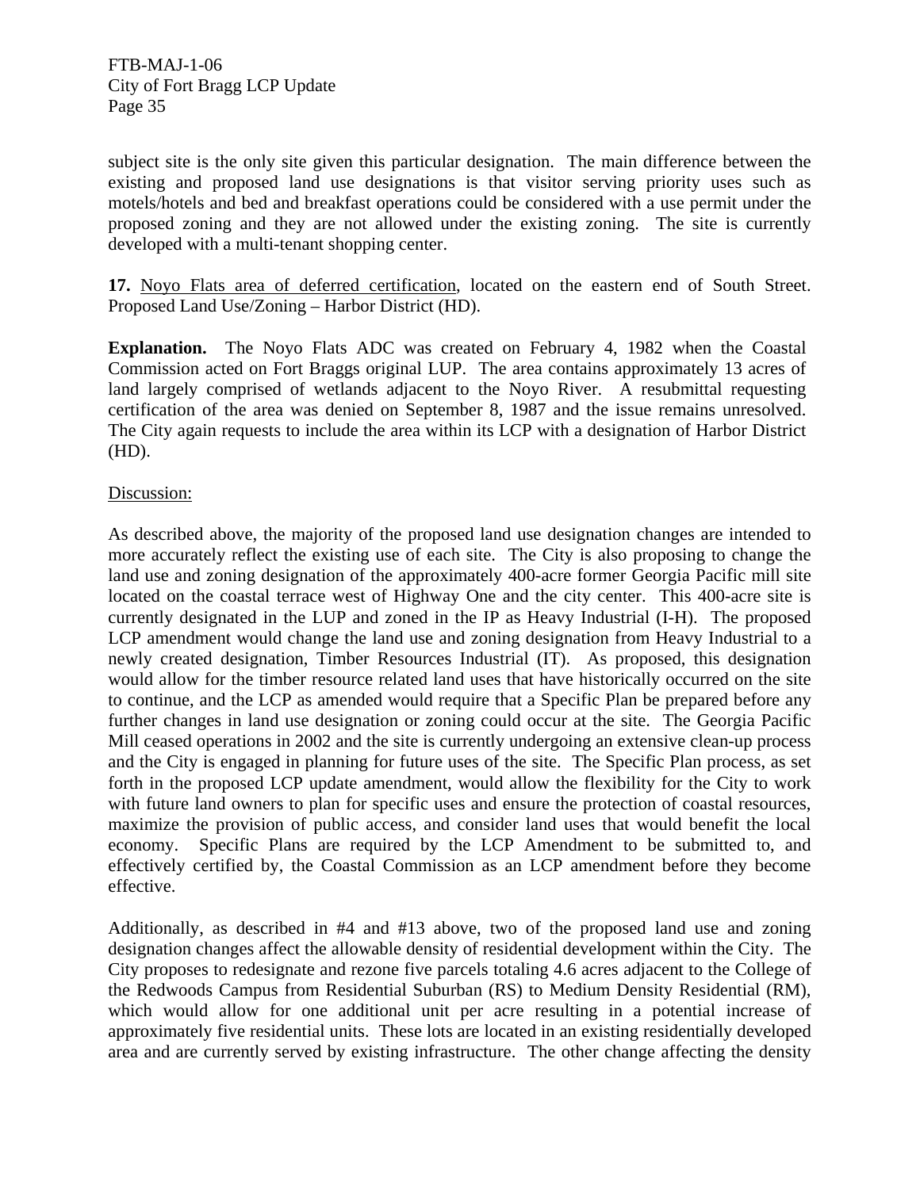subject site is the only site given this particular designation. The main difference between the existing and proposed land use designations is that visitor serving priority uses such as motels/hotels and bed and breakfast operations could be considered with a use permit under the proposed zoning and they are not allowed under the existing zoning. The site is currently developed with a multi-tenant shopping center.

**17.** Noyo Flats area of deferred certification, located on the eastern end of South Street. Proposed Land Use/Zoning – Harbor District (HD).

**Explanation.** The Noyo Flats ADC was created on February 4, 1982 when the Coastal Commission acted on Fort Braggs original LUP. The area contains approximately 13 acres of land largely comprised of wetlands adjacent to the Noyo River. A resubmittal requesting certification of the area was denied on September 8, 1987 and the issue remains unresolved. The City again requests to include the area within its LCP with a designation of Harbor District (HD).

Discussion:

As described above, the majority of the proposed land use designation changes are intended to more accurately reflect the existing use of each site. The City is also proposing to change the land use and zoning designation of the approximately 400-acre former Georgia Pacific mill site located on the coastal terrace west of Highway One and the city center. This 400-acre site is currently designated in the LUP and zoned in the IP as Heavy Industrial (I-H). The proposed LCP amendment would change the land use and zoning designation from Heavy Industrial to a newly created designation, Timber Resources Industrial (IT). As proposed, this designation would allow for the timber resource related land uses that have historically occurred on the site to continue, and the LCP as amended would require that a Specific Plan be prepared before any further changes in land use designation or zoning could occur at the site. The Georgia Pacific Mill ceased operations in 2002 and the site is currently undergoing an extensive clean-up process and the City is engaged in planning for future uses of the site. The Specific Plan process, as set forth in the proposed LCP update amendment, would allow the flexibility for the City to work with future land owners to plan for specific uses and ensure the protection of coastal resources, maximize the provision of public access, and consider land uses that would benefit the local economy. Specific Plans are required by the LCP Amendment to be submitted to, and effectively certified by, the Coastal Commission as an LCP amendment before they become effective.

Additionally, as described in #4 and #13 above, two of the proposed land use and zoning designation changes affect the allowable density of residential development within the City. The City proposes to redesignate and rezone five parcels totaling 4.6 acres adjacent to the College of the Redwoods Campus from Residential Suburban (RS) to Medium Density Residential (RM), which would allow for one additional unit per acre resulting in a potential increase of approximately five residential units. These lots are located in an existing residentially developed area and are currently served by existing infrastructure. The other change affecting the density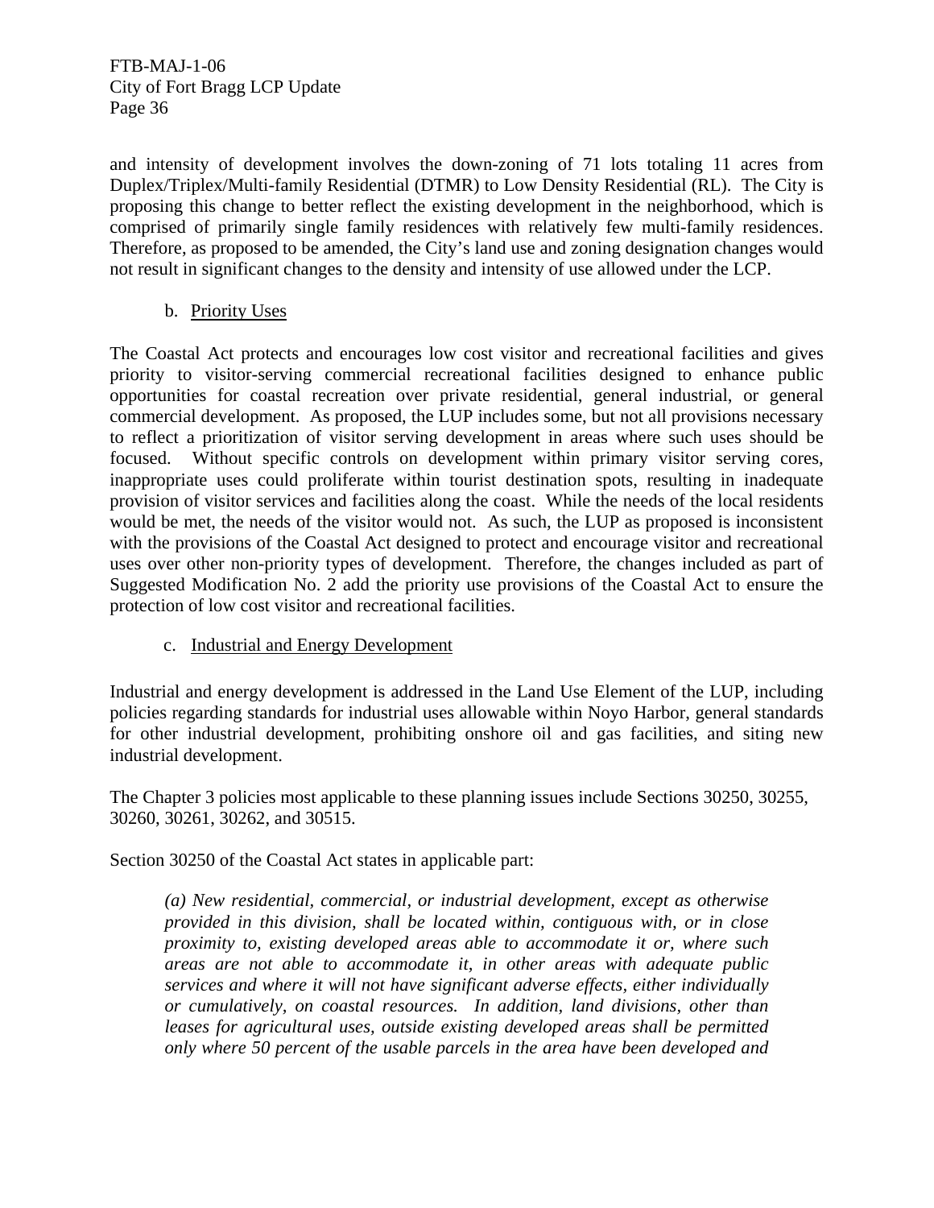and intensity of development involves the down-zoning of 71 lots totaling 11 acres from Duplex/Triplex/Multi-family Residential (DTMR) to Low Density Residential (RL). The City is proposing this change to better reflect the existing development in the neighborhood, which is comprised of primarily single family residences with relatively few multi-family residences. Therefore, as proposed to be amended, the City's land use and zoning designation changes would not result in significant changes to the density and intensity of use allowed under the LCP.

b. Priority Uses

The Coastal Act protects and encourages low cost visitor and recreational facilities and gives priority to visitor-serving commercial recreational facilities designed to enhance public opportunities for coastal recreation over private residential, general industrial, or general commercial development. As proposed, the LUP includes some, but not all provisions necessary to reflect a prioritization of visitor serving development in areas where such uses should be focused. Without specific controls on development within primary visitor serving cores, inappropriate uses could proliferate within tourist destination spots, resulting in inadequate provision of visitor services and facilities along the coast. While the needs of the local residents would be met, the needs of the visitor would not. As such, the LUP as proposed is inconsistent with the provisions of the Coastal Act designed to protect and encourage visitor and recreational uses over other non-priority types of development. Therefore, the changes included as part of Suggested Modification No. 2 add the priority use provisions of the Coastal Act to ensure the protection of low cost visitor and recreational facilities.

c. Industrial and Energy Development

Industrial and energy development is addressed in the Land Use Element of the LUP, including policies regarding standards for industrial uses allowable within Noyo Harbor, general standards for other industrial development, prohibiting onshore oil and gas facilities, and siting new industrial development.

The Chapter 3 policies most applicable to these planning issues include Sections 30250, 30255, 30260, 30261, 30262, and 30515.

Section 30250 of the Coastal Act states in applicable part:

> *(a) New residential, commercial, or industrial development, except as otherwise provided in this division, shall be located within, contiguous with, or in close proximity to, existing developed areas able to accommodate it or, where such areas are not able to accommodate it, in other areas with adequate public services and where it will not have significant adverse effects, either individually or cumulatively, on coastal resources. In addition, land divisions, other than leases for agricultural uses, outside existing developed areas shall be permitted only where 50 percent of the usable parcels in the area have been developed and*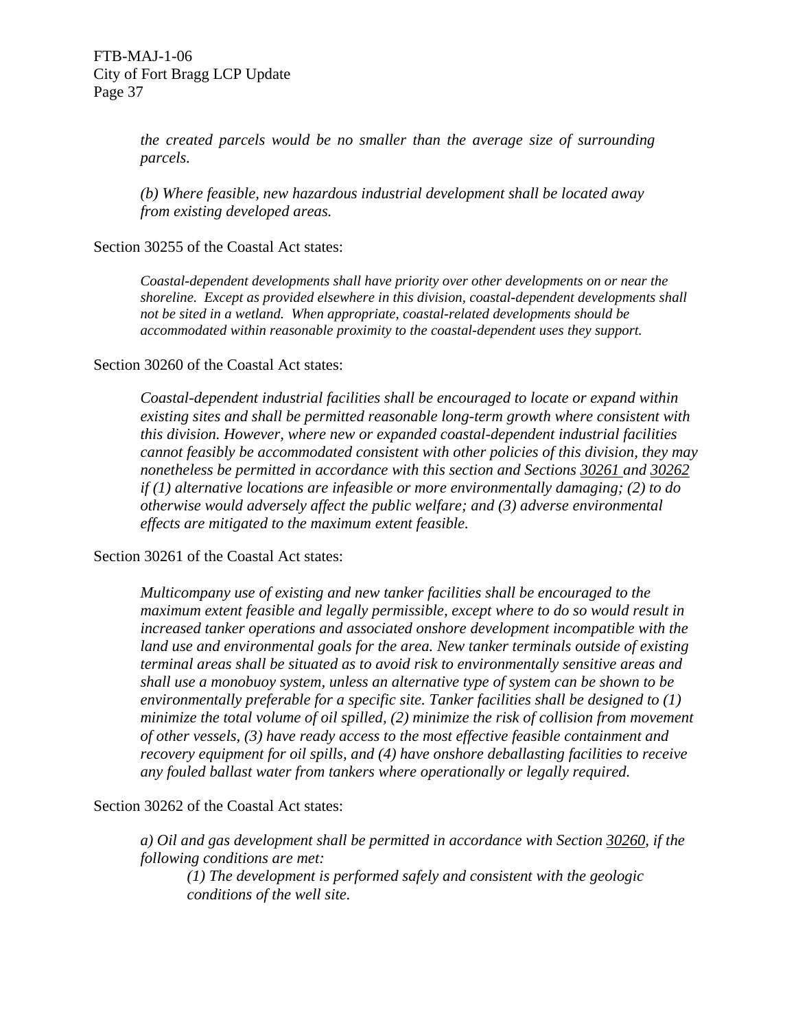*the created parcels would be no smaller than the average size of surrounding parcels.*

*(b) Where feasible, new hazardous industrial development shall be located away from existing developed areas.*

Section 30255 of the Coastal Act states:

*Coastal-dependent developments shall have priority over other developments on or near the shoreline. Except as provided elsewhere in this division, coastal-dependent developments shall not be sited in a wetland. When appropriate, coastal-related developments should be accommodated within reasonable proximity to the coastal-dependent uses they support.*

Section 30260 of the Coastal Act states:

*Coastal-dependent industrial facilities shall be encouraged to locate or expand within existing sites and shall be permitted reasonable long-term growth where consistent with this division. However, where new or expanded coastal-dependent industrial facilities cannot feasibly be accommodated consistent with other policies of this division, they may nonetheless be permitted in accordance with this section and Sections 30261 and 30262 if (1) alternative locations are infeasible or more environmentally damaging; (2) to do otherwise would adversely affect the public welfare; and (3) adverse environmental effects are mitigated to the maximum extent feasible.*

Section 30261 of the Coastal Act states:

*Multicompany use of existing and new tanker facilities shall be encouraged to the maximum extent feasible and legally permissible, except where to do so would result in increased tanker operations and associated onshore development incompatible with the land use and environmental goals for the area. New tanker terminals outside of existing terminal areas shall be situated as to avoid risk to environmentally sensitive areas and shall use a monobuoy system, unless an alternative type of system can be shown to be environmentally preferable for a specific site. Tanker facilities shall be designed to (1) minimize the total volume of oil spilled, (2) minimize the risk of collision from movement of other vessels, (3) have ready access to the most effective feasible containment and recovery equipment for oil spills, and (4) have onshore deballasting facilities to receive any fouled ballast water from tankers where operationally or legally required.*

Section 30262 of the Coastal Act states:

*a) Oil and gas development shall be permitted in accordance with Section 30260, if the following conditions are met:*

*(1) The development is performed safely and consistent with the geologic conditions of the well site.*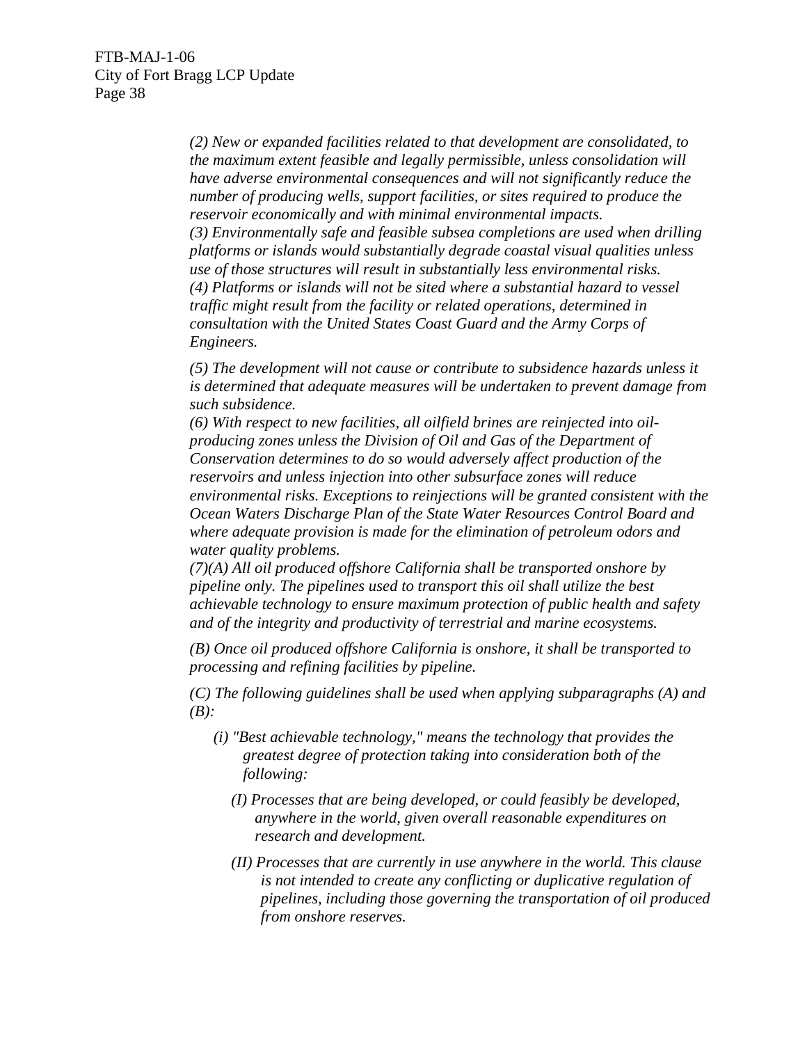*(2) New or expanded facilities related to that development are consolidated, to the maximum extent feasible and legally permissible, unless consolidation will have adverse environmental consequences and will not significantly reduce the number of producing wells, support facilities, or sites required to produce the reservoir economically and with minimal environmental impacts.*
*(3) Environmentally safe and feasible subsea completions are used when drilling platforms or islands would substantially degrade coastal visual qualities unless use of those structures will result in substantially less environmental risks.*
*(4) Platforms or islands will not be sited where a substantial hazard to vessel traffic might result from the facility or related operations, determined in consultation with the United States Coast Guard and the Army Corps of Engineers.*

*(5) The development will not cause or contribute to subsidence hazards unless it is determined that adequate measures will be undertaken to prevent damage from such subsidence.*
*(6) With respect to new facilities, all oilfield brines are reinjected into oil-producing zones unless the Division of Oil and Gas of the Department of Conservation determines to do so would adversely affect production of the reservoirs and unless injection into other subsurface zones will reduce environmental risks. Exceptions to reinjections will be granted consistent with the Ocean Waters Discharge Plan of the State Water Resources Control Board and where adequate provision is made for the elimination of petroleum odors and water quality problems.*
*(7)(A) All oil produced offshore California shall be transported onshore by pipeline only. The pipelines used to transport this oil shall utilize the best achievable technology to ensure maximum protection of public health and safety and of the integrity and productivity of terrestrial and marine ecosystems.*

*(B) Once oil produced offshore California is onshore, it shall be transported to processing and refining facilities by pipeline.*

*(C) The following guidelines shall be used when applying subparagraphs (A) and (B):*

*(i) "Best achievable technology," means the technology that provides the greatest degree of protection taking into consideration both of the following:*

*(I) Processes that are being developed, or could feasibly be developed, anywhere in the world, given overall reasonable expenditures on research and development.*

*(II) Processes that are currently in use anywhere in the world. This clause is not intended to create any conflicting or duplicative regulation of pipelines, including those governing the transportation of oil produced from onshore reserves.*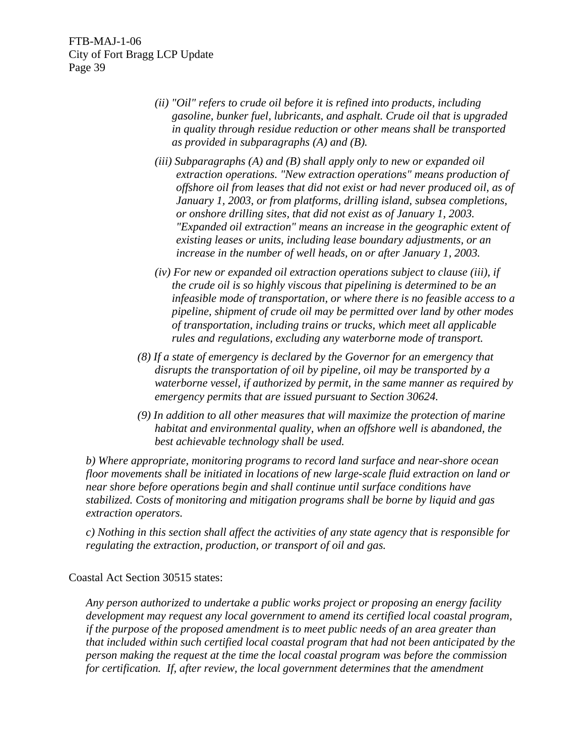*(ii) "Oil" refers to crude oil before it is refined into products, including gasoline, bunker fuel, lubricants, and asphalt. Crude oil that is upgraded in quality through residue reduction or other means shall be transported as provided in subparagraphs (A) and (B).*

*(iii) Subparagraphs (A) and (B) shall apply only to new or expanded oil extraction operations. "New extraction operations" means production of offshore oil from leases that did not exist or had never produced oil, as of January 1, 2003, or from platforms, drilling island, subsea completions, or onshore drilling sites, that did not exist as of January 1, 2003. "Expanded oil extraction" means an increase in the geographic extent of existing leases or units, including lease boundary adjustments, or an increase in the number of well heads, on or after January 1, 2003.*

*(iv) For new or expanded oil extraction operations subject to clause (iii), if the crude oil is so highly viscous that pipelining is determined to be an infeasible mode of transportation, or where there is no feasible access to a pipeline, shipment of crude oil may be permitted over land by other modes of transportation, including trains or trucks, which meet all applicable rules and regulations, excluding any waterborne mode of transport.*

*(8) If a state of emergency is declared by the Governor for an emergency that disrupts the transportation of oil by pipeline, oil may be transported by a waterborne vessel, if authorized by permit, in the same manner as required by emergency permits that are issued pursuant to Section 30624.*

*(9) In addition to all other measures that will maximize the protection of marine habitat and environmental quality, when an offshore well is abandoned, the best achievable technology shall be used.*

*b) Where appropriate, monitoring programs to record land surface and near-shore ocean floor movements shall be initiated in locations of new large-scale fluid extraction on land or near shore before operations begin and shall continue until surface conditions have stabilized. Costs of monitoring and mitigation programs shall be borne by liquid and gas extraction operators.*

*c) Nothing in this section shall affect the activities of any state agency that is responsible for regulating the extraction, production, or transport of oil and gas.*

Coastal Act Section 30515 states:

*Any person authorized to undertake a public works project or proposing an energy facility development may request any local government to amend its certified local coastal program, if the purpose of the proposed amendment is to meet public needs of an area greater than that included within such certified local coastal program that had not been anticipated by the person making the request at the time the local coastal program was before the commission for certification. If, after review, the local government determines that the amendment*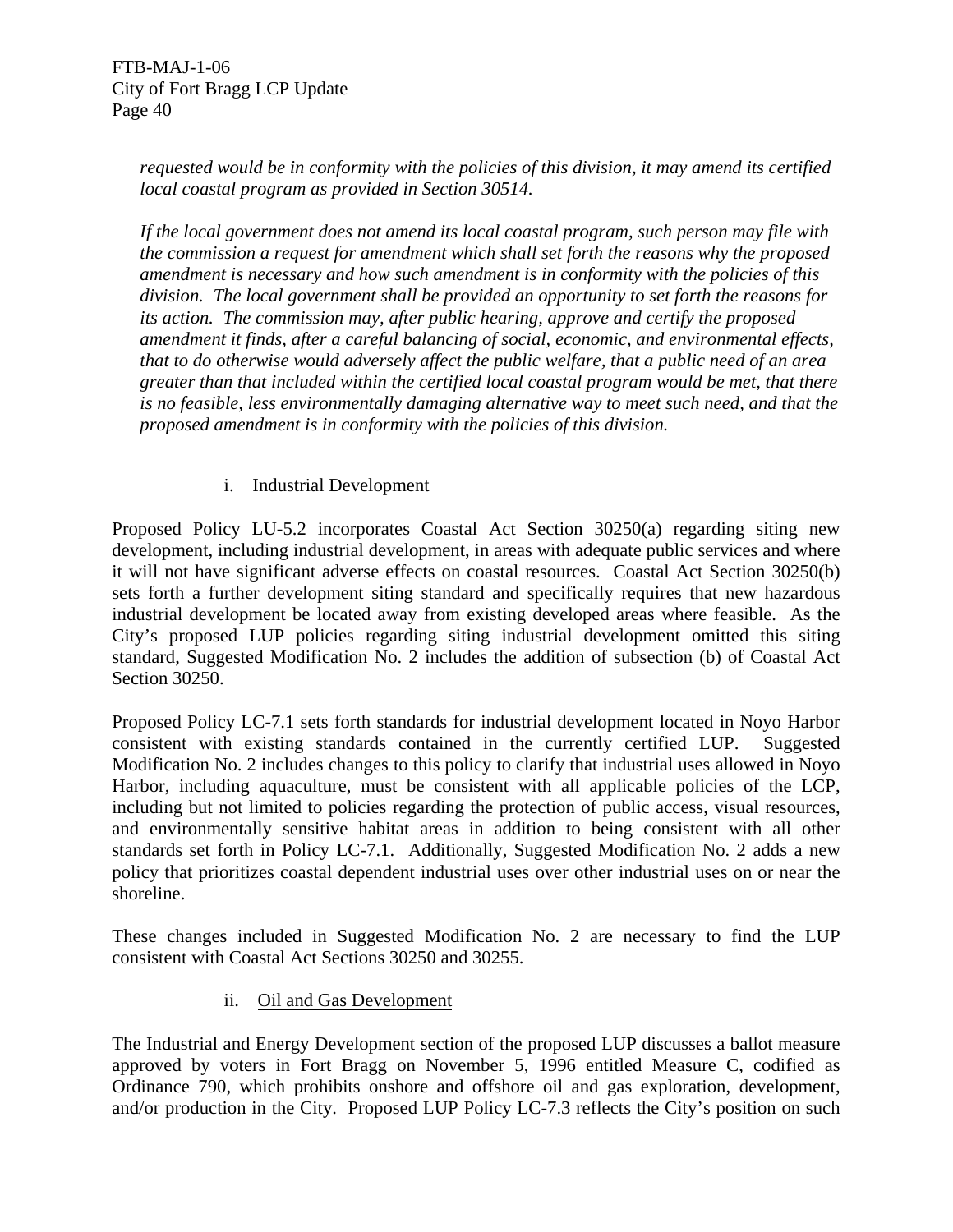*requested would be in conformity with the policies of this division, it may amend its certified local coastal program as provided in Section 30514.*

*If the local government does not amend its local coastal program, such person may file with the commission a request for amendment which shall set forth the reasons why the proposed amendment is necessary and how such amendment is in conformity with the policies of this division. The local government shall be provided an opportunity to set forth the reasons for its action. The commission may, after public hearing, approve and certify the proposed amendment it finds, after a careful balancing of social, economic, and environmental effects, that to do otherwise would adversely affect the public welfare, that a public need of an area greater than that included within the certified local coastal program would be met, that there is no feasible, less environmentally damaging alternative way to meet such need, and that the proposed amendment is in conformity with the policies of this division.*

i. Industrial Development

Proposed Policy LU-5.2 incorporates Coastal Act Section 30250(a) regarding siting new development, including industrial development, in areas with adequate public services and where it will not have significant adverse effects on coastal resources. Coastal Act Section 30250(b) sets forth a further development siting standard and specifically requires that new hazardous industrial development be located away from existing developed areas where feasible. As the City's proposed LUP policies regarding siting industrial development omitted this siting standard, Suggested Modification No. 2 includes the addition of subsection (b) of Coastal Act Section 30250.

Proposed Policy LC-7.1 sets forth standards for industrial development located in Noyo Harbor consistent with existing standards contained in the currently certified LUP. Suggested Modification No. 2 includes changes to this policy to clarify that industrial uses allowed in Noyo Harbor, including aquaculture, must be consistent with all applicable policies of the LCP, including but not limited to policies regarding the protection of public access, visual resources, and environmentally sensitive habitat areas in addition to being consistent with all other standards set forth in Policy LC-7.1. Additionally, Suggested Modification No. 2 adds a new policy that prioritizes coastal dependent industrial uses over other industrial uses on or near the shoreline.

These changes included in Suggested Modification No. 2 are necessary to find the LUP consistent with Coastal Act Sections 30250 and 30255.

ii. Oil and Gas Development

The Industrial and Energy Development section of the proposed LUP discusses a ballot measure approved by voters in Fort Bragg on November 5, 1996 entitled Measure C, codified as Ordinance 790, which prohibits onshore and offshore oil and gas exploration, development, and/or production in the City. Proposed LUP Policy LC-7.3 reflects the City's position on such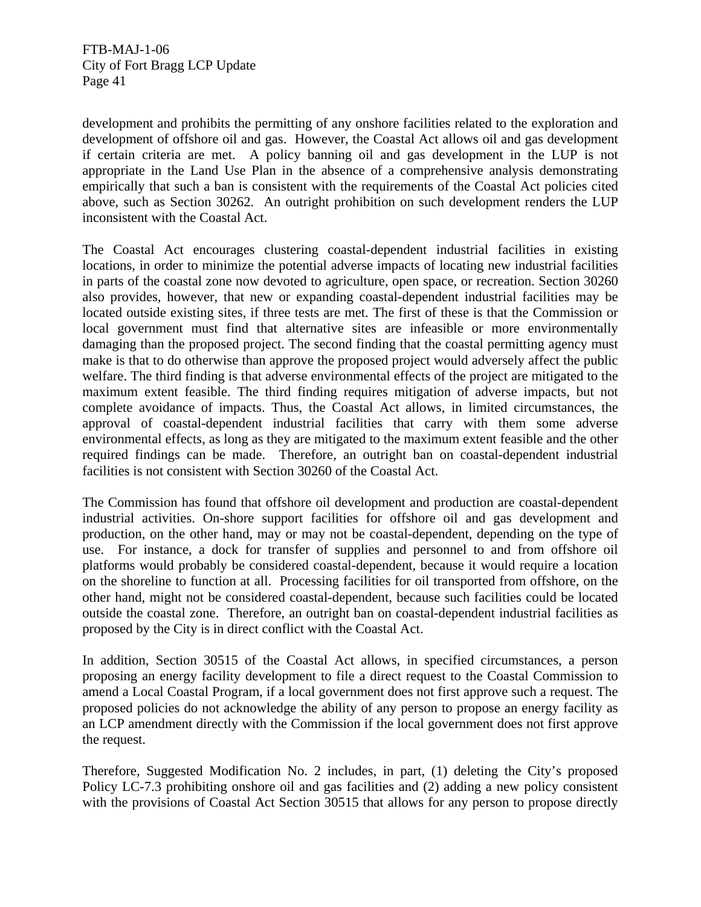development and prohibits the permitting of any onshore facilities related to the exploration and development of offshore oil and gas. However, the Coastal Act allows oil and gas development if certain criteria are met. A policy banning oil and gas development in the LUP is not appropriate in the Land Use Plan in the absence of a comprehensive analysis demonstrating empirically that such a ban is consistent with the requirements of the Coastal Act policies cited above, such as Section 30262. An outright prohibition on such development renders the LUP inconsistent with the Coastal Act.

The Coastal Act encourages clustering coastal-dependent industrial facilities in existing locations, in order to minimize the potential adverse impacts of locating new industrial facilities in parts of the coastal zone now devoted to agriculture, open space, or recreation. Section 30260 also provides, however, that new or expanding coastal-dependent industrial facilities may be located outside existing sites, if three tests are met. The first of these is that the Commission or local government must find that alternative sites are infeasible or more environmentally damaging than the proposed project. The second finding that the coastal permitting agency must make is that to do otherwise than approve the proposed project would adversely affect the public welfare. The third finding is that adverse environmental effects of the project are mitigated to the maximum extent feasible. The third finding requires mitigation of adverse impacts, but not complete avoidance of impacts. Thus, the Coastal Act allows, in limited circumstances, the approval of coastal-dependent industrial facilities that carry with them some adverse environmental effects, as long as they are mitigated to the maximum extent feasible and the other required findings can be made. Therefore, an outright ban on coastal-dependent industrial facilities is not consistent with Section 30260 of the Coastal Act.

The Commission has found that offshore oil development and production are coastal-dependent industrial activities. On-shore support facilities for offshore oil and gas development and production, on the other hand, may or may not be coastal-dependent, depending on the type of use. For instance, a dock for transfer of supplies and personnel to and from offshore oil platforms would probably be considered coastal-dependent, because it would require a location on the shoreline to function at all. Processing facilities for oil transported from offshore, on the other hand, might not be considered coastal-dependent, because such facilities could be located outside the coastal zone. Therefore, an outright ban on coastal-dependent industrial facilities as proposed by the City is in direct conflict with the Coastal Act.

In addition, Section 30515 of the Coastal Act allows, in specified circumstances, a person proposing an energy facility development to file a direct request to the Coastal Commission to amend a Local Coastal Program, if a local government does not first approve such a request. The proposed policies do not acknowledge the ability of any person to propose an energy facility as an LCP amendment directly with the Commission if the local government does not first approve the request.

Therefore, Suggested Modification No. 2 includes, in part, (1) deleting the City's proposed Policy LC-7.3 prohibiting onshore oil and gas facilities and (2) adding a new policy consistent with the provisions of Coastal Act Section 30515 that allows for any person to propose directly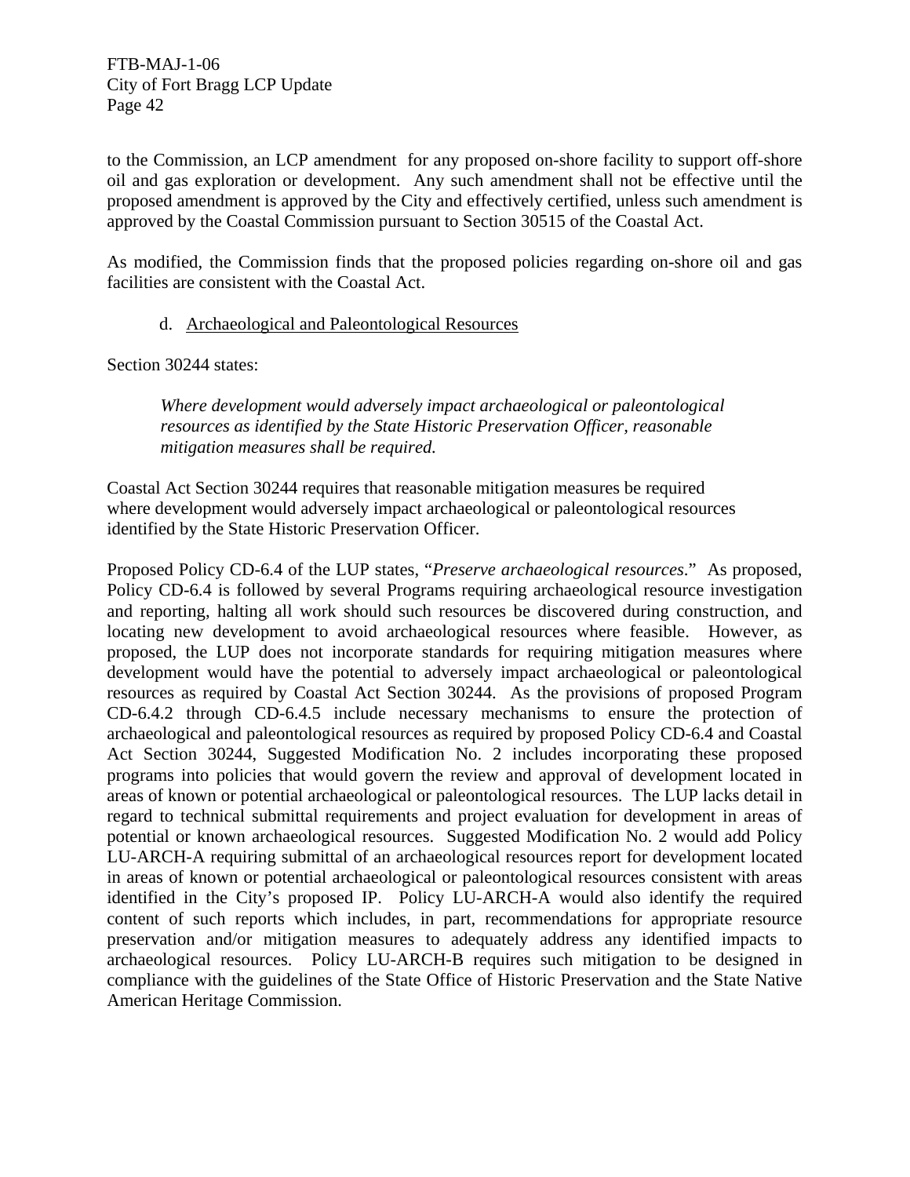to the Commission, an LCP amendment for any proposed on-shore facility to support off-shore oil and gas exploration or development. Any such amendment shall not be effective until the proposed amendment is approved by the City and effectively certified, unless such amendment is approved by the Coastal Commission pursuant to Section 30515 of the Coastal Act.

As modified, the Commission finds that the proposed policies regarding on-shore oil and gas facilities are consistent with the Coastal Act.

d. Archaeological and Paleontological Resources

Section 30244 states:

> *Where development would adversely impact archaeological or paleontological resources as identified by the State Historic Preservation Officer, reasonable mitigation measures shall be required.*

Coastal Act Section 30244 requires that reasonable mitigation measures be required where development would adversely impact archaeological or paleontological resources identified by the State Historic Preservation Officer.

Proposed Policy CD-6.4 of the LUP states, "*Preserve archaeological resources*." As proposed, Policy CD-6.4 is followed by several Programs requiring archaeological resource investigation and reporting, halting all work should such resources be discovered during construction, and locating new development to avoid archaeological resources where feasible. However, as proposed, the LUP does not incorporate standards for requiring mitigation measures where development would have the potential to adversely impact archaeological or paleontological resources as required by Coastal Act Section 30244. As the provisions of proposed Program CD-6.4.2 through CD-6.4.5 include necessary mechanisms to ensure the protection of archaeological and paleontological resources as required by proposed Policy CD-6.4 and Coastal Act Section 30244, Suggested Modification No. 2 includes incorporating these proposed programs into policies that would govern the review and approval of development located in areas of known or potential archaeological or paleontological resources. The LUP lacks detail in regard to technical submittal requirements and project evaluation for development in areas of potential or known archaeological resources. Suggested Modification No. 2 would add Policy LU-ARCH-A requiring submittal of an archaeological resources report for development located in areas of known or potential archaeological or paleontological resources consistent with areas identified in the City's proposed IP. Policy LU-ARCH-A would also identify the required content of such reports which includes, in part, recommendations for appropriate resource preservation and/or mitigation measures to adequately address any identified impacts to archaeological resources. Policy LU-ARCH-B requires such mitigation to be designed in compliance with the guidelines of the State Office of Historic Preservation and the State Native American Heritage Commission.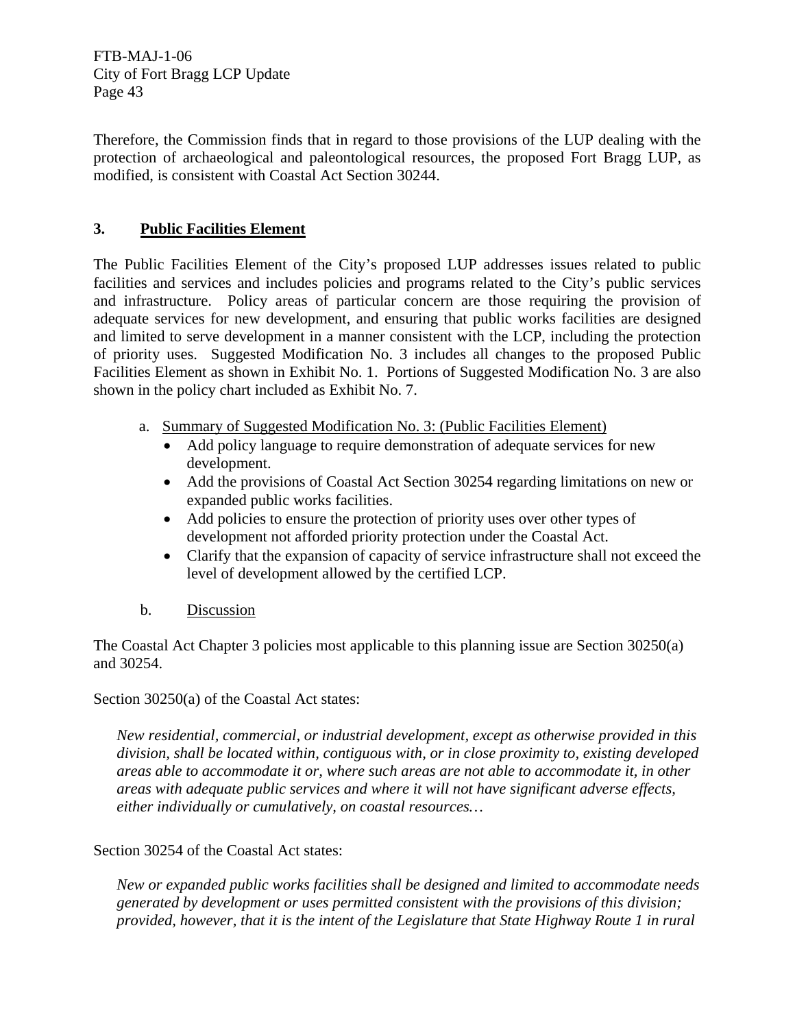Therefore, the Commission finds that in regard to those provisions of the LUP dealing with the protection of archaeological and paleontological resources, the proposed Fort Bragg LUP, as modified, is consistent with Coastal Act Section 30244.

### 3. Public Facilities Element

The Public Facilities Element of the City's proposed LUP addresses issues related to public facilities and services and includes policies and programs related to the City's public services and infrastructure. Policy areas of particular concern are those requiring the provision of adequate services for new development, and ensuring that public works facilities are designed and limited to serve development in a manner consistent with the LCP, including the protection of priority uses. Suggested Modification No. 3 includes all changes to the proposed Public Facilities Element as shown in Exhibit No. 1. Portions of Suggested Modification No. 3 are also shown in the policy chart included as Exhibit No. 7.

a. Summary of Suggested Modification No. 3: (Public Facilities Element)

- Add policy language to require demonstration of adequate services for new development.
- Add the provisions of Coastal Act Section 30254 regarding limitations on new or expanded public works facilities.
- Add policies to ensure the protection of priority uses over other types of development not afforded priority protection under the Coastal Act.
- Clarify that the expansion of capacity of service infrastructure shall not exceed the level of development allowed by the certified LCP.

b. Discussion

The Coastal Act Chapter 3 policies most applicable to this planning issue are Section 30250(a) and 30254.

Section 30250(a) of the Coastal Act states:

*New residential, commercial, or industrial development, except as otherwise provided in this division, shall be located within, contiguous with, or in close proximity to, existing developed areas able to accommodate it or, where such areas are not able to accommodate it, in other areas with adequate public services and where it will not have significant adverse effects, either individually or cumulatively, on coastal resources…*

Section 30254 of the Coastal Act states:

*New or expanded public works facilities shall be designed and limited to accommodate needs generated by development or uses permitted consistent with the provisions of this division; provided, however, that it is the intent of the Legislature that State Highway Route 1 in rural*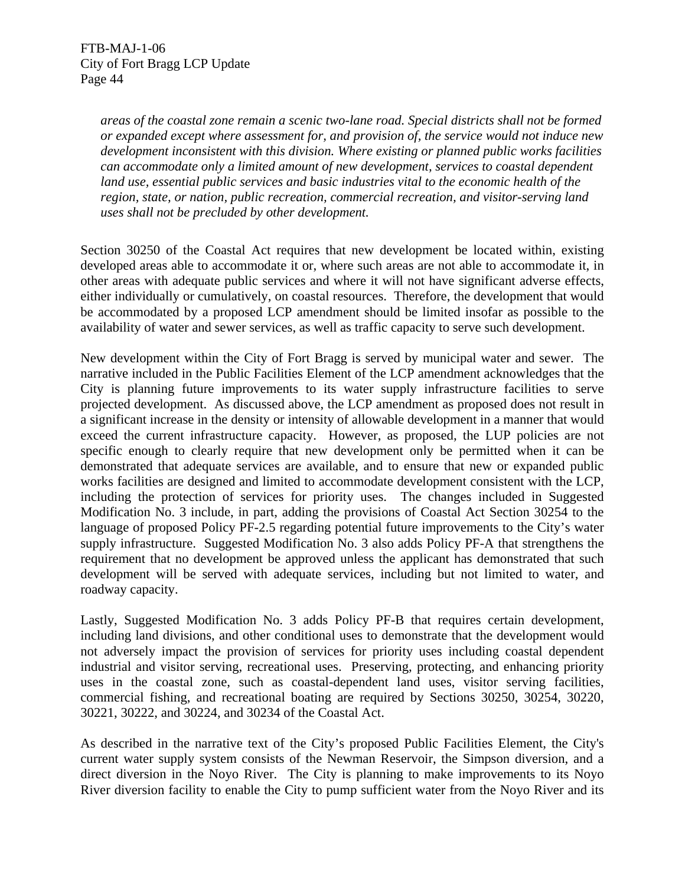*areas of the coastal zone remain a scenic two-lane road. Special districts shall not be formed or expanded except where assessment for, and provision of, the service would not induce new development inconsistent with this division. Where existing or planned public works facilities can accommodate only a limited amount of new development, services to coastal dependent land use, essential public services and basic industries vital to the economic health of the region, state, or nation, public recreation, commercial recreation, and visitor-serving land uses shall not be precluded by other development.*

Section 30250 of the Coastal Act requires that new development be located within, existing developed areas able to accommodate it or, where such areas are not able to accommodate it, in other areas with adequate public services and where it will not have significant adverse effects, either individually or cumulatively, on coastal resources. Therefore, the development that would be accommodated by a proposed LCP amendment should be limited insofar as possible to the availability of water and sewer services, as well as traffic capacity to serve such development.

New development within the City of Fort Bragg is served by municipal water and sewer. The narrative included in the Public Facilities Element of the LCP amendment acknowledges that the City is planning future improvements to its water supply infrastructure facilities to serve projected development. As discussed above, the LCP amendment as proposed does not result in a significant increase in the density or intensity of allowable development in a manner that would exceed the current infrastructure capacity. However, as proposed, the LUP policies are not specific enough to clearly require that new development only be permitted when it can be demonstrated that adequate services are available, and to ensure that new or expanded public works facilities are designed and limited to accommodate development consistent with the LCP, including the protection of services for priority uses. The changes included in Suggested Modification No. 3 include, in part, adding the provisions of Coastal Act Section 30254 to the language of proposed Policy PF-2.5 regarding potential future improvements to the City's water supply infrastructure. Suggested Modification No. 3 also adds Policy PF-A that strengthens the requirement that no development be approved unless the applicant has demonstrated that such development will be served with adequate services, including but not limited to water, and roadway capacity.

Lastly, Suggested Modification No. 3 adds Policy PF-B that requires certain development, including land divisions, and other conditional uses to demonstrate that the development would not adversely impact the provision of services for priority uses including coastal dependent industrial and visitor serving, recreational uses. Preserving, protecting, and enhancing priority uses in the coastal zone, such as coastal-dependent land uses, visitor serving facilities, commercial fishing, and recreational boating are required by Sections 30250, 30254, 30220, 30221, 30222, and 30224, and 30234 of the Coastal Act.

As described in the narrative text of the City's proposed Public Facilities Element, the City's current water supply system consists of the Newman Reservoir, the Simpson diversion, and a direct diversion in the Noyo River. The City is planning to make improvements to its Noyo River diversion facility to enable the City to pump sufficient water from the Noyo River and its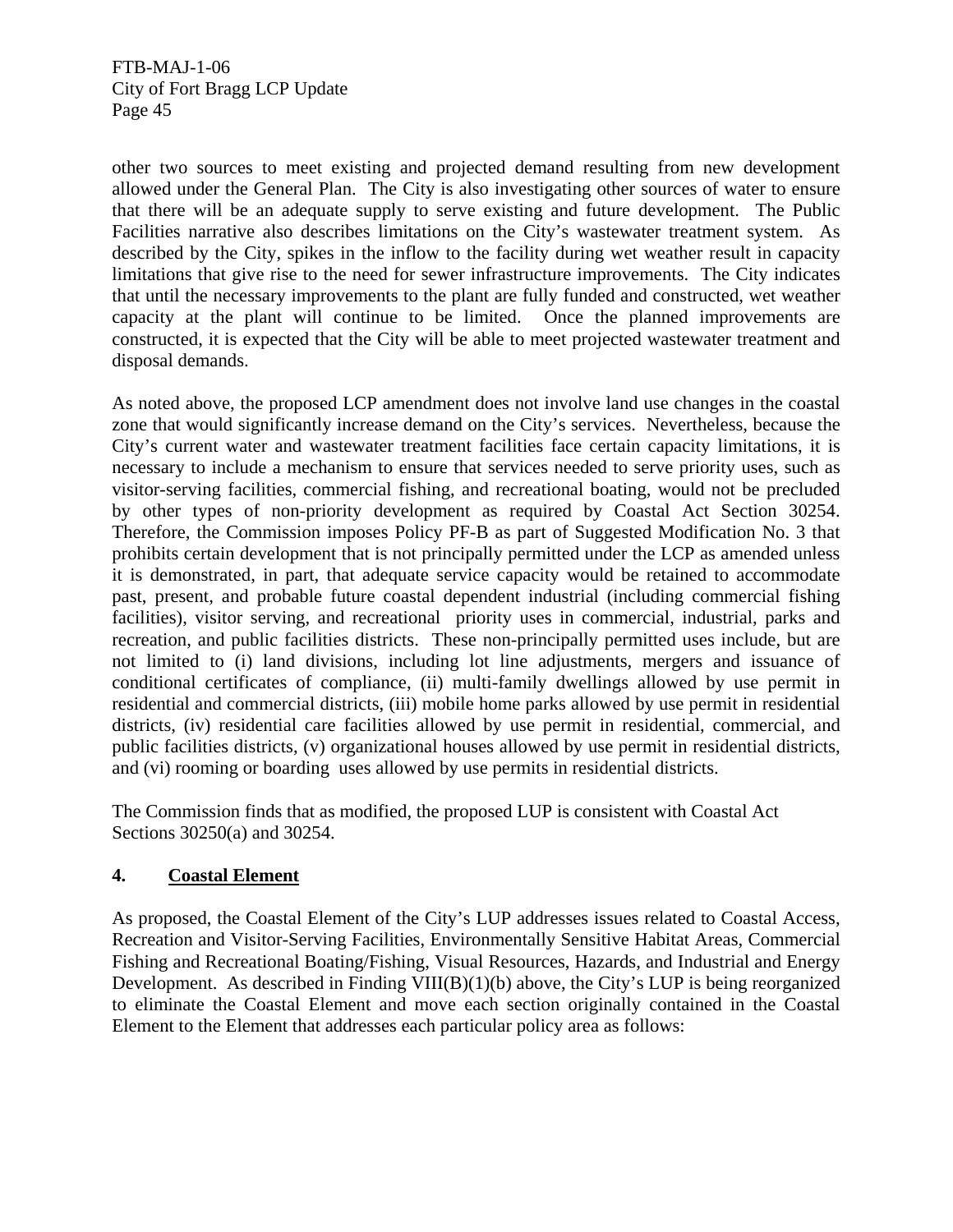other two sources to meet existing and projected demand resulting from new development allowed under the General Plan. The City is also investigating other sources of water to ensure that there will be an adequate supply to serve existing and future development. The Public Facilities narrative also describes limitations on the City's wastewater treatment system. As described by the City, spikes in the inflow to the facility during wet weather result in capacity limitations that give rise to the need for sewer infrastructure improvements. The City indicates that until the necessary improvements to the plant are fully funded and constructed, wet weather capacity at the plant will continue to be limited. Once the planned improvements are constructed, it is expected that the City will be able to meet projected wastewater treatment and disposal demands.

As noted above, the proposed LCP amendment does not involve land use changes in the coastal zone that would significantly increase demand on the City's services. Nevertheless, because the City's current water and wastewater treatment facilities face certain capacity limitations, it is necessary to include a mechanism to ensure that services needed to serve priority uses, such as visitor-serving facilities, commercial fishing, and recreational boating, would not be precluded by other types of non-priority development as required by Coastal Act Section 30254. Therefore, the Commission imposes Policy PF-B as part of Suggested Modification No. 3 that prohibits certain development that is not principally permitted under the LCP as amended unless it is demonstrated, in part, that adequate service capacity would be retained to accommodate past, present, and probable future coastal dependent industrial (including commercial fishing facilities), visitor serving, and recreational priority uses in commercial, industrial, parks and recreation, and public facilities districts. These non-principally permitted uses include, but are not limited to (i) land divisions, including lot line adjustments, mergers and issuance of conditional certificates of compliance, (ii) multi-family dwellings allowed by use permit in residential and commercial districts, (iii) mobile home parks allowed by use permit in residential districts, (iv) residential care facilities allowed by use permit in residential, commercial, and public facilities districts, (v) organizational houses allowed by use permit in residential districts, and (vi) rooming or boarding uses allowed by use permits in residential districts.

The Commission finds that as modified, the proposed LUP is consistent with Coastal Act Sections 30250(a) and 30254.

### 4. Coastal Element

As proposed, the Coastal Element of the City's LUP addresses issues related to Coastal Access, Recreation and Visitor-Serving Facilities, Environmentally Sensitive Habitat Areas, Commercial Fishing and Recreational Boating/Fishing, Visual Resources, Hazards, and Industrial and Energy Development. As described in Finding VIII(B)(1)(b) above, the City's LUP is being reorganized to eliminate the Coastal Element and move each section originally contained in the Coastal Element to the Element that addresses each particular policy area as follows: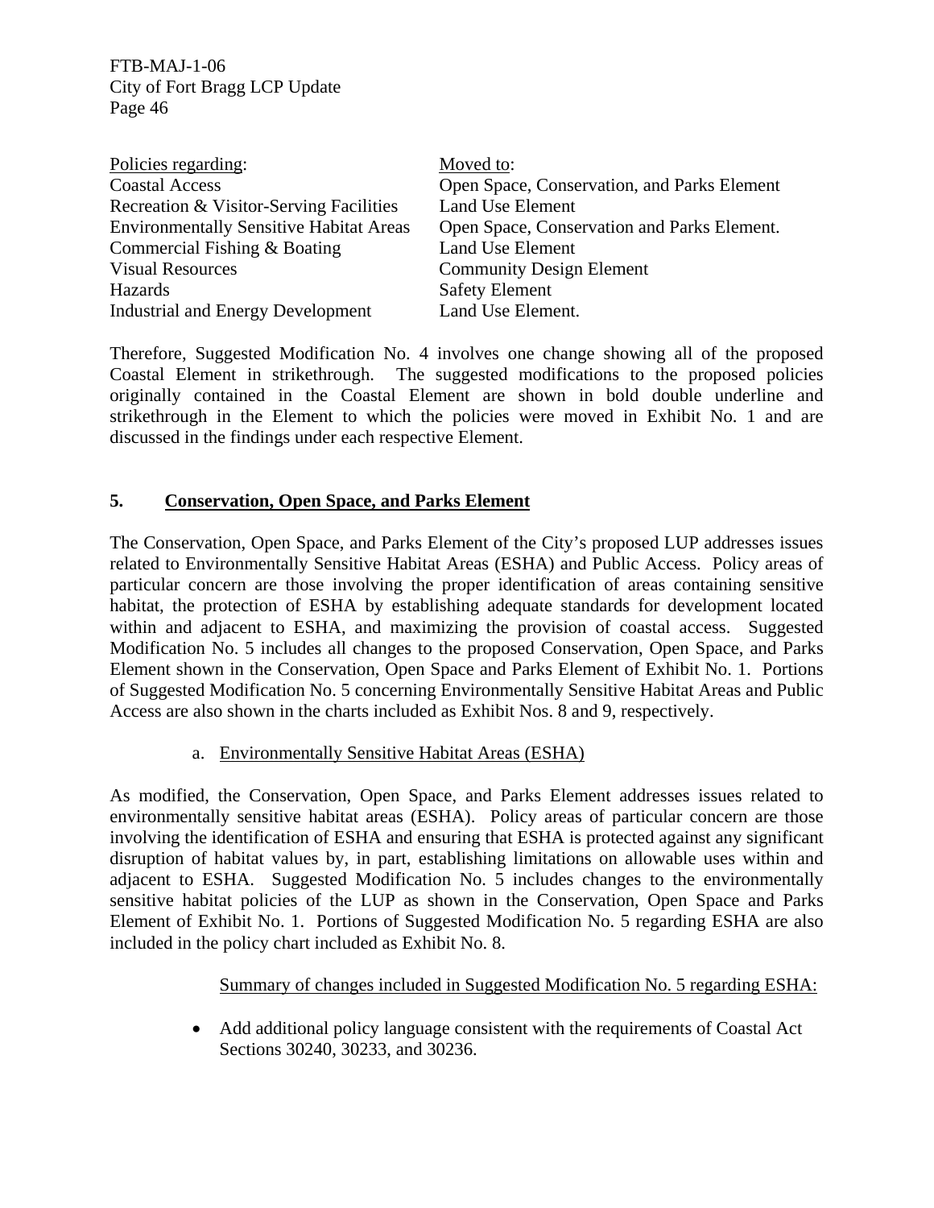| Policies regarding: | Moved to: |
|---|---|
| Coastal Access | Open Space, Conservation, and Parks Element |
| Recreation & Visitor-Serving Facilities | Land Use Element |
| Environmentally Sensitive Habitat Areas | Open Space, Conservation and Parks Element. |
| Commercial Fishing & Boating | Land Use Element |
| Visual Resources | Community Design Element |
| Hazards | Safety Element |
| Industrial and Energy Development | Land Use Element. |

Therefore, Suggested Modification No. 4 involves one change showing all of the proposed Coastal Element in strikethrough. The suggested modifications to the proposed policies originally contained in the Coastal Element are shown in bold double underline and strikethrough in the Element to which the policies were moved in Exhibit No. 1 and are discussed in the findings under each respective Element.

## 5. Conservation, Open Space, and Parks Element

The Conservation, Open Space, and Parks Element of the City's proposed LUP addresses issues related to Environmentally Sensitive Habitat Areas (ESHA) and Public Access. Policy areas of particular concern are those involving the proper identification of areas containing sensitive habitat, the protection of ESHA by establishing adequate standards for development located within and adjacent to ESHA, and maximizing the provision of coastal access. Suggested Modification No. 5 includes all changes to the proposed Conservation, Open Space, and Parks Element shown in the Conservation, Open Space and Parks Element of Exhibit No. 1. Portions of Suggested Modification No. 5 concerning Environmentally Sensitive Habitat Areas and Public Access are also shown in the charts included as Exhibit Nos. 8 and 9, respectively.

### a. Environmentally Sensitive Habitat Areas (ESHA)

As modified, the Conservation, Open Space, and Parks Element addresses issues related to environmentally sensitive habitat areas (ESHA). Policy areas of particular concern are those involving the identification of ESHA and ensuring that ESHA is protected against any significant disruption of habitat values by, in part, establishing limitations on allowable uses within and adjacent to ESHA. Suggested Modification No. 5 includes changes to the environmentally sensitive habitat policies of the LUP as shown in the Conservation, Open Space and Parks Element of Exhibit No. 1. Portions of Suggested Modification No. 5 regarding ESHA are also included in the policy chart included as Exhibit No. 8.

Summary of changes included in Suggested Modification No. 5 regarding ESHA:

- Add additional policy language consistent with the requirements of Coastal Act Sections 30240, 30233, and 30236.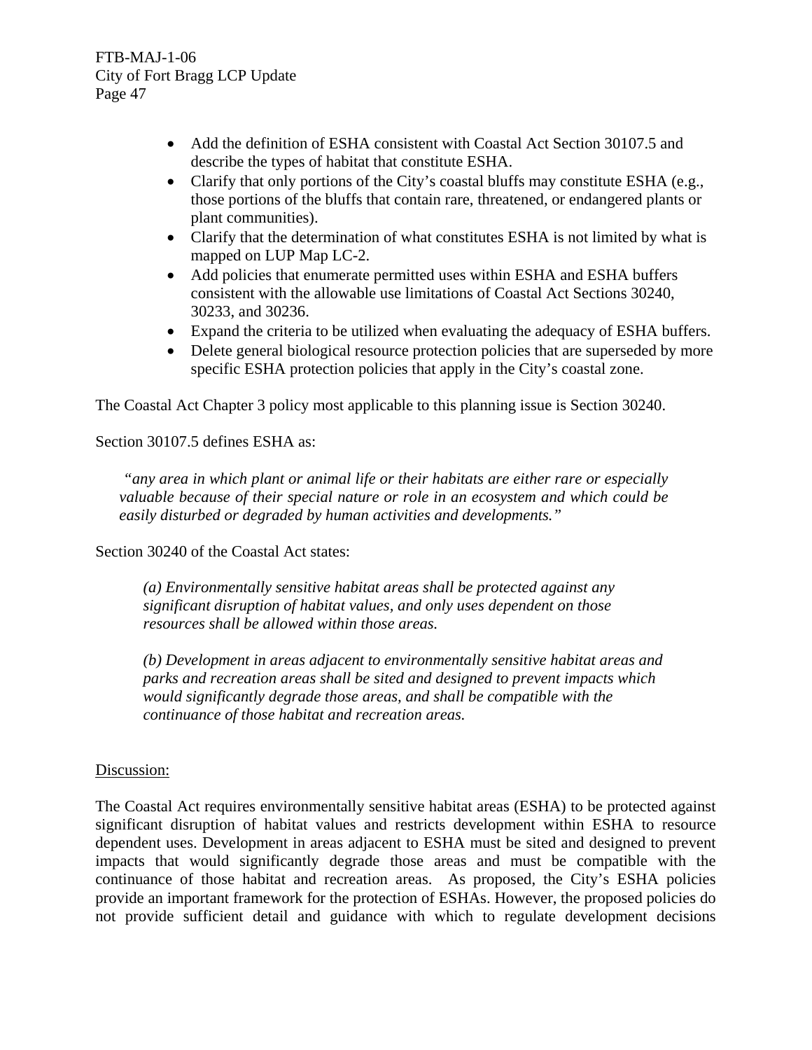- Add the definition of ESHA consistent with Coastal Act Section 30107.5 and describe the types of habitat that constitute ESHA.
- Clarify that only portions of the City's coastal bluffs may constitute ESHA (e.g., those portions of the bluffs that contain rare, threatened, or endangered plants or plant communities).
- Clarify that the determination of what constitutes ESHA is not limited by what is mapped on LUP Map LC-2.
- Add policies that enumerate permitted uses within ESHA and ESHA buffers consistent with the allowable use limitations of Coastal Act Sections 30240, 30233, and 30236.
- Expand the criteria to be utilized when evaluating the adequacy of ESHA buffers.
- Delete general biological resource protection policies that are superseded by more specific ESHA protection policies that apply in the City's coastal zone.

The Coastal Act Chapter 3 policy most applicable to this planning issue is Section 30240.

Section 30107.5 defines ESHA as:

> *"any area in which plant or animal life or their habitats are either rare or especially valuable because of their special nature or role in an ecosystem and which could be easily disturbed or degraded by human activities and developments."*

Section 30240 of the Coastal Act states:

> *(a) Environmentally sensitive habitat areas shall be protected against any significant disruption of habitat values, and only uses dependent on those resources shall be allowed within those areas.*
>
> *(b) Development in areas adjacent to environmentally sensitive habitat areas and parks and recreation areas shall be sited and designed to prevent impacts which would significantly degrade those areas, and shall be compatible with the continuance of those habitat and recreation areas.*

<u>Discussion:</u>

The Coastal Act requires environmentally sensitive habitat areas (ESHA) to be protected against significant disruption of habitat values and restricts development within ESHA to resource dependent uses. Development in areas adjacent to ESHA must be sited and designed to prevent impacts that would significantly degrade those areas and must be compatible with the continuance of those habitat and recreation areas. As proposed, the City's ESHA policies provide an important framework for the protection of ESHAs. However, the proposed policies do not provide sufficient detail and guidance with which to regulate development decisions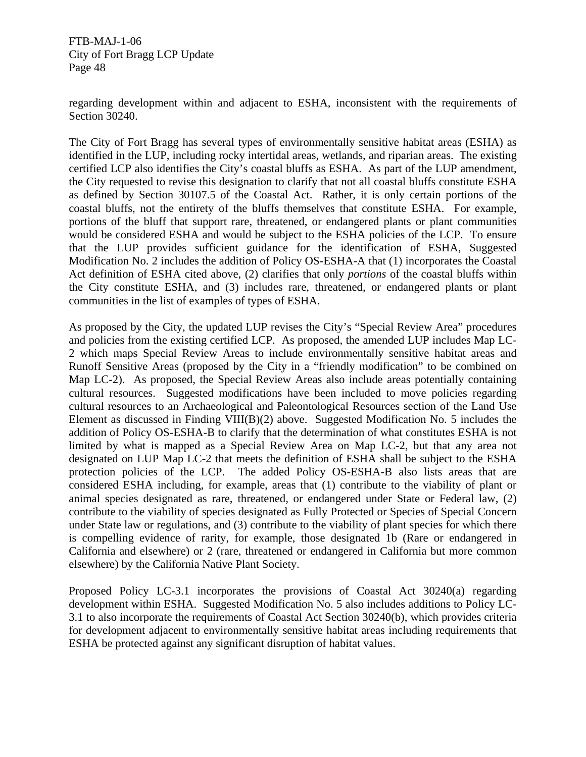regarding development within and adjacent to ESHA, inconsistent with the requirements of Section 30240.

The City of Fort Bragg has several types of environmentally sensitive habitat areas (ESHA) as identified in the LUP, including rocky intertidal areas, wetlands, and riparian areas. The existing certified LCP also identifies the City's coastal bluffs as ESHA. As part of the LUP amendment, the City requested to revise this designation to clarify that not all coastal bluffs constitute ESHA as defined by Section 30107.5 of the Coastal Act. Rather, it is only certain portions of the coastal bluffs, not the entirety of the bluffs themselves that constitute ESHA. For example, portions of the bluff that support rare, threatened, or endangered plants or plant communities would be considered ESHA and would be subject to the ESHA policies of the LCP. To ensure that the LUP provides sufficient guidance for the identification of ESHA, Suggested Modification No. 2 includes the addition of Policy OS-ESHA-A that (1) incorporates the Coastal Act definition of ESHA cited above, (2) clarifies that only *portions* of the coastal bluffs within the City constitute ESHA, and (3) includes rare, threatened, or endangered plants or plant communities in the list of examples of types of ESHA.

As proposed by the City, the updated LUP revises the City's "Special Review Area" procedures and policies from the existing certified LCP. As proposed, the amended LUP includes Map LC-2 which maps Special Review Areas to include environmentally sensitive habitat areas and Runoff Sensitive Areas (proposed by the City in a "friendly modification" to be combined on Map LC-2). As proposed, the Special Review Areas also include areas potentially containing cultural resources. Suggested modifications have been included to move policies regarding cultural resources to an Archaeological and Paleontological Resources section of the Land Use Element as discussed in Finding VIII(B)(2) above. Suggested Modification No. 5 includes the addition of Policy OS-ESHA-B to clarify that the determination of what constitutes ESHA is not limited by what is mapped as a Special Review Area on Map LC-2, but that any area not designated on LUP Map LC-2 that meets the definition of ESHA shall be subject to the ESHA protection policies of the LCP. The added Policy OS-ESHA-B also lists areas that are considered ESHA including, for example, areas that (1) contribute to the viability of plant or animal species designated as rare, threatened, or endangered under State or Federal law, (2) contribute to the viability of species designated as Fully Protected or Species of Special Concern under State law or regulations, and (3) contribute to the viability of plant species for which there is compelling evidence of rarity, for example, those designated 1b (Rare or endangered in California and elsewhere) or 2 (rare, threatened or endangered in California but more common elsewhere) by the California Native Plant Society.

Proposed Policy LC-3.1 incorporates the provisions of Coastal Act 30240(a) regarding development within ESHA. Suggested Modification No. 5 also includes additions to Policy LC-3.1 to also incorporate the requirements of Coastal Act Section 30240(b), which provides criteria for development adjacent to environmentally sensitive habitat areas including requirements that ESHA be protected against any significant disruption of habitat values.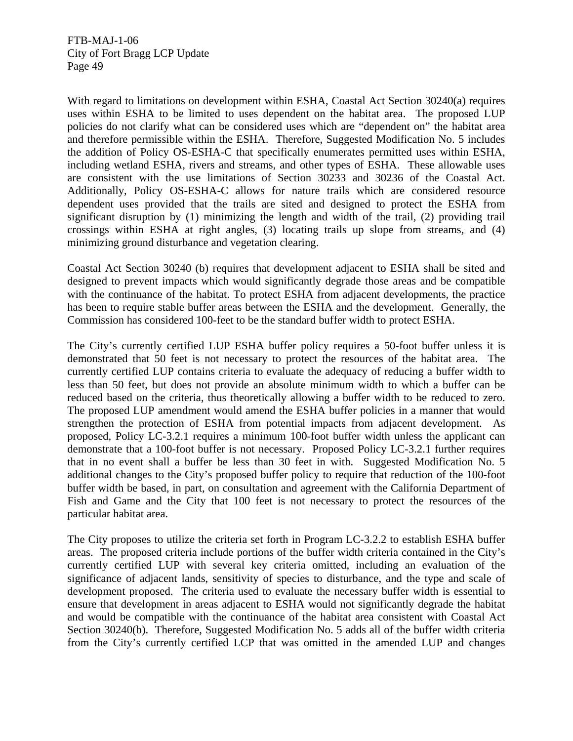With regard to limitations on development within ESHA, Coastal Act Section 30240(a) requires uses within ESHA to be limited to uses dependent on the habitat area. The proposed LUP policies do not clarify what can be considered uses which are "dependent on" the habitat area and therefore permissible within the ESHA. Therefore, Suggested Modification No. 5 includes the addition of Policy OS-ESHA-C that specifically enumerates permitted uses within ESHA, including wetland ESHA, rivers and streams, and other types of ESHA. These allowable uses are consistent with the use limitations of Section 30233 and 30236 of the Coastal Act. Additionally, Policy OS-ESHA-C allows for nature trails which are considered resource dependent uses provided that the trails are sited and designed to protect the ESHA from significant disruption by (1) minimizing the length and width of the trail, (2) providing trail crossings within ESHA at right angles, (3) locating trails up slope from streams, and (4) minimizing ground disturbance and vegetation clearing.

Coastal Act Section 30240 (b) requires that development adjacent to ESHA shall be sited and designed to prevent impacts which would significantly degrade those areas and be compatible with the continuance of the habitat. To protect ESHA from adjacent developments, the practice has been to require stable buffer areas between the ESHA and the development. Generally, the Commission has considered 100-feet to be the standard buffer width to protect ESHA.

The City's currently certified LUP ESHA buffer policy requires a 50-foot buffer unless it is demonstrated that 50 feet is not necessary to protect the resources of the habitat area. The currently certified LUP contains criteria to evaluate the adequacy of reducing a buffer width to less than 50 feet, but does not provide an absolute minimum width to which a buffer can be reduced based on the criteria, thus theoretically allowing a buffer width to be reduced to zero. The proposed LUP amendment would amend the ESHA buffer policies in a manner that would strengthen the protection of ESHA from potential impacts from adjacent development. As proposed, Policy LC-3.2.1 requires a minimum 100-foot buffer width unless the applicant can demonstrate that a 100-foot buffer is not necessary. Proposed Policy LC-3.2.1 further requires that in no event shall a buffer be less than 30 feet in with. Suggested Modification No. 5 additional changes to the City's proposed buffer policy to require that reduction of the 100-foot buffer width be based, in part, on consultation and agreement with the California Department of Fish and Game and the City that 100 feet is not necessary to protect the resources of the particular habitat area.

The City proposes to utilize the criteria set forth in Program LC-3.2.2 to establish ESHA buffer areas. The proposed criteria include portions of the buffer width criteria contained in the City's currently certified LUP with several key criteria omitted, including an evaluation of the significance of adjacent lands, sensitivity of species to disturbance, and the type and scale of development proposed. The criteria used to evaluate the necessary buffer width is essential to ensure that development in areas adjacent to ESHA would not significantly degrade the habitat and would be compatible with the continuance of the habitat area consistent with Coastal Act Section 30240(b). Therefore, Suggested Modification No. 5 adds all of the buffer width criteria from the City's currently certified LCP that was omitted in the amended LUP and changes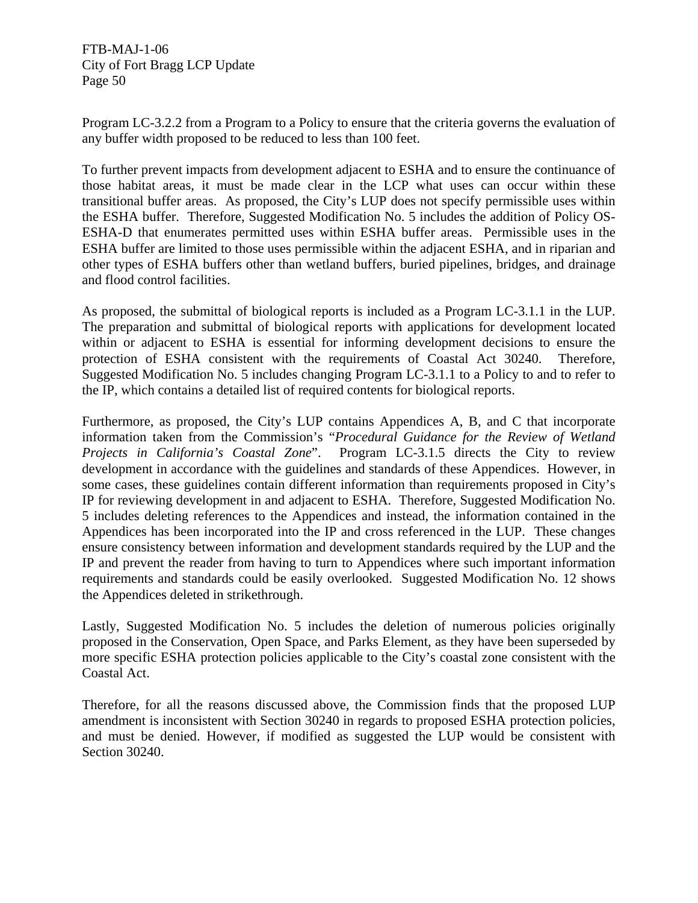Program LC-3.2.2 from a Program to a Policy to ensure that the criteria governs the evaluation of any buffer width proposed to be reduced to less than 100 feet.

To further prevent impacts from development adjacent to ESHA and to ensure the continuance of those habitat areas, it must be made clear in the LCP what uses can occur within these transitional buffer areas. As proposed, the City's LUP does not specify permissible uses within the ESHA buffer. Therefore, Suggested Modification No. 5 includes the addition of Policy OS-ESHA-D that enumerates permitted uses within ESHA buffer areas. Permissible uses in the ESHA buffer are limited to those uses permissible within the adjacent ESHA, and in riparian and other types of ESHA buffers other than wetland buffers, buried pipelines, bridges, and drainage and flood control facilities.

As proposed, the submittal of biological reports is included as a Program LC-3.1.1 in the LUP. The preparation and submittal of biological reports with applications for development located within or adjacent to ESHA is essential for informing development decisions to ensure the protection of ESHA consistent with the requirements of Coastal Act 30240. Therefore, Suggested Modification No. 5 includes changing Program LC-3.1.1 to a Policy to and to refer to the IP, which contains a detailed list of required contents for biological reports.

Furthermore, as proposed, the City's LUP contains Appendices A, B, and C that incorporate information taken from the Commission's "*Procedural Guidance for the Review of Wetland Projects in California's Coastal Zone*". Program LC-3.1.5 directs the City to review development in accordance with the guidelines and standards of these Appendices. However, in some cases, these guidelines contain different information than requirements proposed in City's IP for reviewing development in and adjacent to ESHA. Therefore, Suggested Modification No. 5 includes deleting references to the Appendices and instead, the information contained in the Appendices has been incorporated into the IP and cross referenced in the LUP. These changes ensure consistency between information and development standards required by the LUP and the IP and prevent the reader from having to turn to Appendices where such important information requirements and standards could be easily overlooked. Suggested Modification No. 12 shows the Appendices deleted in strikethrough.

Lastly, Suggested Modification No. 5 includes the deletion of numerous policies originally proposed in the Conservation, Open Space, and Parks Element, as they have been superseded by more specific ESHA protection policies applicable to the City's coastal zone consistent with the Coastal Act.

Therefore, for all the reasons discussed above, the Commission finds that the proposed LUP amendment is inconsistent with Section 30240 in regards to proposed ESHA protection policies, and must be denied. However, if modified as suggested the LUP would be consistent with Section 30240.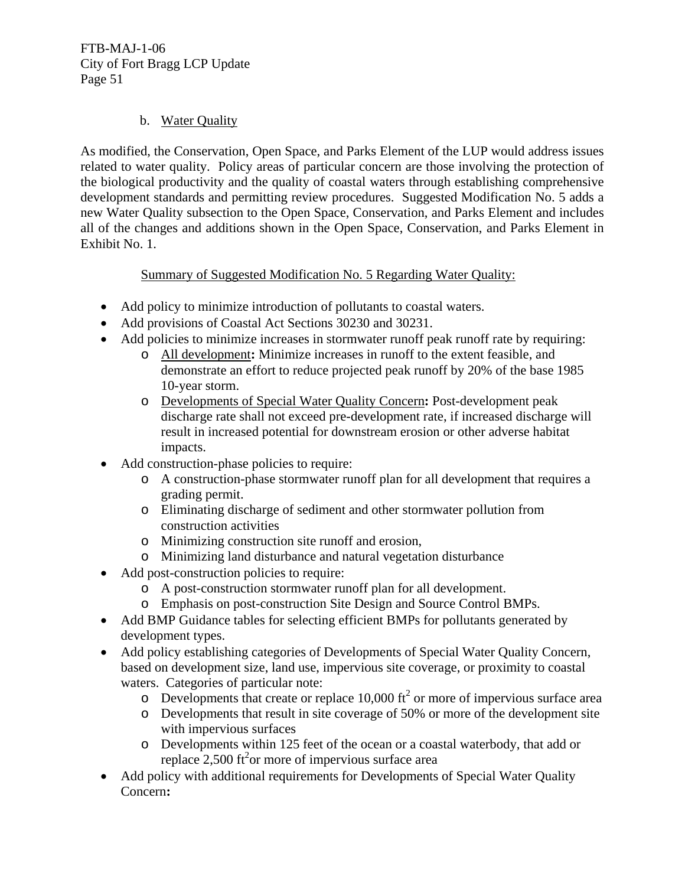b. Water Quality

As modified, the Conservation, Open Space, and Parks Element of the LUP would address issues related to water quality. Policy areas of particular concern are those involving the protection of the biological productivity and the quality of coastal waters through establishing comprehensive development standards and permitting review procedures. Suggested Modification No. 5 adds a new Water Quality subsection to the Open Space, Conservation, and Parks Element and includes all of the changes and additions shown in the Open Space, Conservation, and Parks Element in Exhibit No. 1.

Summary of Suggested Modification No. 5 Regarding Water Quality:

- Add policy to minimize introduction of pollutants to coastal waters.
- Add provisions of Coastal Act Sections 30230 and 30231.
- Add policies to minimize increases in stormwater runoff peak runoff rate by requiring:
  - All development**:** Minimize increases in runoff to the extent feasible, and demonstrate an effort to reduce projected peak runoff by 20% of the base 1985 10-year storm.
  - Developments of Special Water Quality Concern**:** Post-development peak discharge rate shall not exceed pre-development rate, if increased discharge will result in increased potential for downstream erosion or other adverse habitat impacts.
- Add construction-phase policies to require:
  - A construction-phase stormwater runoff plan for all development that requires a grading permit.
  - Eliminating discharge of sediment and other stormwater pollution from construction activities
  - Minimizing construction site runoff and erosion,
  - Minimizing land disturbance and natural vegetation disturbance
- Add post-construction policies to require:
  - A post-construction stormwater runoff plan for all development.
  - Emphasis on post-construction Site Design and Source Control BMPs.
- Add BMP Guidance tables for selecting efficient BMPs for pollutants generated by development types.
- Add policy establishing categories of Developments of Special Water Quality Concern, based on development size, land use, impervious site coverage, or proximity to coastal waters. Categories of particular note:
  - Developments that create or replace 10,000 $ft^2$ or more of impervious surface area
  - Developments that result in site coverage of 50% or more of the development site with impervious surfaces
  - Developments within 125 feet of the ocean or a coastal waterbody, that add or replace 2,500 $ft^2$ or more of impervious surface area
- Add policy with additional requirements for Developments of Special Water Quality Concern**:**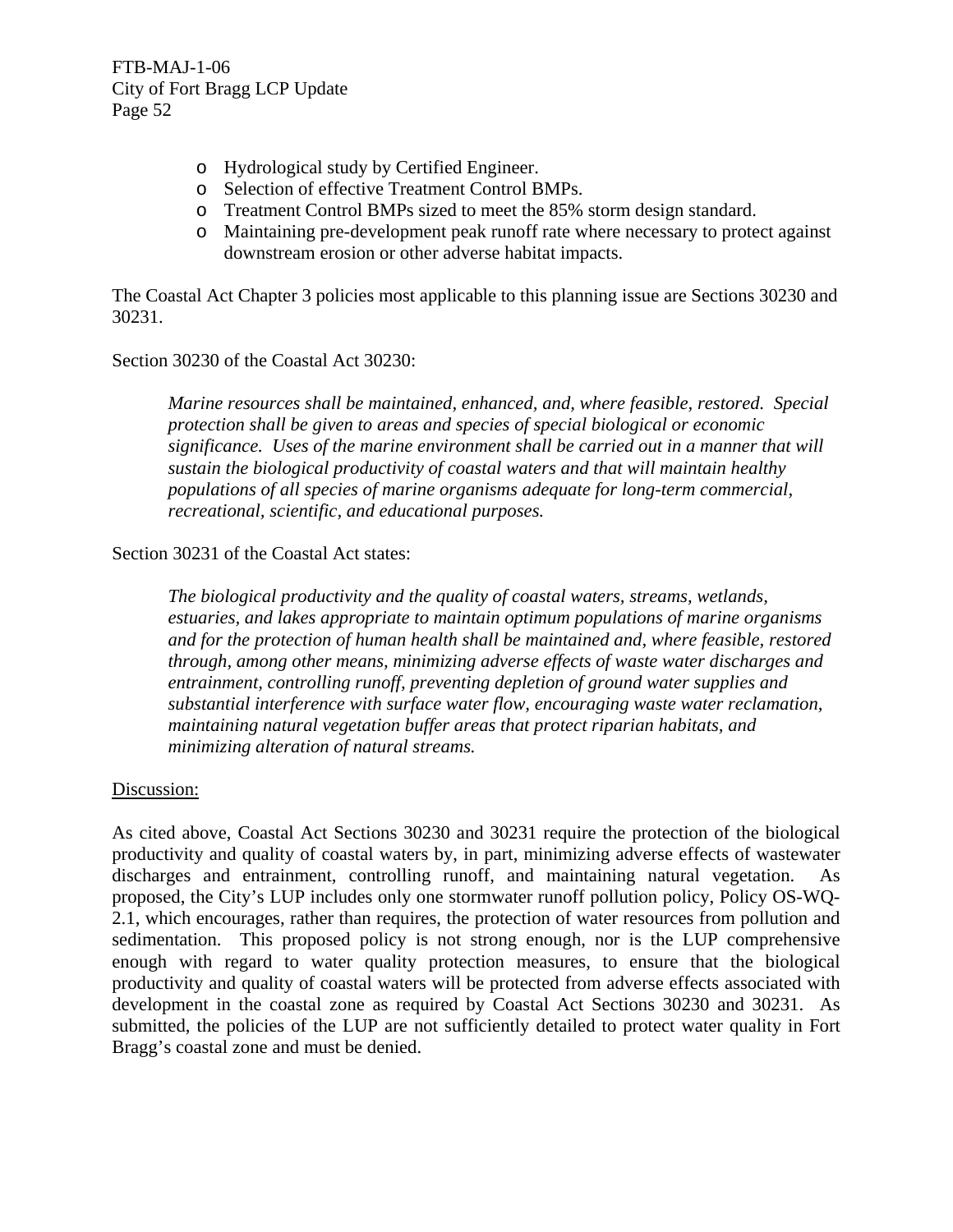- Hydrological study by Certified Engineer.
- Selection of effective Treatment Control BMPs.
- Treatment Control BMPs sized to meet the 85% storm design standard.
- Maintaining pre-development peak runoff rate where necessary to protect against downstream erosion or other adverse habitat impacts.

The Coastal Act Chapter 3 policies most applicable to this planning issue are Sections 30230 and 30231.

Section 30230 of the Coastal Act 30230:

> *Marine resources shall be maintained, enhanced, and, where feasible, restored. Special protection shall be given to areas and species of special biological or economic significance. Uses of the marine environment shall be carried out in a manner that will sustain the biological productivity of coastal waters and that will maintain healthy populations of all species of marine organisms adequate for long-term commercial, recreational, scientific, and educational purposes.*

Section 30231 of the Coastal Act states:

> *The biological productivity and the quality of coastal waters, streams, wetlands, estuaries, and lakes appropriate to maintain optimum populations of marine organisms and for the protection of human health shall be maintained and, where feasible, restored through, among other means, minimizing adverse effects of waste water discharges and entrainment, controlling runoff, preventing depletion of ground water supplies and substantial interference with surface water flow, encouraging waste water reclamation, maintaining natural vegetation buffer areas that protect riparian habitats, and minimizing alteration of natural streams.*

<u>Discussion:</u>

As cited above, Coastal Act Sections 30230 and 30231 require the protection of the biological productivity and quality of coastal waters by, in part, minimizing adverse effects of wastewater discharges and entrainment, controlling runoff, and maintaining natural vegetation. As proposed, the City's LUP includes only one stormwater runoff pollution policy, Policy OS-WQ-2.1, which encourages, rather than requires, the protection of water resources from pollution and sedimentation. This proposed policy is not strong enough, nor is the LUP comprehensive enough with regard to water quality protection measures, to ensure that the biological productivity and quality of coastal waters will be protected from adverse effects associated with development in the coastal zone as required by Coastal Act Sections 30230 and 30231. As submitted, the policies of the LUP are not sufficiently detailed to protect water quality in Fort Bragg's coastal zone and must be denied.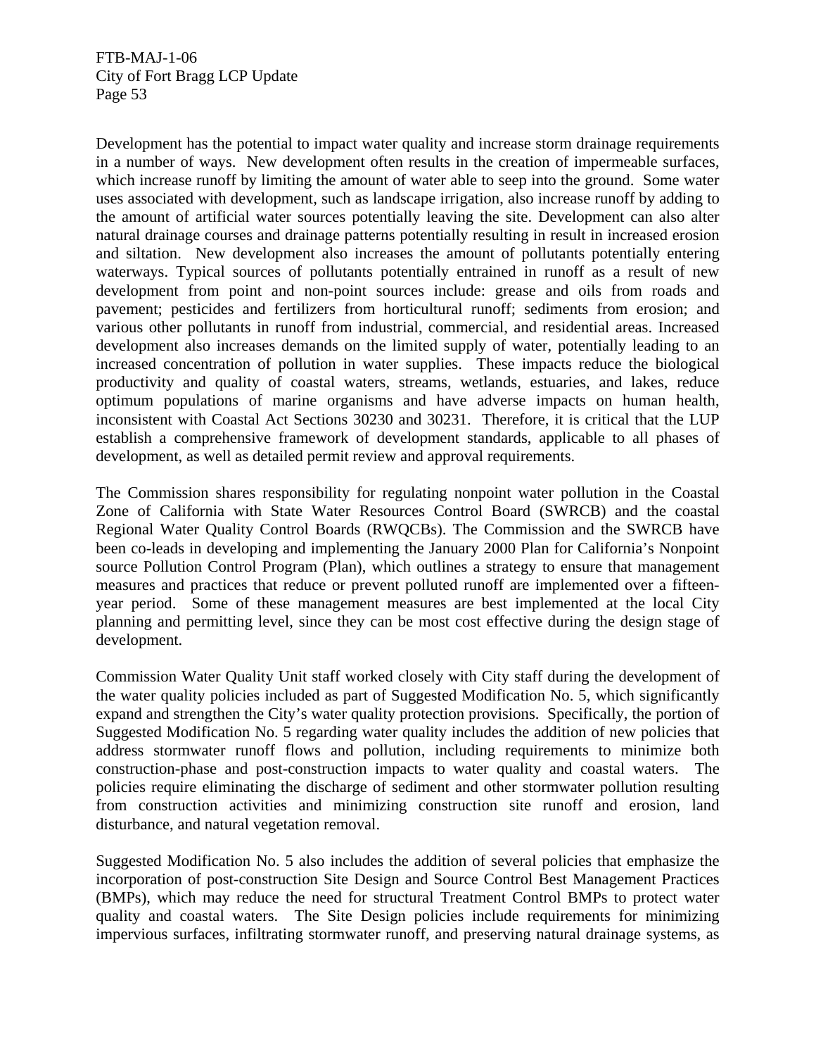Development has the potential to impact water quality and increase storm drainage requirements in a number of ways. New development often results in the creation of impermeable surfaces, which increase runoff by limiting the amount of water able to seep into the ground. Some water uses associated with development, such as landscape irrigation, also increase runoff by adding to the amount of artificial water sources potentially leaving the site. Development can also alter natural drainage courses and drainage patterns potentially resulting in result in increased erosion and siltation. New development also increases the amount of pollutants potentially entering waterways. Typical sources of pollutants potentially entrained in runoff as a result of new development from point and non-point sources include: grease and oils from roads and pavement; pesticides and fertilizers from horticultural runoff; sediments from erosion; and various other pollutants in runoff from industrial, commercial, and residential areas. Increased development also increases demands on the limited supply of water, potentially leading to an increased concentration of pollution in water supplies. These impacts reduce the biological productivity and quality of coastal waters, streams, wetlands, estuaries, and lakes, reduce optimum populations of marine organisms and have adverse impacts on human health, inconsistent with Coastal Act Sections 30230 and 30231. Therefore, it is critical that the LUP establish a comprehensive framework of development standards, applicable to all phases of development, as well as detailed permit review and approval requirements.

The Commission shares responsibility for regulating nonpoint water pollution in the Coastal Zone of California with State Water Resources Control Board (SWRCB) and the coastal Regional Water Quality Control Boards (RWQCBs). The Commission and the SWRCB have been co-leads in developing and implementing the January 2000 Plan for California's Nonpoint source Pollution Control Program (Plan), which outlines a strategy to ensure that management measures and practices that reduce or prevent polluted runoff are implemented over a fifteen-year period. Some of these management measures are best implemented at the local City planning and permitting level, since they can be most cost effective during the design stage of development.

Commission Water Quality Unit staff worked closely with City staff during the development of the water quality policies included as part of Suggested Modification No. 5, which significantly expand and strengthen the City's water quality protection provisions. Specifically, the portion of Suggested Modification No. 5 regarding water quality includes the addition of new policies that address stormwater runoff flows and pollution, including requirements to minimize both construction-phase and post-construction impacts to water quality and coastal waters. The policies require eliminating the discharge of sediment and other stormwater pollution resulting from construction activities and minimizing construction site runoff and erosion, land disturbance, and natural vegetation removal.

Suggested Modification No. 5 also includes the addition of several policies that emphasize the incorporation of post-construction Site Design and Source Control Best Management Practices (BMPs), which may reduce the need for structural Treatment Control BMPs to protect water quality and coastal waters. The Site Design policies include requirements for minimizing impervious surfaces, infiltrating stormwater runoff, and preserving natural drainage systems, as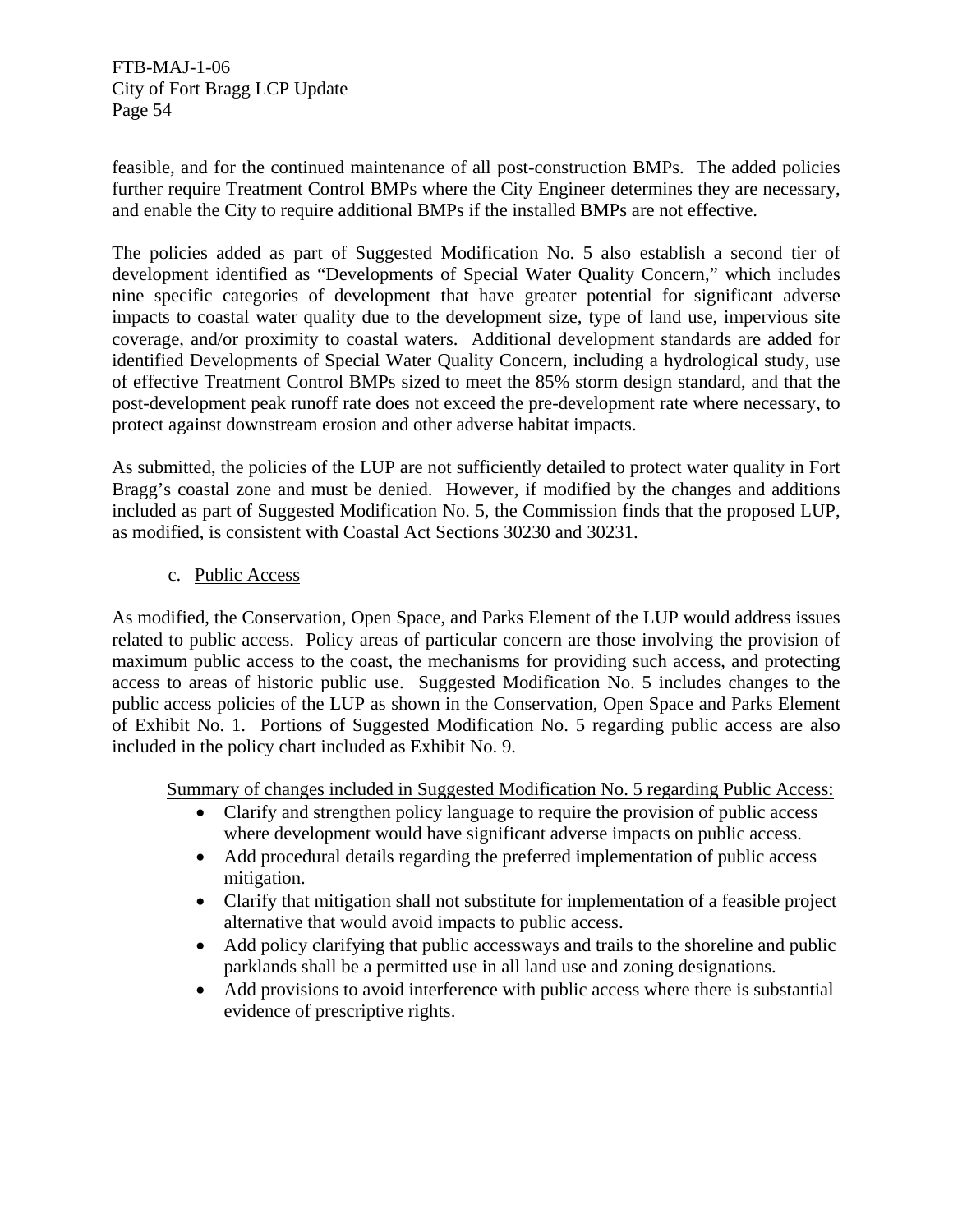feasible, and for the continued maintenance of all post-construction BMPs. The added policies further require Treatment Control BMPs where the City Engineer determines they are necessary, and enable the City to require additional BMPs if the installed BMPs are not effective.

The policies added as part of Suggested Modification No. 5 also establish a second tier of development identified as "Developments of Special Water Quality Concern," which includes nine specific categories of development that have greater potential for significant adverse impacts to coastal water quality due to the development size, type of land use, impervious site coverage, and/or proximity to coastal waters. Additional development standards are added for identified Developments of Special Water Quality Concern, including a hydrological study, use of effective Treatment Control BMPs sized to meet the 85% storm design standard, and that the post-development peak runoff rate does not exceed the pre-development rate where necessary, to protect against downstream erosion and other adverse habitat impacts.

As submitted, the policies of the LUP are not sufficiently detailed to protect water quality in Fort Bragg's coastal zone and must be denied. However, if modified by the changes and additions included as part of Suggested Modification No. 5, the Commission finds that the proposed LUP, as modified, is consistent with Coastal Act Sections 30230 and 30231.

c. Public Access

As modified, the Conservation, Open Space, and Parks Element of the LUP would address issues related to public access. Policy areas of particular concern are those involving the provision of maximum public access to the coast, the mechanisms for providing such access, and protecting access to areas of historic public use. Suggested Modification No. 5 includes changes to the public access policies of the LUP as shown in the Conservation, Open Space and Parks Element of Exhibit No. 1. Portions of Suggested Modification No. 5 regarding public access are also included in the policy chart included as Exhibit No. 9.

Summary of changes included in Suggested Modification No. 5 regarding Public Access:

- Clarify and strengthen policy language to require the provision of public access where development would have significant adverse impacts on public access.
- Add procedural details regarding the preferred implementation of public access mitigation.
- Clarify that mitigation shall not substitute for implementation of a feasible project alternative that would avoid impacts to public access.
- Add policy clarifying that public accessways and trails to the shoreline and public parklands shall be a permitted use in all land use and zoning designations.
- Add provisions to avoid interference with public access where there is substantial evidence of prescriptive rights.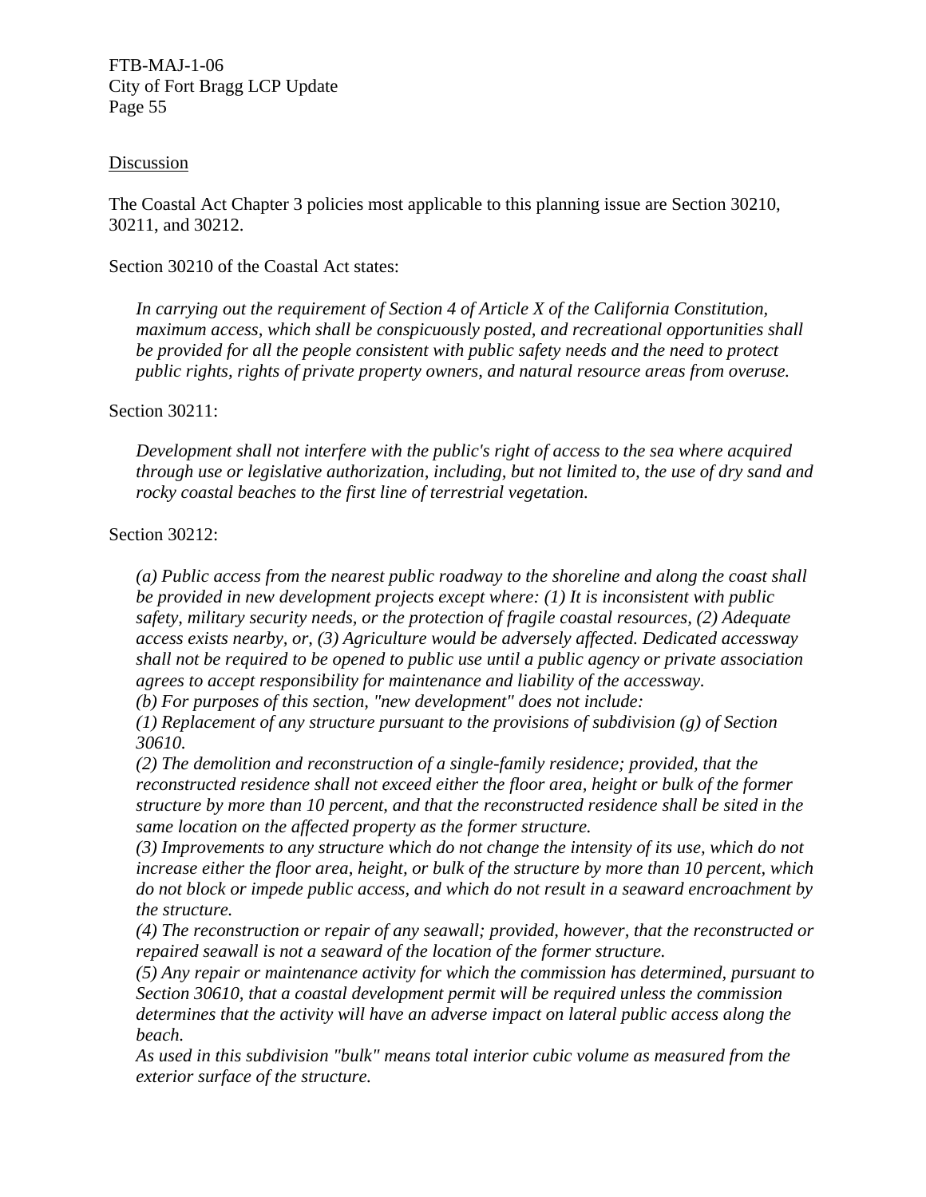Discussion

The Coastal Act Chapter 3 policies most applicable to this planning issue are Section 30210, 30211, and 30212.

Section 30210 of the Coastal Act states:

> *In carrying out the requirement of Section 4 of Article X of the California Constitution, maximum access, which shall be conspicuously posted, and recreational opportunities shall be provided for all the people consistent with public safety needs and the need to protect public rights, rights of private property owners, and natural resource areas from overuse.*

Section 30211:

> *Development shall not interfere with the public's right of access to the sea where acquired through use or legislative authorization, including, but not limited to, the use of dry sand and rocky coastal beaches to the first line of terrestrial vegetation.*

Section 30212:

> *(a) Public access from the nearest public roadway to the shoreline and along the coast shall be provided in new development projects except where: (1) It is inconsistent with public safety, military security needs, or the protection of fragile coastal resources, (2) Adequate access exists nearby, or, (3) Agriculture would be adversely affected. Dedicated accessway shall not be required to be opened to public use until a public agency or private association agrees to accept responsibility for maintenance and liability of the accessway.*
>
> *(b) For purposes of this section, "new development" does not include:*
>
> *(1) Replacement of any structure pursuant to the provisions of subdivision (g) of Section 30610.*
>
> *(2) The demolition and reconstruction of a single-family residence; provided, that the reconstructed residence shall not exceed either the floor area, height or bulk of the former structure by more than 10 percent, and that the reconstructed residence shall be sited in the same location on the affected property as the former structure.*
>
> *(3) Improvements to any structure which do not change the intensity of its use, which do not increase either the floor area, height, or bulk of the structure by more than 10 percent, which do not block or impede public access, and which do not result in a seaward encroachment by the structure.*
>
> *(4) The reconstruction or repair of any seawall; provided, however, that the reconstructed or repaired seawall is not a seaward of the location of the former structure.*
>
> *(5) Any repair or maintenance activity for which the commission has determined, pursuant to Section 30610, that a coastal development permit will be required unless the commission determines that the activity will have an adverse impact on lateral public access along the beach.*
>
> *As used in this subdivision "bulk" means total interior cubic volume as measured from the exterior surface of the structure.*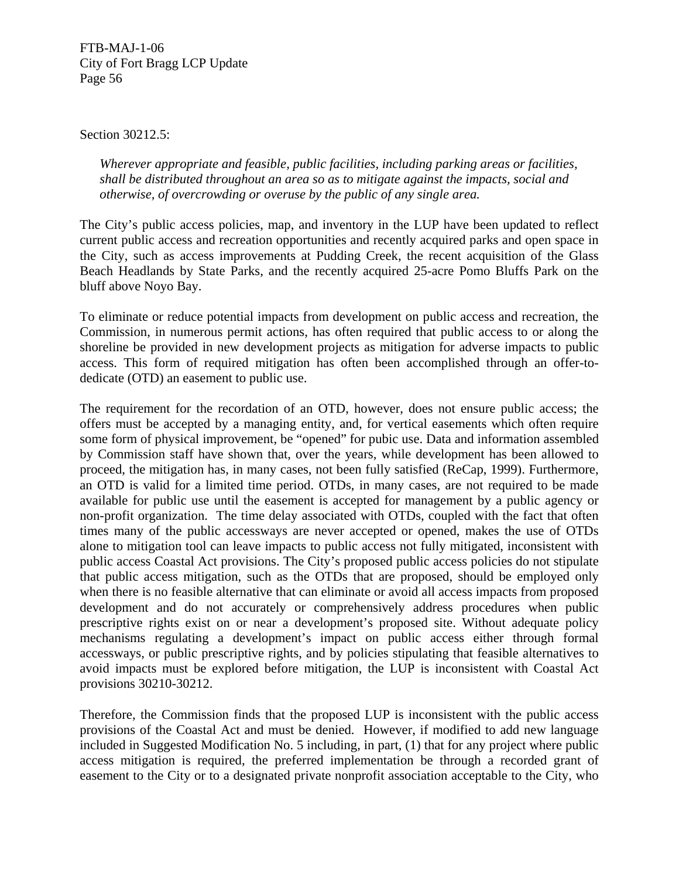Section 30212.5:

*Wherever appropriate and feasible, public facilities, including parking areas or facilities, shall be distributed throughout an area so as to mitigate against the impacts, social and otherwise, of overcrowding or overuse by the public of any single area.*

The City's public access policies, map, and inventory in the LUP have been updated to reflect current public access and recreation opportunities and recently acquired parks and open space in the City, such as access improvements at Pudding Creek, the recent acquisition of the Glass Beach Headlands by State Parks, and the recently acquired 25-acre Pomo Bluffs Park on the bluff above Noyo Bay.

To eliminate or reduce potential impacts from development on public access and recreation, the Commission, in numerous permit actions, has often required that public access to or along the shoreline be provided in new development projects as mitigation for adverse impacts to public access. This form of required mitigation has often been accomplished through an offer-to-dedicate (OTD) an easement to public use.

The requirement for the recordation of an OTD, however, does not ensure public access; the offers must be accepted by a managing entity, and, for vertical easements which often require some form of physical improvement, be "opened" for pubic use. Data and information assembled by Commission staff have shown that, over the years, while development has been allowed to proceed, the mitigation has, in many cases, not been fully satisfied (ReCap, 1999). Furthermore, an OTD is valid for a limited time period. OTDs, in many cases, are not required to be made available for public use until the easement is accepted for management by a public agency or non-profit organization. The time delay associated with OTDs, coupled with the fact that often times many of the public accessways are never accepted or opened, makes the use of OTDs alone to mitigation tool can leave impacts to public access not fully mitigated, inconsistent with public access Coastal Act provisions. The City's proposed public access policies do not stipulate that public access mitigation, such as the OTDs that are proposed, should be employed only when there is no feasible alternative that can eliminate or avoid all access impacts from proposed development and do not accurately or comprehensively address procedures when public prescriptive rights exist on or near a development's proposed site. Without adequate policy mechanisms regulating a development's impact on public access either through formal accessways, or public prescriptive rights, and by policies stipulating that feasible alternatives to avoid impacts must be explored before mitigation, the LUP is inconsistent with Coastal Act provisions 30210-30212.

Therefore, the Commission finds that the proposed LUP is inconsistent with the public access provisions of the Coastal Act and must be denied. However, if modified to add new language included in Suggested Modification No. 5 including, in part, (1) that for any project where public access mitigation is required, the preferred implementation be through a recorded grant of easement to the City or to a designated private nonprofit association acceptable to the City, who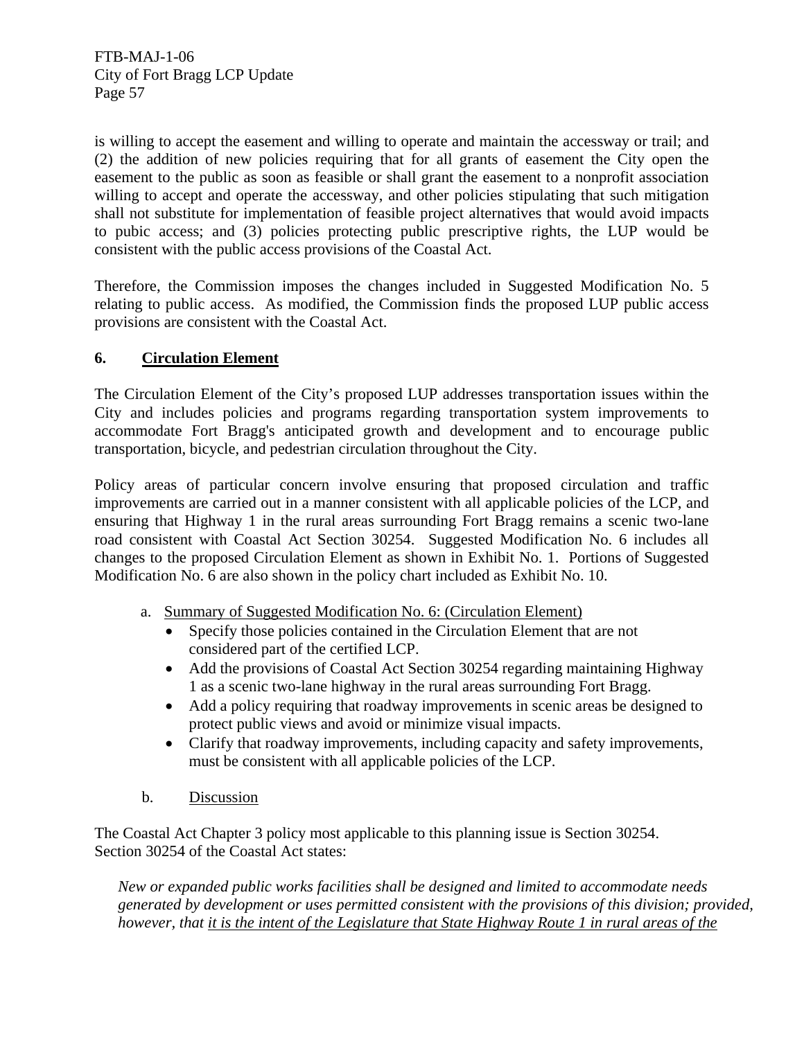is willing to accept the easement and willing to operate and maintain the accessway or trail; and (2) the addition of new policies requiring that for all grants of easement the City open the easement to the public as soon as feasible or shall grant the easement to a nonprofit association willing to accept and operate the accessway, and other policies stipulating that such mitigation shall not substitute for implementation of feasible project alternatives that would avoid impacts to pubic access; and (3) policies protecting public prescriptive rights, the LUP would be consistent with the public access provisions of the Coastal Act.

Therefore, the Commission imposes the changes included in Suggested Modification No. 5 relating to public access. As modified, the Commission finds the proposed LUP public access provisions are consistent with the Coastal Act.

## 6. Circulation Element

The Circulation Element of the City's proposed LUP addresses transportation issues within the City and includes policies and programs regarding transportation system improvements to accommodate Fort Bragg's anticipated growth and development and to encourage public transportation, bicycle, and pedestrian circulation throughout the City.

Policy areas of particular concern involve ensuring that proposed circulation and traffic improvements are carried out in a manner consistent with all applicable policies of the LCP, and ensuring that Highway 1 in the rural areas surrounding Fort Bragg remains a scenic two-lane road consistent with Coastal Act Section 30254. Suggested Modification No. 6 includes all changes to the proposed Circulation Element as shown in Exhibit No. 1. Portions of Suggested Modification No. 6 are also shown in the policy chart included as Exhibit No. 10.

a. Summary of Suggested Modification No. 6: (Circulation Element)

- Specify those policies contained in the Circulation Element that are not considered part of the certified LCP.
- Add the provisions of Coastal Act Section 30254 regarding maintaining Highway 1 as a scenic two-lane highway in the rural areas surrounding Fort Bragg.
- Add a policy requiring that roadway improvements in scenic areas be designed to protect public views and avoid or minimize visual impacts.
- Clarify that roadway improvements, including capacity and safety improvements, must be consistent with all applicable policies of the LCP.

b. Discussion

The Coastal Act Chapter 3 policy most applicable to this planning issue is Section 30254. Section 30254 of the Coastal Act states:

*New or expanded public works facilities shall be designed and limited to accommodate needs generated by development or uses permitted consistent with the provisions of this division; provided, however, that it is the intent of the Legislature that State Highway Route 1 in rural areas of the*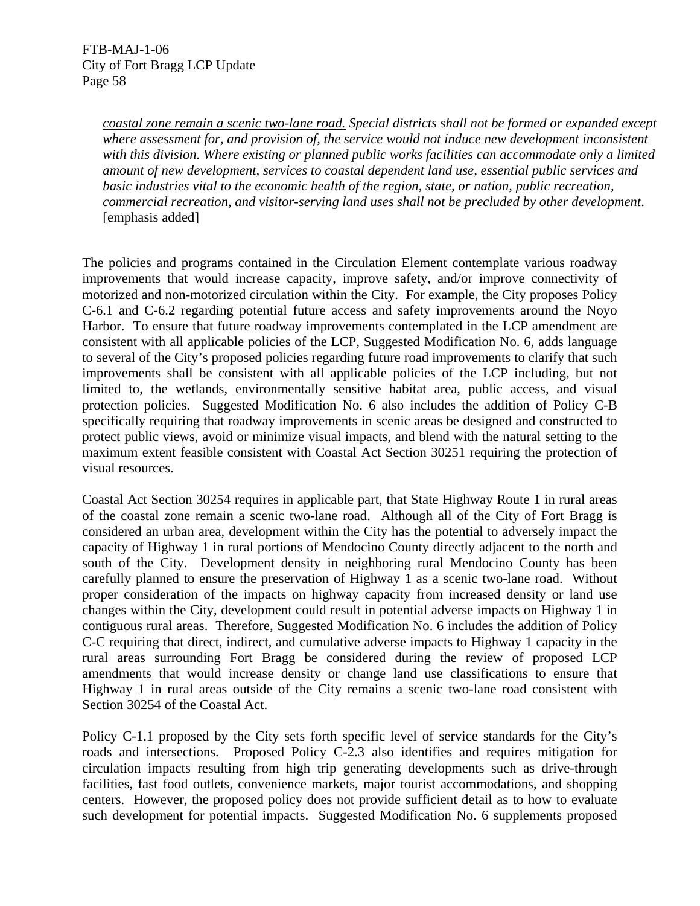*<u>coastal zone remain a scenic two-lane road.</u> Special districts shall not be formed or expanded except where assessment for, and provision of, the service would not induce new development inconsistent with this division. Where existing or planned public works facilities can accommodate only a limited amount of new development, services to coastal dependent land use, essential public services and basic industries vital to the economic health of the region, state, or nation, public recreation, commercial recreation, and visitor-serving land uses shall not be precluded by other development*. [emphasis added]

The policies and programs contained in the Circulation Element contemplate various roadway improvements that would increase capacity, improve safety, and/or improve connectivity of motorized and non-motorized circulation within the City. For example, the City proposes Policy C-6.1 and C-6.2 regarding potential future access and safety improvements around the Noyo Harbor. To ensure that future roadway improvements contemplated in the LCP amendment are consistent with all applicable policies of the LCP, Suggested Modification No. 6, adds language to several of the City's proposed policies regarding future road improvements to clarify that such improvements shall be consistent with all applicable policies of the LCP including, but not limited to, the wetlands, environmentally sensitive habitat area, public access, and visual protection policies. Suggested Modification No. 6 also includes the addition of Policy C-B specifically requiring that roadway improvements in scenic areas be designed and constructed to protect public views, avoid or minimize visual impacts, and blend with the natural setting to the maximum extent feasible consistent with Coastal Act Section 30251 requiring the protection of visual resources.

Coastal Act Section 30254 requires in applicable part, that State Highway Route 1 in rural areas of the coastal zone remain a scenic two-lane road. Although all of the City of Fort Bragg is considered an urban area, development within the City has the potential to adversely impact the capacity of Highway 1 in rural portions of Mendocino County directly adjacent to the north and south of the City. Development density in neighboring rural Mendocino County has been carefully planned to ensure the preservation of Highway 1 as a scenic two-lane road. Without proper consideration of the impacts on highway capacity from increased density or land use changes within the City, development could result in potential adverse impacts on Highway 1 in contiguous rural areas. Therefore, Suggested Modification No. 6 includes the addition of Policy C-C requiring that direct, indirect, and cumulative adverse impacts to Highway 1 capacity in the rural areas surrounding Fort Bragg be considered during the review of proposed LCP amendments that would increase density or change land use classifications to ensure that Highway 1 in rural areas outside of the City remains a scenic two-lane road consistent with Section 30254 of the Coastal Act.

Policy C-1.1 proposed by the City sets forth specific level of service standards for the City's roads and intersections. Proposed Policy C-2.3 also identifies and requires mitigation for circulation impacts resulting from high trip generating developments such as drive-through facilities, fast food outlets, convenience markets, major tourist accommodations, and shopping centers. However, the proposed policy does not provide sufficient detail as to how to evaluate such development for potential impacts. Suggested Modification No. 6 supplements proposed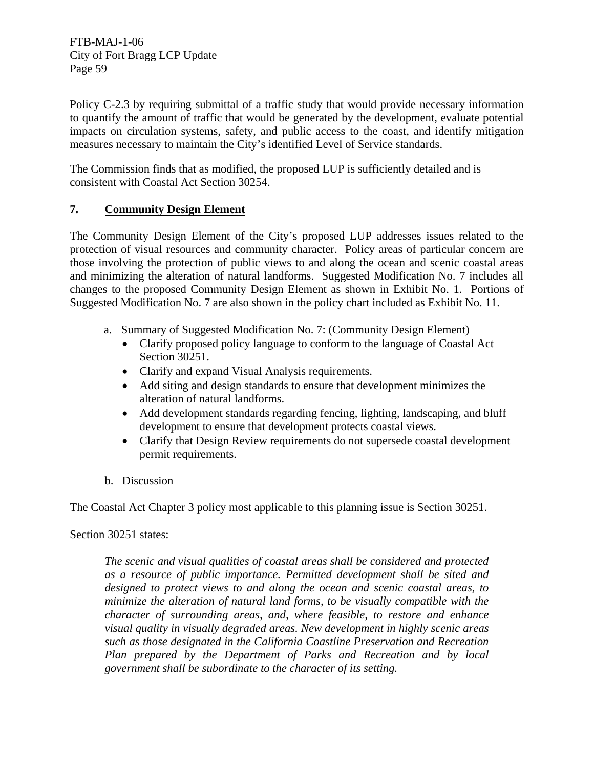Policy C-2.3 by requiring submittal of a traffic study that would provide necessary information to quantify the amount of traffic that would be generated by the development, evaluate potential impacts on circulation systems, safety, and public access to the coast, and identify mitigation measures necessary to maintain the City's identified Level of Service standards.

The Commission finds that as modified, the proposed LUP is sufficiently detailed and is consistent with Coastal Act Section 30254.

## 7. Community Design Element

The Community Design Element of the City's proposed LUP addresses issues related to the protection of visual resources and community character. Policy areas of particular concern are those involving the protection of public views to and along the ocean and scenic coastal areas and minimizing the alteration of natural landforms. Suggested Modification No. 7 includes all changes to the proposed Community Design Element as shown in Exhibit No. 1. Portions of Suggested Modification No. 7 are also shown in the policy chart included as Exhibit No. 11.

a. Summary of Suggested Modification No. 7: (Community Design Element)
   - Clarify proposed policy language to conform to the language of Coastal Act Section 30251.
   - Clarify and expand Visual Analysis requirements.
   - Add siting and design standards to ensure that development minimizes the alteration of natural landforms.
   - Add development standards regarding fencing, lighting, landscaping, and bluff development to ensure that development protects coastal views.
   - Clarify that Design Review requirements do not supersede coastal development permit requirements.

b. Discussion

The Coastal Act Chapter 3 policy most applicable to this planning issue is Section 30251.

Section 30251 states:

> *The scenic and visual qualities of coastal areas shall be considered and protected as a resource of public importance. Permitted development shall be sited and designed to protect views to and along the ocean and scenic coastal areas, to minimize the alteration of natural land forms, to be visually compatible with the character of surrounding areas, and, where feasible, to restore and enhance visual quality in visually degraded areas. New development in highly scenic areas such as those designated in the California Coastline Preservation and Recreation Plan prepared by the Department of Parks and Recreation and by local government shall be subordinate to the character of its setting.*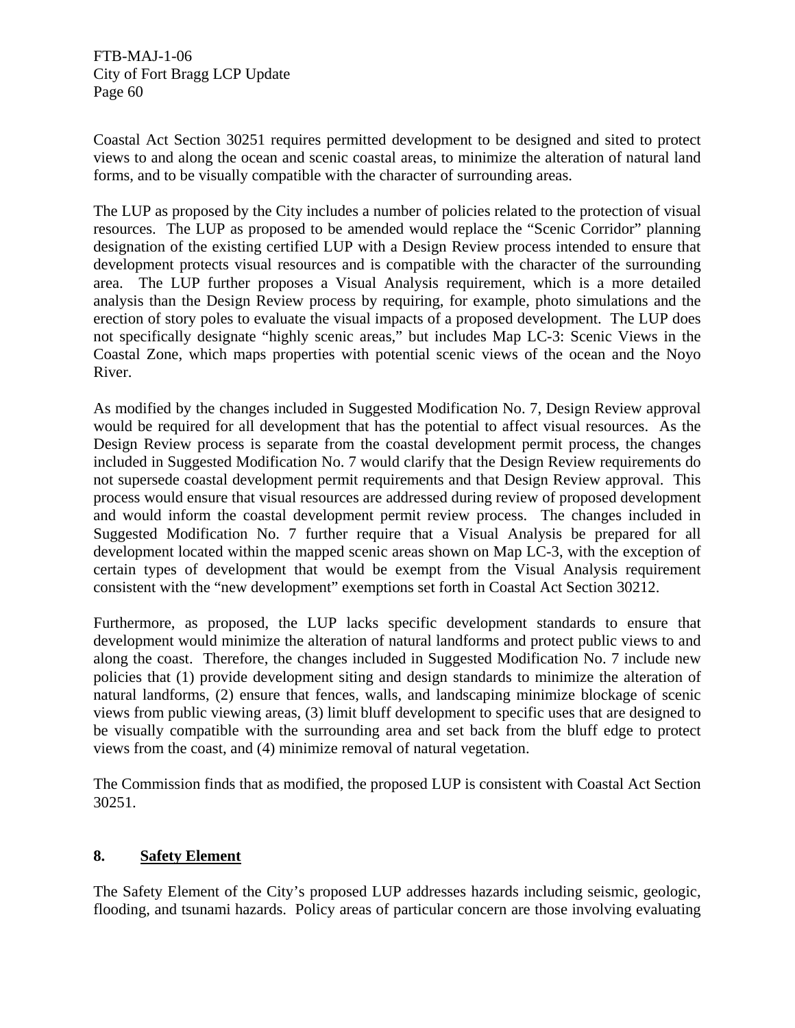Coastal Act Section 30251 requires permitted development to be designed and sited to protect views to and along the ocean and scenic coastal areas, to minimize the alteration of natural land forms, and to be visually compatible with the character of surrounding areas.

The LUP as proposed by the City includes a number of policies related to the protection of visual resources. The LUP as proposed to be amended would replace the "Scenic Corridor" planning designation of the existing certified LUP with a Design Review process intended to ensure that development protects visual resources and is compatible with the character of the surrounding area. The LUP further proposes a Visual Analysis requirement, which is a more detailed analysis than the Design Review process by requiring, for example, photo simulations and the erection of story poles to evaluate the visual impacts of a proposed development. The LUP does not specifically designate "highly scenic areas," but includes Map LC-3: Scenic Views in the Coastal Zone, which maps properties with potential scenic views of the ocean and the Noyo River.

As modified by the changes included in Suggested Modification No. 7, Design Review approval would be required for all development that has the potential to affect visual resources. As the Design Review process is separate from the coastal development permit process, the changes included in Suggested Modification No. 7 would clarify that the Design Review requirements do not supersede coastal development permit requirements and that Design Review approval. This process would ensure that visual resources are addressed during review of proposed development and would inform the coastal development permit review process. The changes included in Suggested Modification No. 7 further require that a Visual Analysis be prepared for all development located within the mapped scenic areas shown on Map LC-3, with the exception of certain types of development that would be exempt from the Visual Analysis requirement consistent with the "new development" exemptions set forth in Coastal Act Section 30212.

Furthermore, as proposed, the LUP lacks specific development standards to ensure that development would minimize the alteration of natural landforms and protect public views to and along the coast. Therefore, the changes included in Suggested Modification No. 7 include new policies that (1) provide development siting and design standards to minimize the alteration of natural landforms, (2) ensure that fences, walls, and landscaping minimize blockage of scenic views from public viewing areas, (3) limit bluff development to specific uses that are designed to be visually compatible with the surrounding area and set back from the bluff edge to protect views from the coast, and (4) minimize removal of natural vegetation.

The Commission finds that as modified, the proposed LUP is consistent with Coastal Act Section 30251.

## 8. Safety Element

The Safety Element of the City's proposed LUP addresses hazards including seismic, geologic, flooding, and tsunami hazards. Policy areas of particular concern are those involving evaluating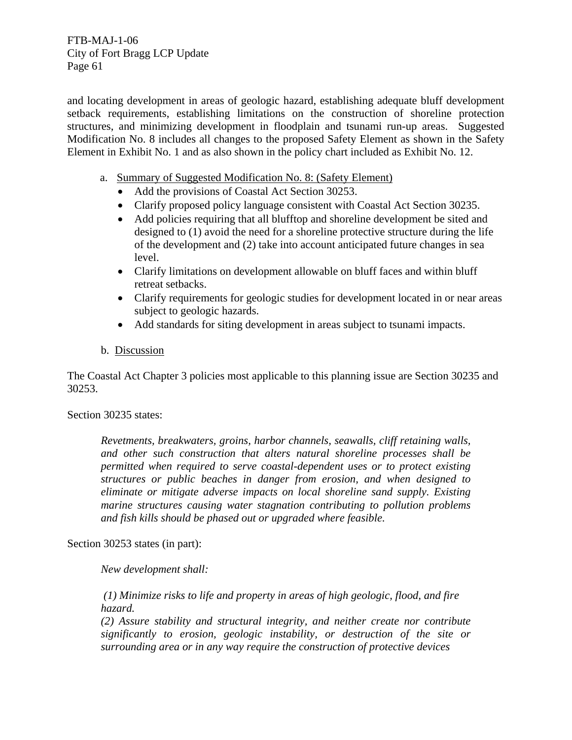and locating development in areas of geologic hazard, establishing adequate bluff development setback requirements, establishing limitations on the construction of shoreline protection structures, and minimizing development in floodplain and tsunami run-up areas. Suggested Modification No. 8 includes all changes to the proposed Safety Element as shown in the Safety Element in Exhibit No. 1 and as also shown in the policy chart included as Exhibit No. 12.

a. Summary of Suggested Modification No. 8: (Safety Element)
   - Add the provisions of Coastal Act Section 30253.
   - Clarify proposed policy language consistent with Coastal Act Section 30235.
   - Add policies requiring that all blufftop and shoreline development be sited and designed to (1) avoid the need for a shoreline protective structure during the life of the development and (2) take into account anticipated future changes in sea level.
   - Clarify limitations on development allowable on bluff faces and within bluff retreat setbacks.
   - Clarify requirements for geologic studies for development located in or near areas subject to geologic hazards.
   - Add standards for siting development in areas subject to tsunami impacts.

b. Discussion

The Coastal Act Chapter 3 policies most applicable to this planning issue are Section 30235 and 30253.

Section 30235 states:

> *Revetments, breakwaters, groins, harbor channels, seawalls, cliff retaining walls, and other such construction that alters natural shoreline processes shall be permitted when required to serve coastal-dependent uses or to protect existing structures or public beaches in danger from erosion, and when designed to eliminate or mitigate adverse impacts on local shoreline sand supply. Existing marine structures causing water stagnation contributing to pollution problems and fish kills should be phased out or upgraded where feasible.*

Section 30253 states (in part):

> *New development shall:*
>
> *(1) Minimize risks to life and property in areas of high geologic, flood, and fire hazard.*
> *(2) Assure stability and structural integrity, and neither create nor contribute significantly to erosion, geologic instability, or destruction of the site or surrounding area or in any way require the construction of protective devices*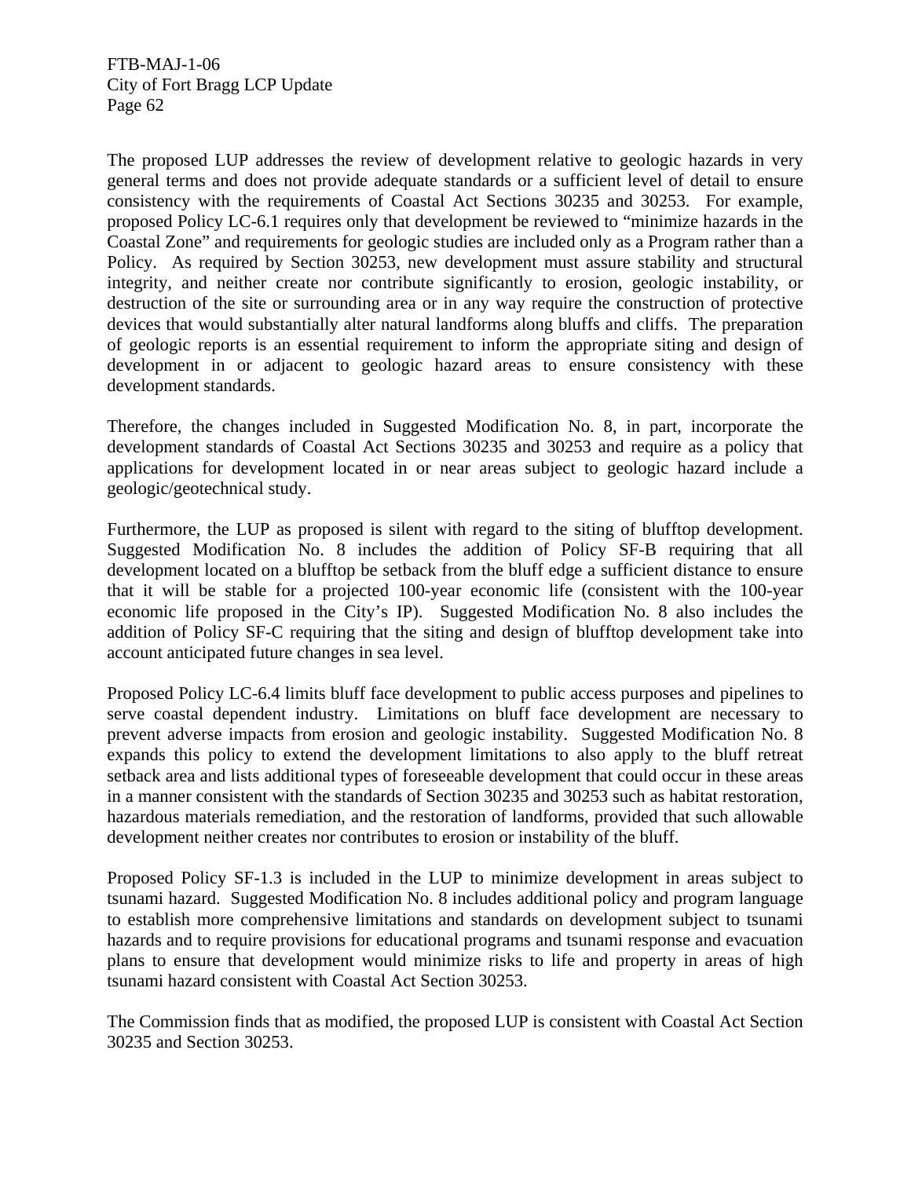The proposed LUP addresses the review of development relative to geologic hazards in very general terms and does not provide adequate standards or a sufficient level of detail to ensure consistency with the requirements of Coastal Act Sections 30235 and 30253. For example, proposed Policy LC-6.1 requires only that development be reviewed to "minimize hazards in the Coastal Zone" and requirements for geologic studies are included only as a Program rather than a Policy. As required by Section 30253, new development must assure stability and structural integrity, and neither create nor contribute significantly to erosion, geologic instability, or destruction of the site or surrounding area or in any way require the construction of protective devices that would substantially alter natural landforms along bluffs and cliffs. The preparation of geologic reports is an essential requirement to inform the appropriate siting and design of development in or adjacent to geologic hazard areas to ensure consistency with these development standards.

Therefore, the changes included in Suggested Modification No. 8, in part, incorporate the development standards of Coastal Act Sections 30235 and 30253 and require as a policy that applications for development located in or near areas subject to geologic hazard include a geologic/geotechnical study.

Furthermore, the LUP as proposed is silent with regard to the siting of blufftop development. Suggested Modification No. 8 includes the addition of Policy SF-B requiring that all development located on a blufftop be setback from the bluff edge a sufficient distance to ensure that it will be stable for a projected 100-year economic life (consistent with the 100-year economic life proposed in the City's IP). Suggested Modification No. 8 also includes the addition of Policy SF-C requiring that the siting and design of blufftop development take into account anticipated future changes in sea level.

Proposed Policy LC-6.4 limits bluff face development to public access purposes and pipelines to serve coastal dependent industry. Limitations on bluff face development are necessary to prevent adverse impacts from erosion and geologic instability. Suggested Modification No. 8 expands this policy to extend the development limitations to also apply to the bluff retreat setback area and lists additional types of foreseeable development that could occur in these areas in a manner consistent with the standards of Section 30235 and 30253 such as habitat restoration, hazardous materials remediation, and the restoration of landforms, provided that such allowable development neither creates nor contributes to erosion or instability of the bluff.

Proposed Policy SF-1.3 is included in the LUP to minimize development in areas subject to tsunami hazard. Suggested Modification No. 8 includes additional policy and program language to establish more comprehensive limitations and standards on development subject to tsunami hazards and to require provisions for educational programs and tsunami response and evacuation plans to ensure that development would minimize risks to life and property in areas of high tsunami hazard consistent with Coastal Act Section 30253.

The Commission finds that as modified, the proposed LUP is consistent with Coastal Act Section 30235 and Section 30253.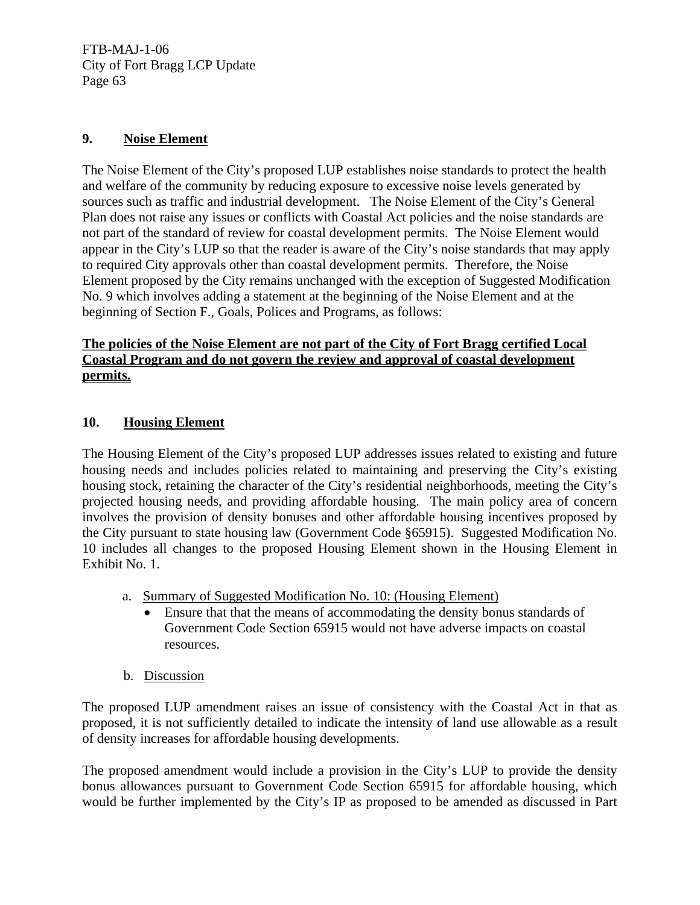## 9. Noise Element

The Noise Element of the City's proposed LUP establishes noise standards to protect the health and welfare of the community by reducing exposure to excessive noise levels generated by sources such as traffic and industrial development. The Noise Element of the City's General Plan does not raise any issues or conflicts with Coastal Act policies and the noise standards are not part of the standard of review for coastal development permits. The Noise Element would appear in the City's LUP so that the reader is aware of the City's noise standards that may apply to required City approvals other than coastal development permits. Therefore, the Noise Element proposed by the City remains unchanged with the exception of Suggested Modification No. 9 which involves adding a statement at the beginning of the Noise Element and at the beginning of Section F., Goals, Polices and Programs, as follows:

**The policies of the Noise Element are not part of the City of Fort Bragg certified Local Coastal Program and do not govern the review and approval of coastal development permits.**

## 10. Housing Element

The Housing Element of the City's proposed LUP addresses issues related to existing and future housing needs and includes policies related to maintaining and preserving the City's existing housing stock, retaining the character of the City's residential neighborhoods, meeting the City's projected housing needs, and providing affordable housing. The main policy area of concern involves the provision of density bonuses and other affordable housing incentives proposed by the City pursuant to state housing law (Government Code §65915). Suggested Modification No. 10 includes all changes to the proposed Housing Element shown in the Housing Element in Exhibit No. 1.

a. Summary of Suggested Modification No. 10: (Housing Element)

- Ensure that that the means of accommodating the density bonus standards of Government Code Section 65915 would not have adverse impacts on coastal resources.

b. Discussion

The proposed LUP amendment raises an issue of consistency with the Coastal Act in that as proposed, it is not sufficiently detailed to indicate the intensity of land use allowable as a result of density increases for affordable housing developments.

The proposed amendment would include a provision in the City's LUP to provide the density bonus allowances pursuant to Government Code Section 65915 for affordable housing, which would be further implemented by the City's IP as proposed to be amended as discussed in Part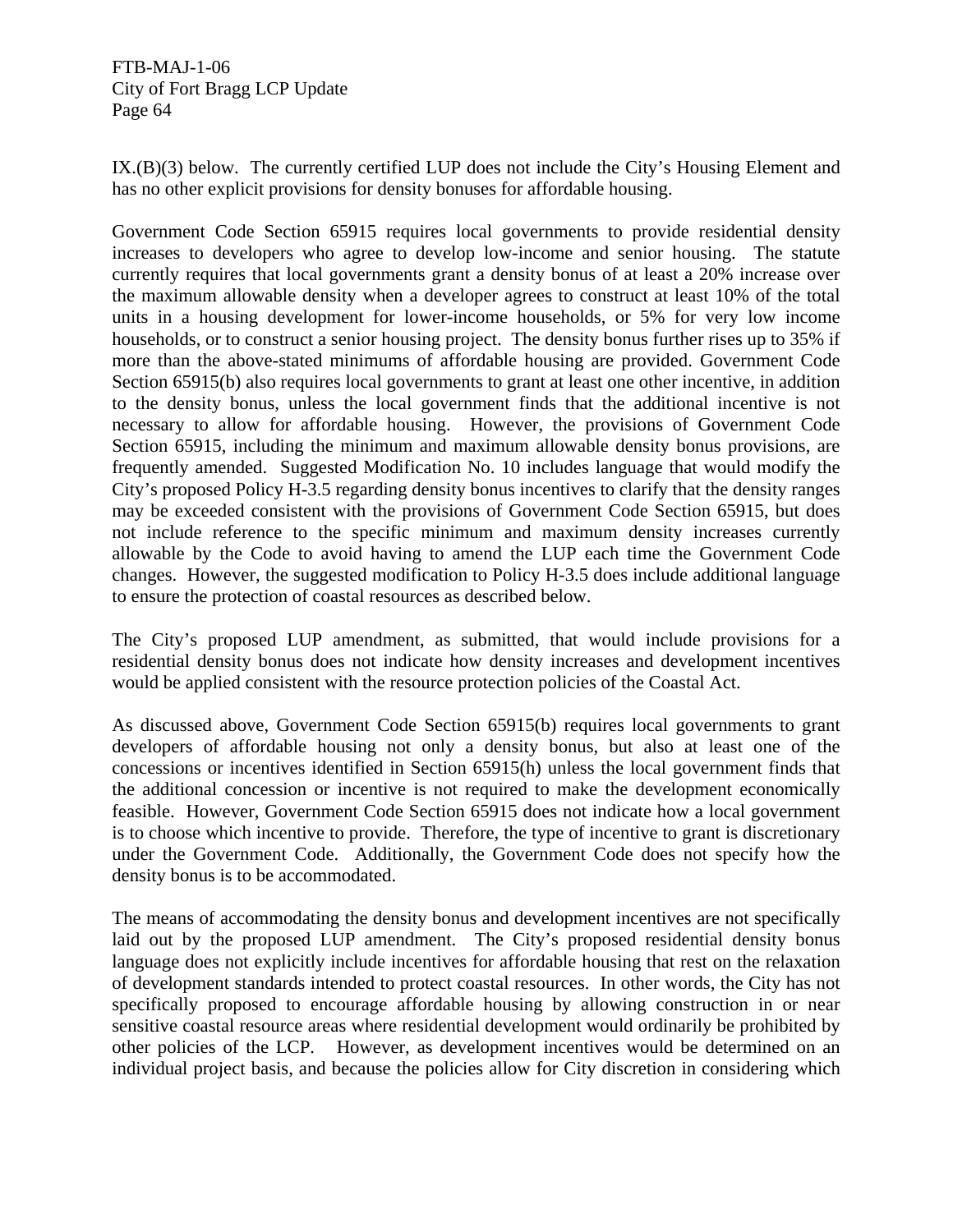IX.(B)(3) below. The currently certified LUP does not include the City's Housing Element and has no other explicit provisions for density bonuses for affordable housing.

Government Code Section 65915 requires local governments to provide residential density increases to developers who agree to develop low-income and senior housing. The statute currently requires that local governments grant a density bonus of at least a 20% increase over the maximum allowable density when a developer agrees to construct at least 10% of the total units in a housing development for lower-income households, or 5% for very low income households, or to construct a senior housing project. The density bonus further rises up to 35% if more than the above-stated minimums of affordable housing are provided. Government Code Section 65915(b) also requires local governments to grant at least one other incentive, in addition to the density bonus, unless the local government finds that the additional incentive is not necessary to allow for affordable housing. However, the provisions of Government Code Section 65915, including the minimum and maximum allowable density bonus provisions, are frequently amended. Suggested Modification No. 10 includes language that would modify the City's proposed Policy H-3.5 regarding density bonus incentives to clarify that the density ranges may be exceeded consistent with the provisions of Government Code Section 65915, but does not include reference to the specific minimum and maximum density increases currently allowable by the Code to avoid having to amend the LUP each time the Government Code changes. However, the suggested modification to Policy H-3.5 does include additional language to ensure the protection of coastal resources as described below.

The City's proposed LUP amendment, as submitted, that would include provisions for a residential density bonus does not indicate how density increases and development incentives would be applied consistent with the resource protection policies of the Coastal Act.

As discussed above, Government Code Section 65915(b) requires local governments to grant developers of affordable housing not only a density bonus, but also at least one of the concessions or incentives identified in Section 65915(h) unless the local government finds that the additional concession or incentive is not required to make the development economically feasible. However, Government Code Section 65915 does not indicate how a local government is to choose which incentive to provide. Therefore, the type of incentive to grant is discretionary under the Government Code. Additionally, the Government Code does not specify how the density bonus is to be accommodated.

The means of accommodating the density bonus and development incentives are not specifically laid out by the proposed LUP amendment. The City's proposed residential density bonus language does not explicitly include incentives for affordable housing that rest on the relaxation of development standards intended to protect coastal resources. In other words, the City has not specifically proposed to encourage affordable housing by allowing construction in or near sensitive coastal resource areas where residential development would ordinarily be prohibited by other policies of the LCP. However, as development incentives would be determined on an individual project basis, and because the policies allow for City discretion in considering which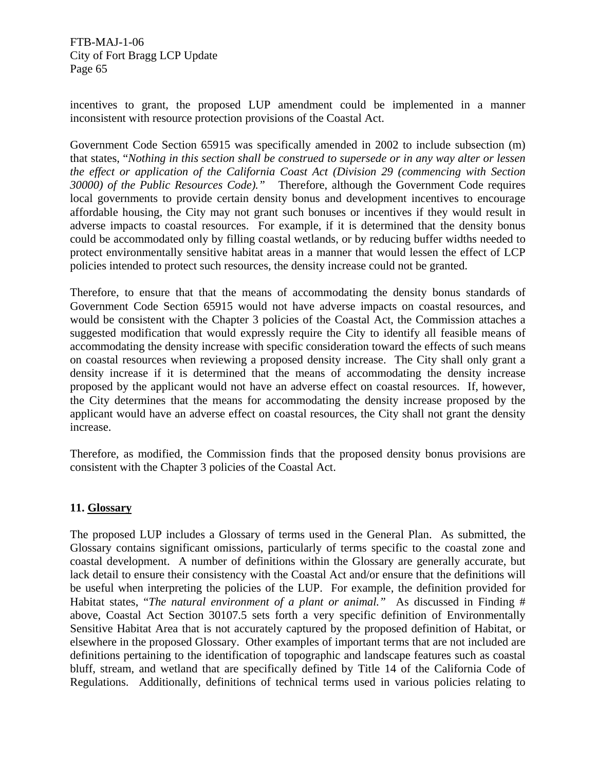incentives to grant, the proposed LUP amendment could be implemented in a manner inconsistent with resource protection provisions of the Coastal Act.

Government Code Section 65915 was specifically amended in 2002 to include subsection (m) that states, "*Nothing in this section shall be construed to supersede or in any way alter or lessen the effect or application of the California Coast Act (Division 29 (commencing with Section 30000) of the Public Resources Code).*" Therefore, although the Government Code requires local governments to provide certain density bonus and development incentives to encourage affordable housing, the City may not grant such bonuses or incentives if they would result in adverse impacts to coastal resources. For example, if it is determined that the density bonus could be accommodated only by filling coastal wetlands, or by reducing buffer widths needed to protect environmentally sensitive habitat areas in a manner that would lessen the effect of LCP policies intended to protect such resources, the density increase could not be granted.

Therefore, to ensure that that the means of accommodating the density bonus standards of Government Code Section 65915 would not have adverse impacts on coastal resources, and would be consistent with the Chapter 3 policies of the Coastal Act, the Commission attaches a suggested modification that would expressly require the City to identify all feasible means of accommodating the density increase with specific consideration toward the effects of such means on coastal resources when reviewing a proposed density increase. The City shall only grant a density increase if it is determined that the means of accommodating the density increase proposed by the applicant would not have an adverse effect on coastal resources. If, however, the City determines that the means for accommodating the density increase proposed by the applicant would have an adverse effect on coastal resources, the City shall not grant the density increase.

Therefore, as modified, the Commission finds that the proposed density bonus provisions are consistent with the Chapter 3 policies of the Coastal Act.

## 11. Glossary

The proposed LUP includes a Glossary of terms used in the General Plan. As submitted, the Glossary contains significant omissions, particularly of terms specific to the coastal zone and coastal development. A number of definitions within the Glossary are generally accurate, but lack detail to ensure their consistency with the Coastal Act and/or ensure that the definitions will be useful when interpreting the policies of the LUP. For example, the definition provided for Habitat states, "*The natural environment of a plant or animal.*" As discussed in Finding # above, Coastal Act Section 30107.5 sets forth a very specific definition of Environmentally Sensitive Habitat Area that is not accurately captured by the proposed definition of Habitat, or elsewhere in the proposed Glossary. Other examples of important terms that are not included are definitions pertaining to the identification of topographic and landscape features such as coastal bluff, stream, and wetland that are specifically defined by Title 14 of the California Code of Regulations. Additionally, definitions of technical terms used in various policies relating to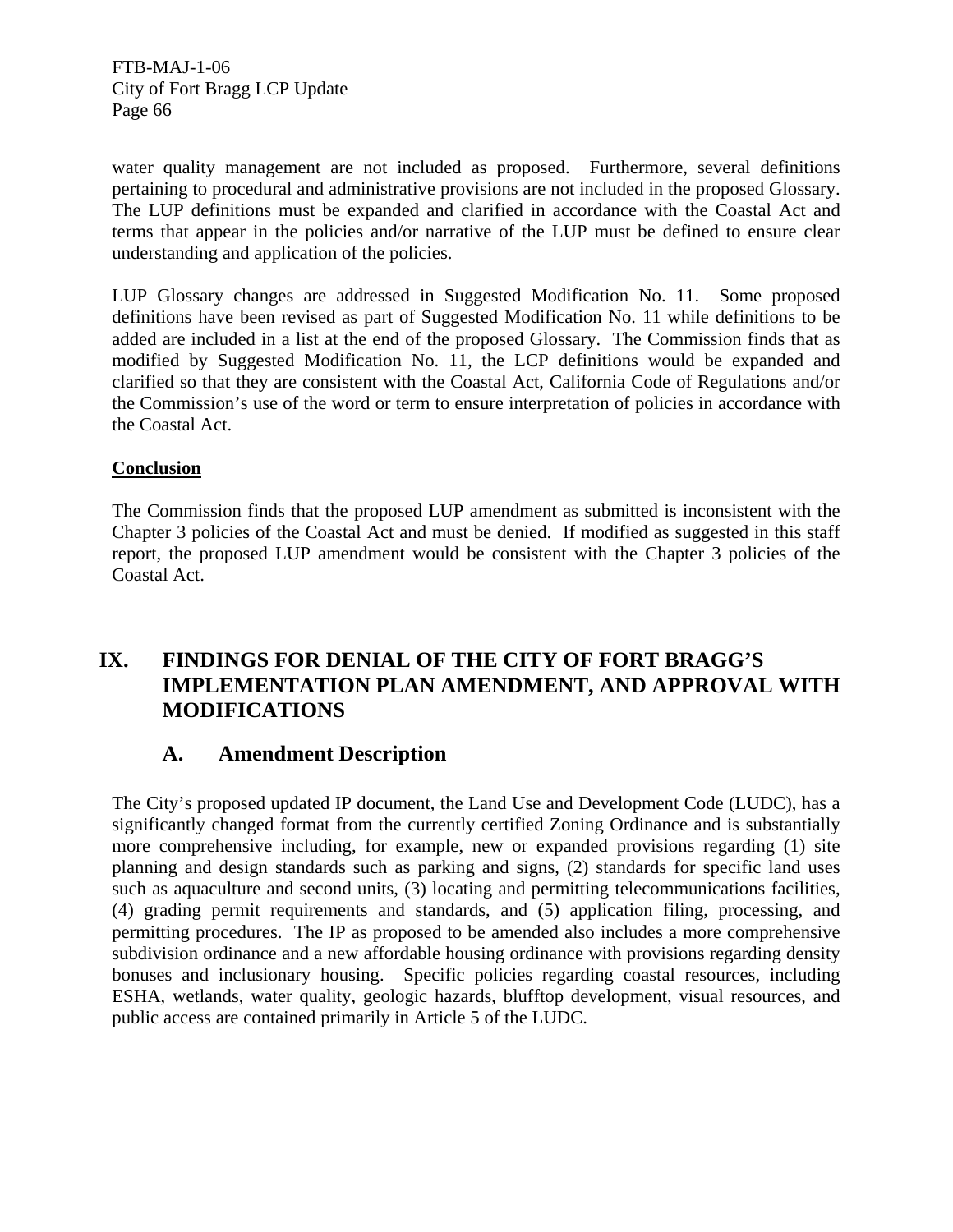water quality management are not included as proposed. Furthermore, several definitions pertaining to procedural and administrative provisions are not included in the proposed Glossary. The LUP definitions must be expanded and clarified in accordance with the Coastal Act and terms that appear in the policies and/or narrative of the LUP must be defined to ensure clear understanding and application of the policies.

LUP Glossary changes are addressed in Suggested Modification No. 11. Some proposed definitions have been revised as part of Suggested Modification No. 11 while definitions to be added are included in a list at the end of the proposed Glossary. The Commission finds that as modified by Suggested Modification No. 11, the LCP definitions would be expanded and clarified so that they are consistent with the Coastal Act, California Code of Regulations and/or the Commission's use of the word or term to ensure interpretation of policies in accordance with the Coastal Act.

**Conclusion**

The Commission finds that the proposed LUP amendment as submitted is inconsistent with the Chapter 3 policies of the Coastal Act and must be denied. If modified as suggested in this staff report, the proposed LUP amendment would be consistent with the Chapter 3 policies of the Coastal Act.

## IX. FINDINGS FOR DENIAL OF THE CITY OF FORT BRAGG'S IMPLEMENTATION PLAN AMENDMENT, AND APPROVAL WITH MODIFICATIONS

### A. Amendment Description

The City's proposed updated IP document, the Land Use and Development Code (LUDC), has a significantly changed format from the currently certified Zoning Ordinance and is substantially more comprehensive including, for example, new or expanded provisions regarding (1) site planning and design standards such as parking and signs, (2) standards for specific land uses such as aquaculture and second units, (3) locating and permitting telecommunications facilities, (4) grading permit requirements and standards, and (5) application filing, processing, and permitting procedures. The IP as proposed to be amended also includes a more comprehensive subdivision ordinance and a new affordable housing ordinance with provisions regarding density bonuses and inclusionary housing. Specific policies regarding coastal resources, including ESHA, wetlands, water quality, geologic hazards, blufftop development, visual resources, and public access are contained primarily in Article 5 of the LUDC.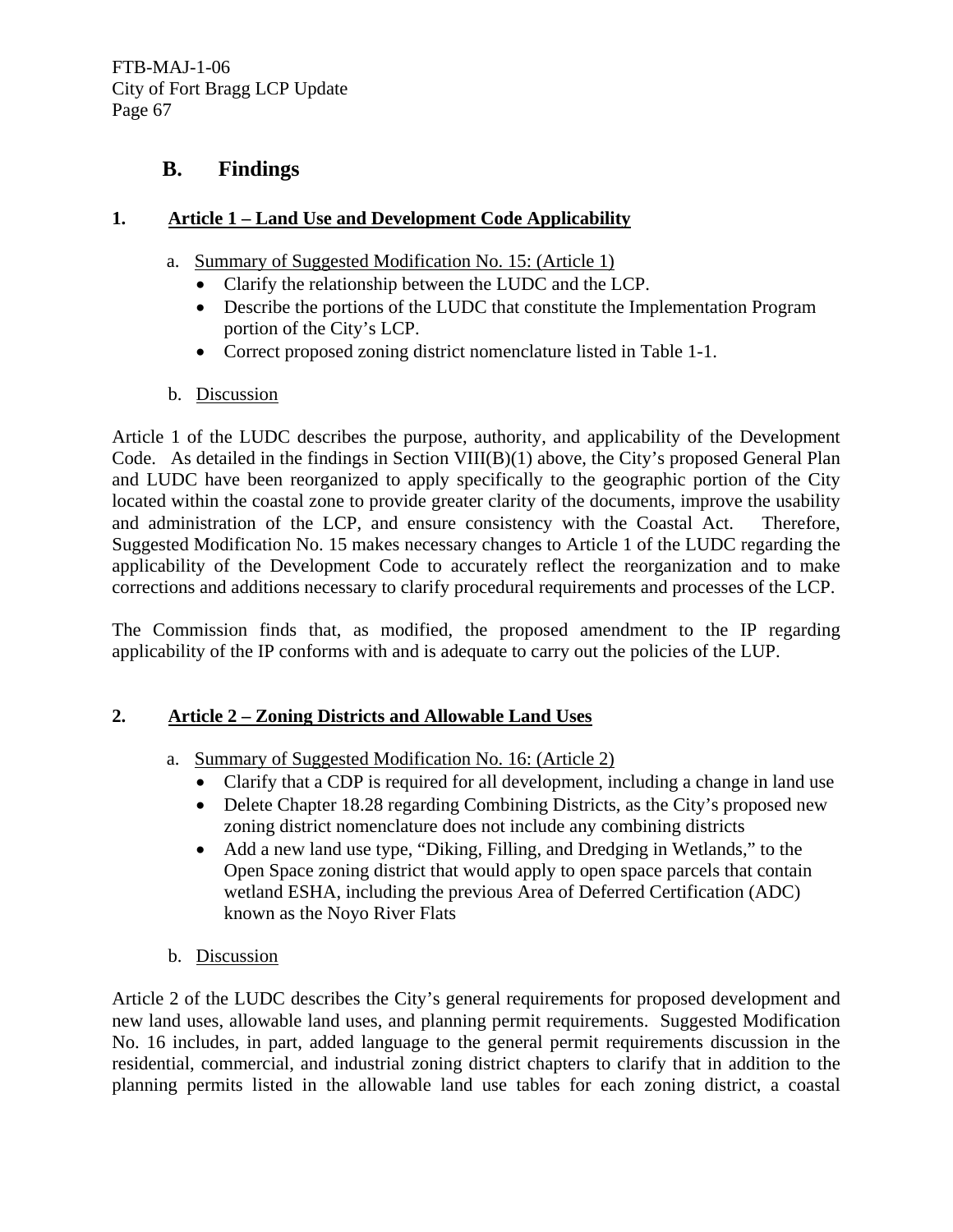## B. Findings

### 1. Article 1 – Land Use and Development Code Applicability

a. Summary of Suggested Modification No. 15: (Article 1)

- Clarify the relationship between the LUDC and the LCP.
- Describe the portions of the LUDC that constitute the Implementation Program portion of the City's LCP.
- Correct proposed zoning district nomenclature listed in Table 1-1.

b. Discussion

Article 1 of the LUDC describes the purpose, authority, and applicability of the Development Code. As detailed in the findings in Section VIII(B)(1) above, the City's proposed General Plan and LUDC have been reorganized to apply specifically to the geographic portion of the City located within the coastal zone to provide greater clarity of the documents, improve the usability and administration of the LCP, and ensure consistency with the Coastal Act. Therefore, Suggested Modification No. 15 makes necessary changes to Article 1 of the LUDC regarding the applicability of the Development Code to accurately reflect the reorganization and to make corrections and additions necessary to clarify procedural requirements and processes of the LCP.

The Commission finds that, as modified, the proposed amendment to the IP regarding applicability of the IP conforms with and is adequate to carry out the policies of the LUP.

### 2. Article 2 – Zoning Districts and Allowable Land Uses

a. Summary of Suggested Modification No. 16: (Article 2)

- Clarify that a CDP is required for all development, including a change in land use
- Delete Chapter 18.28 regarding Combining Districts, as the City's proposed new zoning district nomenclature does not include any combining districts
- Add a new land use type, "Diking, Filling, and Dredging in Wetlands," to the Open Space zoning district that would apply to open space parcels that contain wetland ESHA, including the previous Area of Deferred Certification (ADC) known as the Noyo River Flats

b. Discussion

Article 2 of the LUDC describes the City's general requirements for proposed development and new land uses, allowable land uses, and planning permit requirements. Suggested Modification No. 16 includes, in part, added language to the general permit requirements discussion in the residential, commercial, and industrial zoning district chapters to clarify that in addition to the planning permits listed in the allowable land use tables for each zoning district, a coastal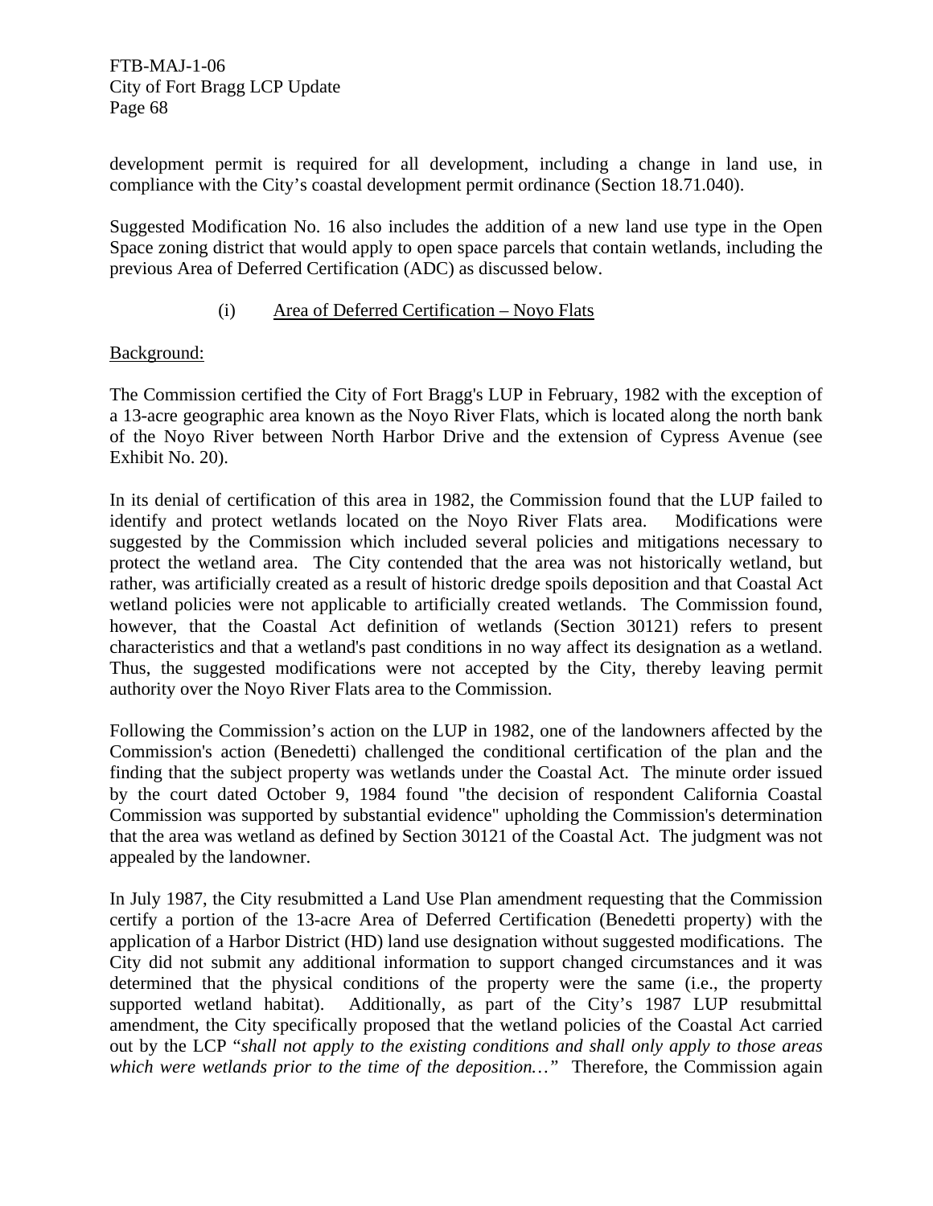development permit is required for all development, including a change in land use, in compliance with the City's coastal development permit ordinance (Section 18.71.040).

Suggested Modification No. 16 also includes the addition of a new land use type in the Open Space zoning district that would apply to open space parcels that contain wetlands, including the previous Area of Deferred Certification (ADC) as discussed below.

(i) Area of Deferred Certification – Noyo Flats

Background:

The Commission certified the City of Fort Bragg's LUP in February, 1982 with the exception of a 13-acre geographic area known as the Noyo River Flats, which is located along the north bank of the Noyo River between North Harbor Drive and the extension of Cypress Avenue (see Exhibit No. 20).

In its denial of certification of this area in 1982, the Commission found that the LUP failed to identify and protect wetlands located on the Noyo River Flats area. Modifications were suggested by the Commission which included several policies and mitigations necessary to protect the wetland area. The City contended that the area was not historically wetland, but rather, was artificially created as a result of historic dredge spoils deposition and that Coastal Act wetland policies were not applicable to artificially created wetlands. The Commission found, however, that the Coastal Act definition of wetlands (Section 30121) refers to present characteristics and that a wetland's past conditions in no way affect its designation as a wetland. Thus, the suggested modifications were not accepted by the City, thereby leaving permit authority over the Noyo River Flats area to the Commission.

Following the Commission's action on the LUP in 1982, one of the landowners affected by the Commission's action (Benedetti) challenged the conditional certification of the plan and the finding that the subject property was wetlands under the Coastal Act. The minute order issued by the court dated October 9, 1984 found "the decision of respondent California Coastal Commission was supported by substantial evidence" upholding the Commission's determination that the area was wetland as defined by Section 30121 of the Coastal Act. The judgment was not appealed by the landowner.

In July 1987, the City resubmitted a Land Use Plan amendment requesting that the Commission certify a portion of the 13-acre Area of Deferred Certification (Benedetti property) with the application of a Harbor District (HD) land use designation without suggested modifications. The City did not submit any additional information to support changed circumstances and it was determined that the physical conditions of the property were the same (i.e., the property supported wetland habitat). Additionally, as part of the City's 1987 LUP resubmittal amendment, the City specifically proposed that the wetland policies of the Coastal Act carried out by the LCP "*shall not apply to the existing conditions and shall only apply to those areas which were wetlands prior to the time of the deposition…*" Therefore, the Commission again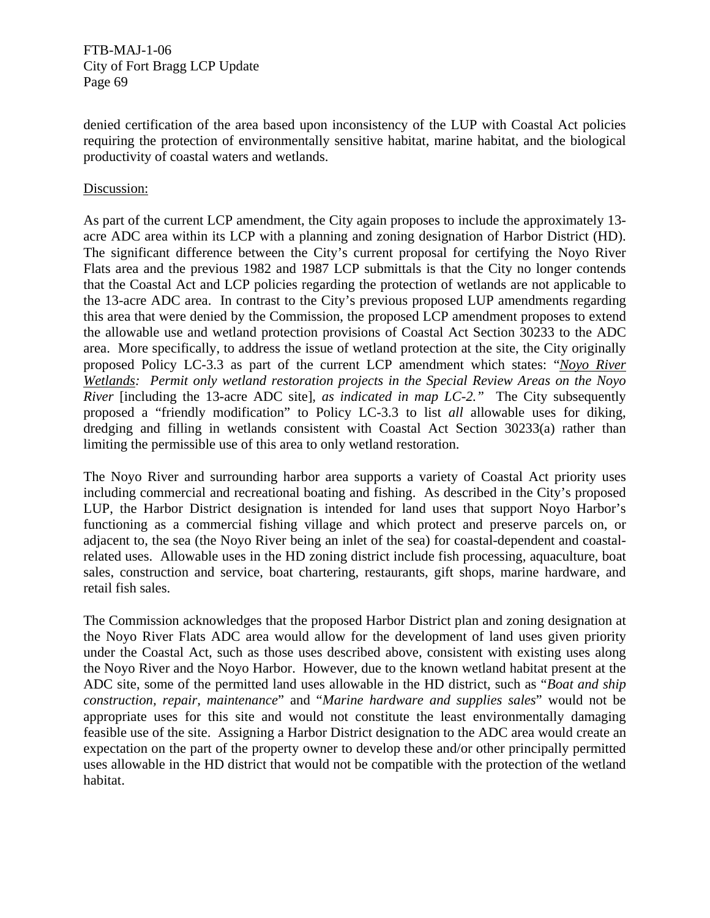denied certification of the area based upon inconsistency of the LUP with Coastal Act policies requiring the protection of environmentally sensitive habitat, marine habitat, and the biological productivity of coastal waters and wetlands.

Discussion:

As part of the current LCP amendment, the City again proposes to include the approximately 13-acre ADC area within its LCP with a planning and zoning designation of Harbor District (HD). The significant difference between the City's current proposal for certifying the Noyo River Flats area and the previous 1982 and 1987 LCP submittals is that the City no longer contends that the Coastal Act and LCP policies regarding the protection of wetlands are not applicable to the 13-acre ADC area. In contrast to the City's previous proposed LUP amendments regarding this area that were denied by the Commission, the proposed LCP amendment proposes to extend the allowable use and wetland protection provisions of Coastal Act Section 30233 to the ADC area. More specifically, to address the issue of wetland protection at the site, the City originally proposed Policy LC-3.3 as part of the current LCP amendment which states: "*Noyo River Wetlands: Permit only wetland restoration projects in the Special Review Areas on the Noyo River* [including the 13-acre ADC site], *as indicated in map LC-2."* The City subsequently proposed a "friendly modification" to Policy LC-3.3 to list *all* allowable uses for diking, dredging and filling in wetlands consistent with Coastal Act Section 30233(a) rather than limiting the permissible use of this area to only wetland restoration.

The Noyo River and surrounding harbor area supports a variety of Coastal Act priority uses including commercial and recreational boating and fishing. As described in the City's proposed LUP, the Harbor District designation is intended for land uses that support Noyo Harbor's functioning as a commercial fishing village and which protect and preserve parcels on, or adjacent to, the sea (the Noyo River being an inlet of the sea) for coastal-dependent and coastal-related uses. Allowable uses in the HD zoning district include fish processing, aquaculture, boat sales, construction and service, boat chartering, restaurants, gift shops, marine hardware, and retail fish sales.

The Commission acknowledges that the proposed Harbor District plan and zoning designation at the Noyo River Flats ADC area would allow for the development of land uses given priority under the Coastal Act, such as those uses described above, consistent with existing uses along the Noyo River and the Noyo Harbor. However, due to the known wetland habitat present at the ADC site, some of the permitted land uses allowable in the HD district, such as "*Boat and ship construction, repair, maintenance*" and "*Marine hardware and supplies sales*" would not be appropriate uses for this site and would not constitute the least environmentally damaging feasible use of the site. Assigning a Harbor District designation to the ADC area would create an expectation on the part of the property owner to develop these and/or other principally permitted uses allowable in the HD district that would not be compatible with the protection of the wetland habitat.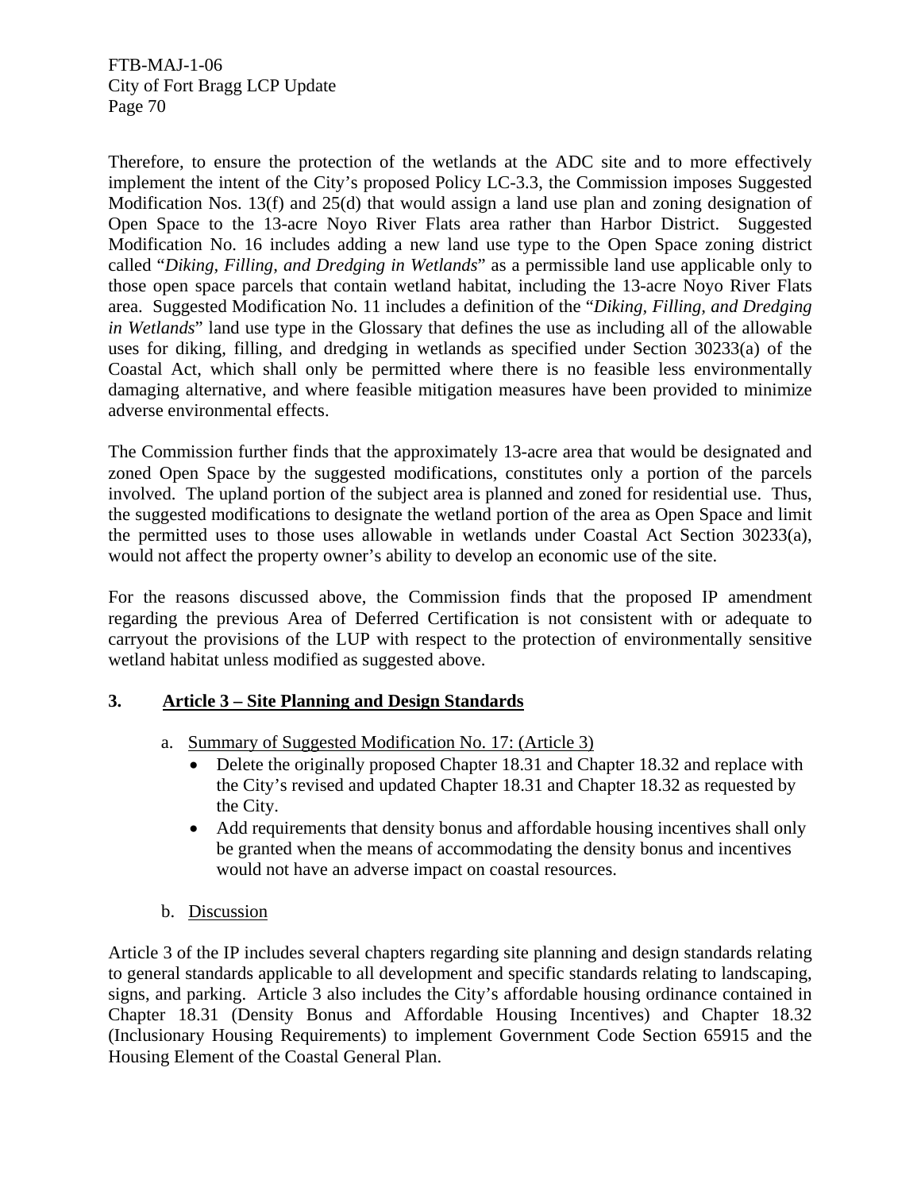Therefore, to ensure the protection of the wetlands at the ADC site and to more effectively implement the intent of the City's proposed Policy LC-3.3, the Commission imposes Suggested Modification Nos. 13(f) and 25(d) that would assign a land use plan and zoning designation of Open Space to the 13-acre Noyo River Flats area rather than Harbor District. Suggested Modification No. 16 includes adding a new land use type to the Open Space zoning district called "*Diking, Filling, and Dredging in Wetlands*" as a permissible land use applicable only to those open space parcels that contain wetland habitat, including the 13-acre Noyo River Flats area. Suggested Modification No. 11 includes a definition of the "*Diking, Filling, and Dredging in Wetlands*" land use type in the Glossary that defines the use as including all of the allowable uses for diking, filling, and dredging in wetlands as specified under Section 30233(a) of the Coastal Act, which shall only be permitted where there is no feasible less environmentally damaging alternative, and where feasible mitigation measures have been provided to minimize adverse environmental effects.

The Commission further finds that the approximately 13-acre area that would be designated and zoned Open Space by the suggested modifications, constitutes only a portion of the parcels involved. The upland portion of the subject area is planned and zoned for residential use. Thus, the suggested modifications to designate the wetland portion of the area as Open Space and limit the permitted uses to those uses allowable in wetlands under Coastal Act Section 30233(a), would not affect the property owner's ability to develop an economic use of the site.

For the reasons discussed above, the Commission finds that the proposed IP amendment regarding the previous Area of Deferred Certification is not consistent with or adequate to carryout the provisions of the LUP with respect to the protection of environmentally sensitive wetland habitat unless modified as suggested above.

### 3. Article 3 – Site Planning and Design Standards

a. Summary of Suggested Modification No. 17: (Article 3)

- Delete the originally proposed Chapter 18.31 and Chapter 18.32 and replace with the City's revised and updated Chapter 18.31 and Chapter 18.32 as requested by the City.
- Add requirements that density bonus and affordable housing incentives shall only be granted when the means of accommodating the density bonus and incentives would not have an adverse impact on coastal resources.

b. Discussion

Article 3 of the IP includes several chapters regarding site planning and design standards relating to general standards applicable to all development and specific standards relating to landscaping, signs, and parking. Article 3 also includes the City's affordable housing ordinance contained in Chapter 18.31 (Density Bonus and Affordable Housing Incentives) and Chapter 18.32 (Inclusionary Housing Requirements) to implement Government Code Section 65915 and the Housing Element of the Coastal General Plan.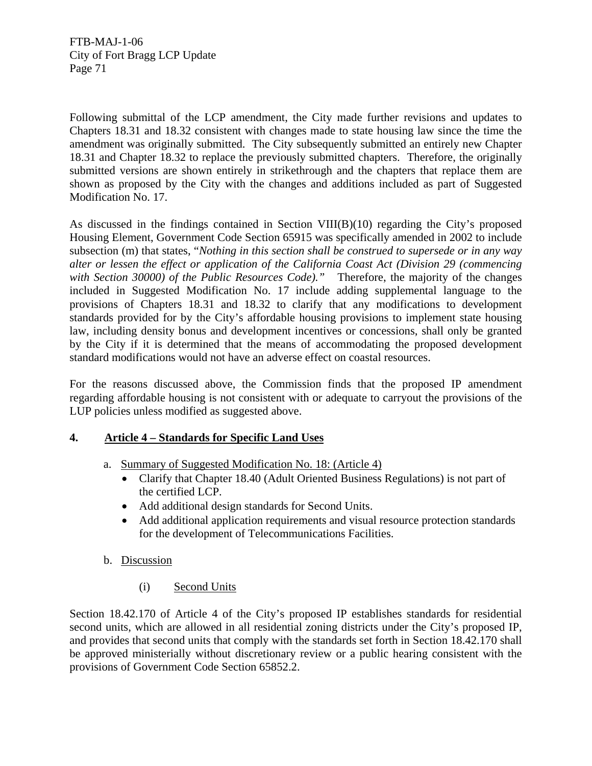Following submittal of the LCP amendment, the City made further revisions and updates to Chapters 18.31 and 18.32 consistent with changes made to state housing law since the time the amendment was originally submitted. The City subsequently submitted an entirely new Chapter 18.31 and Chapter 18.32 to replace the previously submitted chapters. Therefore, the originally submitted versions are shown entirely in strikethrough and the chapters that replace them are shown as proposed by the City with the changes and additions included as part of Suggested Modification No. 17.

As discussed in the findings contained in Section VIII(B)(10) regarding the City's proposed Housing Element, Government Code Section 65915 was specifically amended in 2002 to include subsection (m) that states, "*Nothing in this section shall be construed to supersede or in any way alter or lessen the effect or application of the California Coast Act (Division 29 (commencing with Section 30000) of the Public Resources Code).*" Therefore, the majority of the changes included in Suggested Modification No. 17 include adding supplemental language to the provisions of Chapters 18.31 and 18.32 to clarify that any modifications to development standards provided for by the City's affordable housing provisions to implement state housing law, including density bonus and development incentives or concessions, shall only be granted by the City if it is determined that the means of accommodating the proposed development standard modifications would not have an adverse effect on coastal resources.

For the reasons discussed above, the Commission finds that the proposed IP amendment regarding affordable housing is not consistent with or adequate to carryout the provisions of the LUP policies unless modified as suggested above.

### 4. <u>Article 4 – Standards for Specific Land Uses</u>

a. <u>Summary of Suggested Modification No. 18: (Article 4)</u>
   - Clarify that Chapter 18.40 (Adult Oriented Business Regulations) is not part of the certified LCP.
   - Add additional design standards for Second Units.
   - Add additional application requirements and visual resource protection standards for the development of Telecommunications Facilities.

b. <u>Discussion</u>

   (i) <u>Second Units</u>

Section 18.42.170 of Article 4 of the City's proposed IP establishes standards for residential second units, which are allowed in all residential zoning districts under the City's proposed IP, and provides that second units that comply with the standards set forth in Section 18.42.170 shall be approved ministerially without discretionary review or a public hearing consistent with the provisions of Government Code Section 65852.2.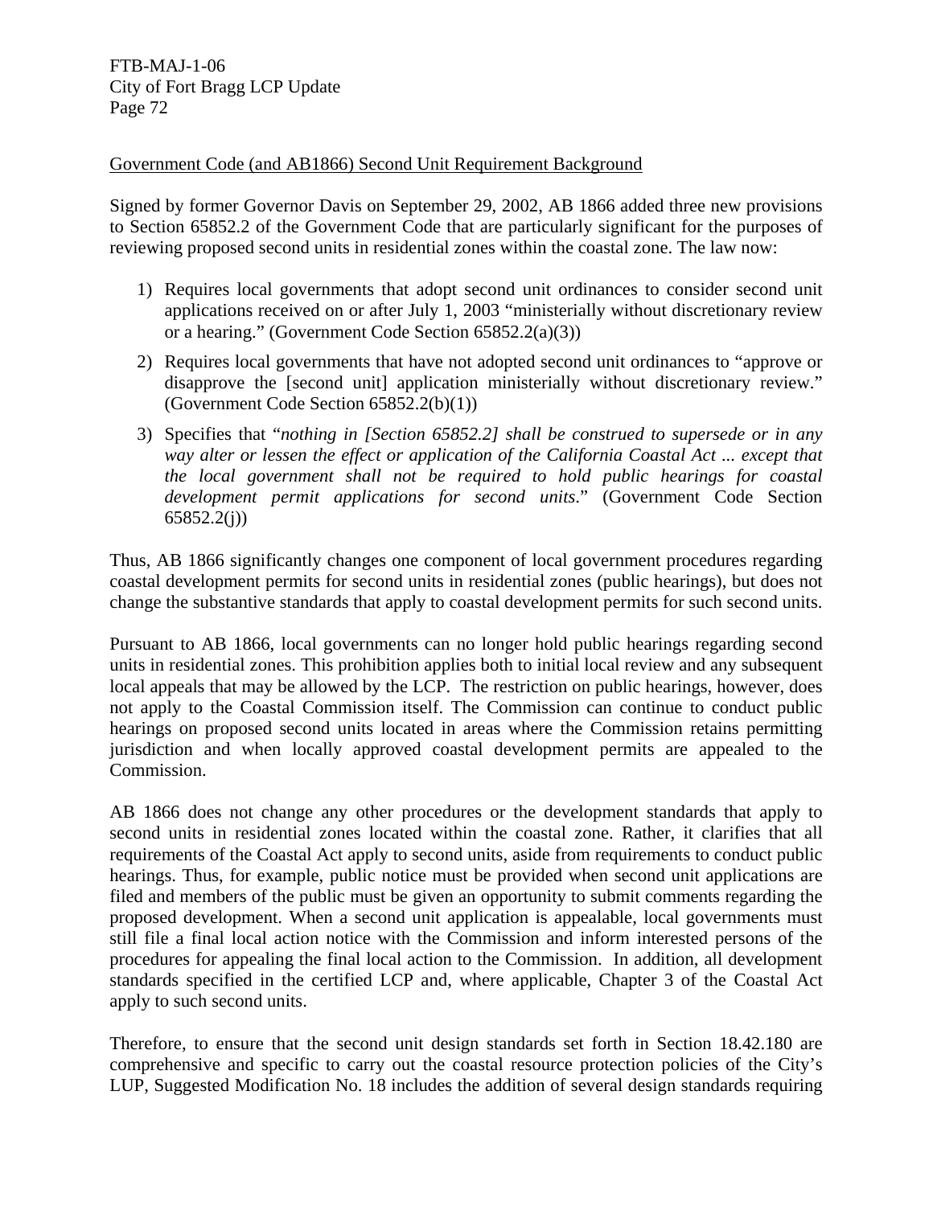Government Code (and AB1866) Second Unit Requirement Background

Signed by former Governor Davis on September 29, 2002, AB 1866 added three new provisions to Section 65852.2 of the Government Code that are particularly significant for the purposes of reviewing proposed second units in residential zones within the coastal zone. The law now:

1) Requires local governments that adopt second unit ordinances to consider second unit applications received on or after July 1, 2003 "ministerially without discretionary review or a hearing." (Government Code Section 65852.2(a)(3))
2) Requires local governments that have not adopted second unit ordinances to "approve or disapprove the [second unit] application ministerially without discretionary review." (Government Code Section 65852.2(b)(1))
3) Specifies that "*nothing in [Section 65852.2] shall be construed to supersede or in any way alter or lessen the effect or application of the California Coastal Act ... except that the local government shall not be required to hold public hearings for coastal development permit applications for second units*." (Government Code Section 65852.2(j))

Thus, AB 1866 significantly changes one component of local government procedures regarding coastal development permits for second units in residential zones (public hearings), but does not change the substantive standards that apply to coastal development permits for such second units.

Pursuant to AB 1866, local governments can no longer hold public hearings regarding second units in residential zones. This prohibition applies both to initial local review and any subsequent local appeals that may be allowed by the LCP. The restriction on public hearings, however, does not apply to the Coastal Commission itself. The Commission can continue to conduct public hearings on proposed second units located in areas where the Commission retains permitting jurisdiction and when locally approved coastal development permits are appealed to the Commission.

AB 1866 does not change any other procedures or the development standards that apply to second units in residential zones located within the coastal zone. Rather, it clarifies that all requirements of the Coastal Act apply to second units, aside from requirements to conduct public hearings. Thus, for example, public notice must be provided when second unit applications are filed and members of the public must be given an opportunity to submit comments regarding the proposed development. When a second unit application is appealable, local governments must still file a final local action notice with the Commission and inform interested persons of the procedures for appealing the final local action to the Commission. In addition, all development standards specified in the certified LCP and, where applicable, Chapter 3 of the Coastal Act apply to such second units.

Therefore, to ensure that the second unit design standards set forth in Section 18.42.180 are comprehensive and specific to carry out the coastal resource protection policies of the City's LUP, Suggested Modification No. 18 includes the addition of several design standards requiring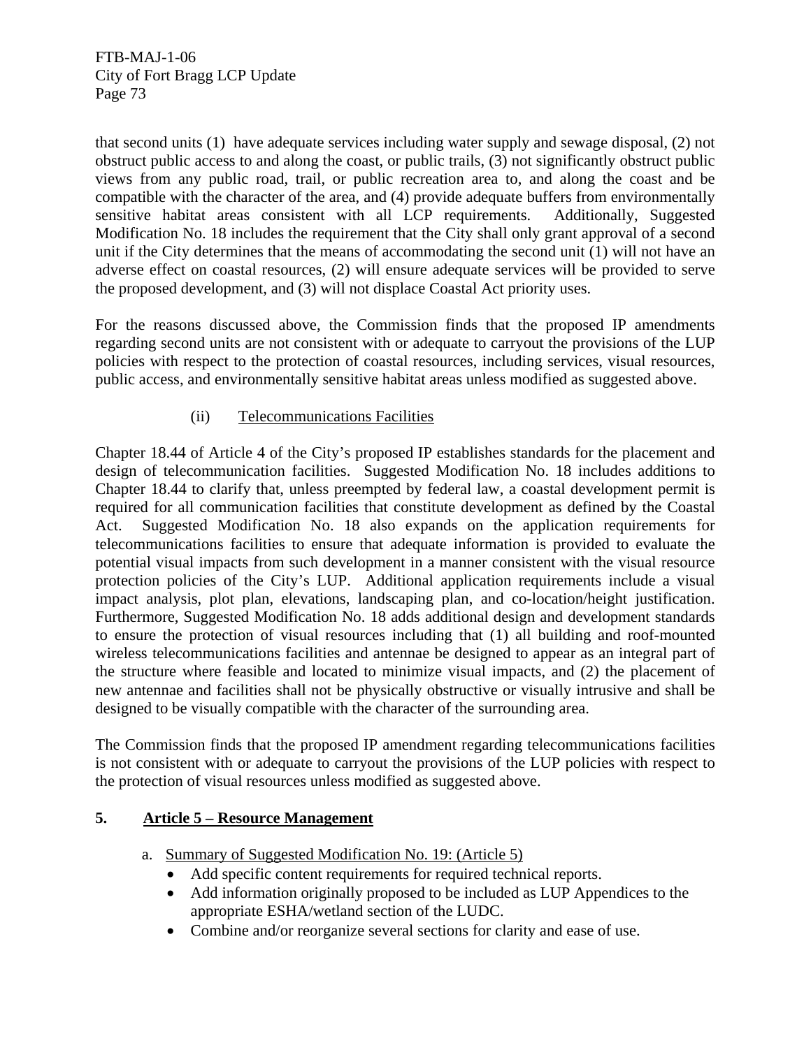that second units (1) have adequate services including water supply and sewage disposal, (2) not obstruct public access to and along the coast, or public trails, (3) not significantly obstruct public views from any public road, trail, or public recreation area to, and along the coast and be compatible with the character of the area, and (4) provide adequate buffers from environmentally sensitive habitat areas consistent with all LCP requirements. Additionally, Suggested Modification No. 18 includes the requirement that the City shall only grant approval of a second unit if the City determines that the means of accommodating the second unit (1) will not have an adverse effect on coastal resources, (2) will ensure adequate services will be provided to serve the proposed development, and (3) will not displace Coastal Act priority uses.

For the reasons discussed above, the Commission finds that the proposed IP amendments regarding second units are not consistent with or adequate to carryout the provisions of the LUP policies with respect to the protection of coastal resources, including services, visual resources, public access, and environmentally sensitive habitat areas unless modified as suggested above.

(ii) Telecommunications Facilities

Chapter 18.44 of Article 4 of the City's proposed IP establishes standards for the placement and design of telecommunication facilities. Suggested Modification No. 18 includes additions to Chapter 18.44 to clarify that, unless preempted by federal law, a coastal development permit is required for all communication facilities that constitute development as defined by the Coastal Act. Suggested Modification No. 18 also expands on the application requirements for telecommunications facilities to ensure that adequate information is provided to evaluate the potential visual impacts from such development in a manner consistent with the visual resource protection policies of the City's LUP. Additional application requirements include a visual impact analysis, plot plan, elevations, landscaping plan, and co-location/height justification. Furthermore, Suggested Modification No. 18 adds additional design and development standards to ensure the protection of visual resources including that (1) all building and roof-mounted wireless telecommunications facilities and antennae be designed to appear as an integral part of the structure where feasible and located to minimize visual impacts, and (2) the placement of new antennae and facilities shall not be physically obstructive or visually intrusive and shall be designed to be visually compatible with the character of the surrounding area.

The Commission finds that the proposed IP amendment regarding telecommunications facilities is not consistent with or adequate to carryout the provisions of the LUP policies with respect to the protection of visual resources unless modified as suggested above.

**5. Article 5 – Resource Management**

a. Summary of Suggested Modification No. 19: (Article 5)

- Add specific content requirements for required technical reports.
- Add information originally proposed to be included as LUP Appendices to the appropriate ESHA/wetland section of the LUDC.
- Combine and/or reorganize several sections for clarity and ease of use.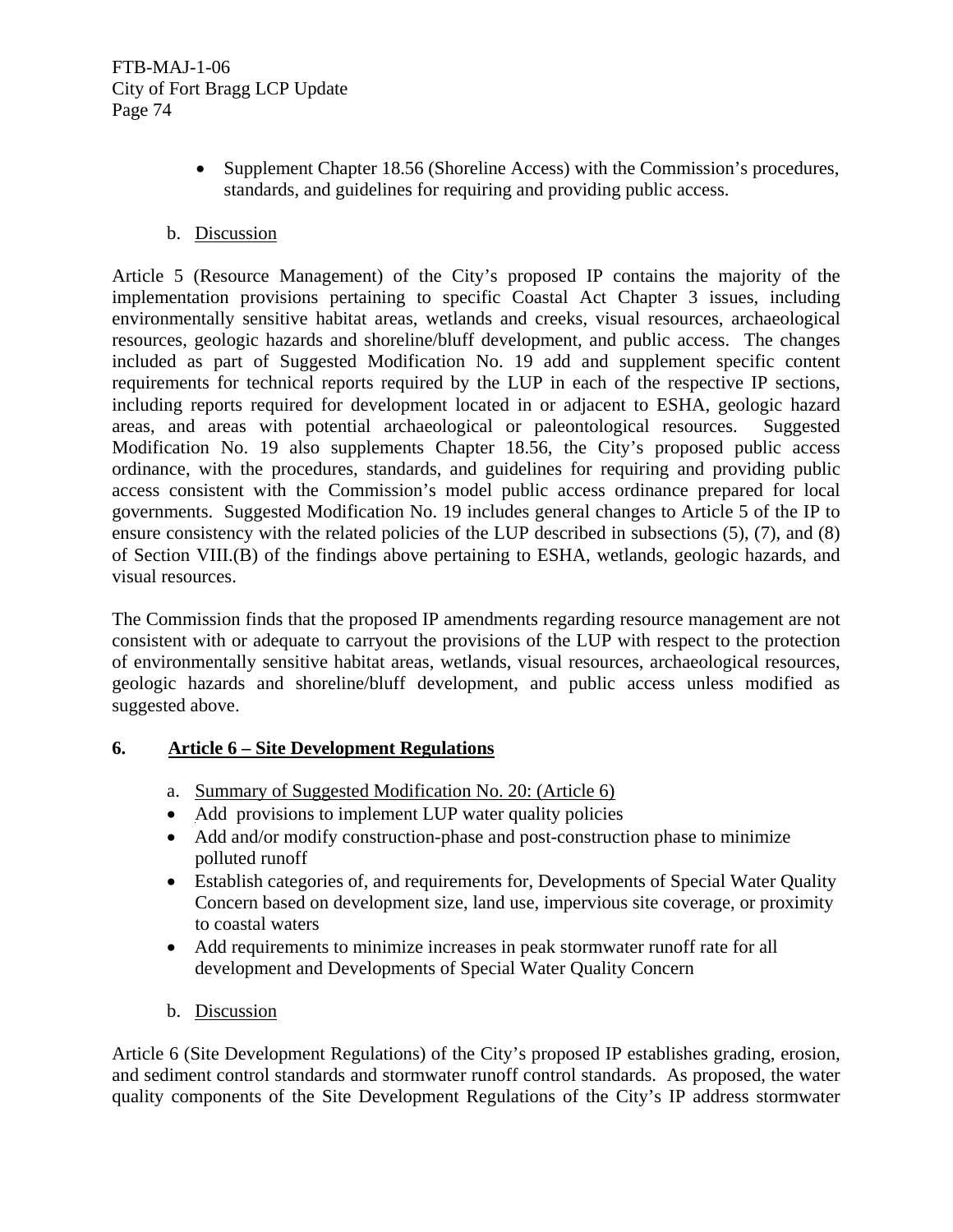- Supplement Chapter 18.56 (Shoreline Access) with the Commission's procedures, standards, and guidelines for requiring and providing public access.

b. Discussion

Article 5 (Resource Management) of the City's proposed IP contains the majority of the implementation provisions pertaining to specific Coastal Act Chapter 3 issues, including environmentally sensitive habitat areas, wetlands and creeks, visual resources, archaeological resources, geologic hazards and shoreline/bluff development, and public access. The changes included as part of Suggested Modification No. 19 add and supplement specific content requirements for technical reports required by the LUP in each of the respective IP sections, including reports required for development located in or adjacent to ESHA, geologic hazard areas, and areas with potential archaeological or paleontological resources. Suggested Modification No. 19 also supplements Chapter 18.56, the City's proposed public access ordinance, with the procedures, standards, and guidelines for requiring and providing public access consistent with the Commission's model public access ordinance prepared for local governments. Suggested Modification No. 19 includes general changes to Article 5 of the IP to ensure consistency with the related policies of the LUP described in subsections (5), (7), and (8) of Section VIII.(B) of the findings above pertaining to ESHA, wetlands, geologic hazards, and visual resources.

The Commission finds that the proposed IP amendments regarding resource management are not consistent with or adequate to carryout the provisions of the LUP with respect to the protection of environmentally sensitive habitat areas, wetlands, visual resources, archaeological resources, geologic hazards and shoreline/bluff development, and public access unless modified as suggested above.

## 6. Article 6 – Site Development Regulations

a. Summary of Suggested Modification No. 20: (Article 6)

- Add provisions to implement LUP water quality policies
- Add and/or modify construction-phase and post-construction phase to minimize polluted runoff
- Establish categories of, and requirements for, Developments of Special Water Quality Concern based on development size, land use, impervious site coverage, or proximity to coastal waters
- Add requirements to minimize increases in peak stormwater runoff rate for all development and Developments of Special Water Quality Concern

b. Discussion

Article 6 (Site Development Regulations) of the City's proposed IP establishes grading, erosion, and sediment control standards and stormwater runoff control standards. As proposed, the water quality components of the Site Development Regulations of the City's IP address stormwater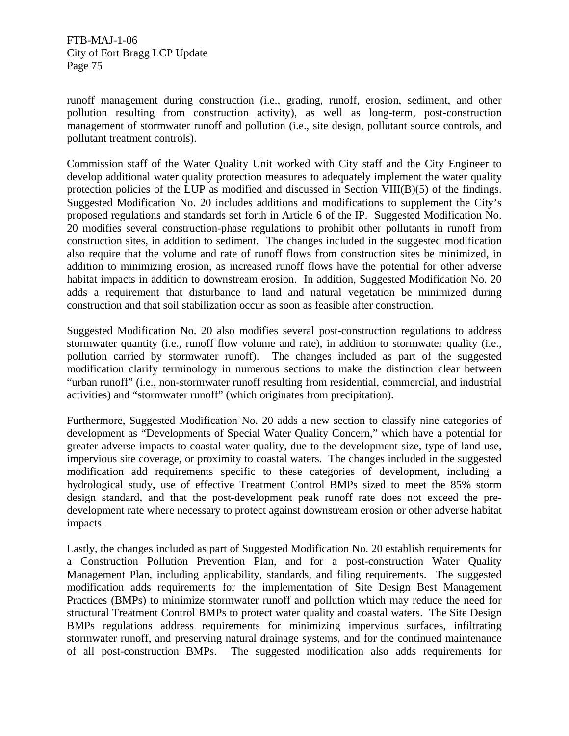runoff management during construction (i.e., grading, runoff, erosion, sediment, and other pollution resulting from construction activity), as well as long-term, post-construction management of stormwater runoff and pollution (i.e., site design, pollutant source controls, and pollutant treatment controls).

Commission staff of the Water Quality Unit worked with City staff and the City Engineer to develop additional water quality protection measures to adequately implement the water quality protection policies of the LUP as modified and discussed in Section VIII(B)(5) of the findings. Suggested Modification No. 20 includes additions and modifications to supplement the City's proposed regulations and standards set forth in Article 6 of the IP. Suggested Modification No. 20 modifies several construction-phase regulations to prohibit other pollutants in runoff from construction sites, in addition to sediment. The changes included in the suggested modification also require that the volume and rate of runoff flows from construction sites be minimized, in addition to minimizing erosion, as increased runoff flows have the potential for other adverse habitat impacts in addition to downstream erosion. In addition, Suggested Modification No. 20 adds a requirement that disturbance to land and natural vegetation be minimized during construction and that soil stabilization occur as soon as feasible after construction.

Suggested Modification No. 20 also modifies several post-construction regulations to address stormwater quantity (i.e., runoff flow volume and rate), in addition to stormwater quality (i.e., pollution carried by stormwater runoff). The changes included as part of the suggested modification clarify terminology in numerous sections to make the distinction clear between "urban runoff" (i.e., non-stormwater runoff resulting from residential, commercial, and industrial activities) and "stormwater runoff" (which originates from precipitation).

Furthermore, Suggested Modification No. 20 adds a new section to classify nine categories of development as "Developments of Special Water Quality Concern," which have a potential for greater adverse impacts to coastal water quality, due to the development size, type of land use, impervious site coverage, or proximity to coastal waters. The changes included in the suggested modification add requirements specific to these categories of development, including a hydrological study, use of effective Treatment Control BMPs sized to meet the 85% storm design standard, and that the post-development peak runoff rate does not exceed the pre-development rate where necessary to protect against downstream erosion or other adverse habitat impacts.

Lastly, the changes included as part of Suggested Modification No. 20 establish requirements for a Construction Pollution Prevention Plan, and for a post-construction Water Quality Management Plan, including applicability, standards, and filing requirements. The suggested modification adds requirements for the implementation of Site Design Best Management Practices (BMPs) to minimize stormwater runoff and pollution which may reduce the need for structural Treatment Control BMPs to protect water quality and coastal waters. The Site Design BMPs regulations address requirements for minimizing impervious surfaces, infiltrating stormwater runoff, and preserving natural drainage systems, and for the continued maintenance of all post-construction BMPs. The suggested modification also adds requirements for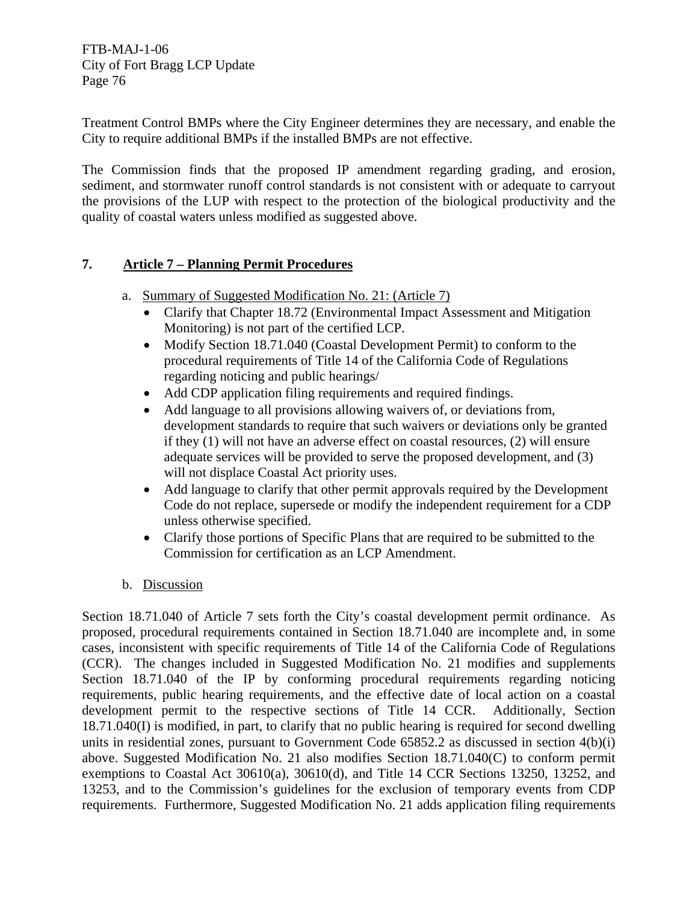Treatment Control BMPs where the City Engineer determines they are necessary, and enable the City to require additional BMPs if the installed BMPs are not effective.

The Commission finds that the proposed IP amendment regarding grading, and erosion, sediment, and stormwater runoff control standards is not consistent with or adequate to carryout the provisions of the LUP with respect to the protection of the biological productivity and the quality of coastal waters unless modified as suggested above.

## 7. Article 7 – Planning Permit Procedures

a. Summary of Suggested Modification No. 21: (Article 7)

- Clarify that Chapter 18.72 (Environmental Impact Assessment and Mitigation Monitoring) is not part of the certified LCP.
- Modify Section 18.71.040 (Coastal Development Permit) to conform to the procedural requirements of Title 14 of the California Code of Regulations regarding noticing and public hearings/
- Add CDP application filing requirements and required findings.
- Add language to all provisions allowing waivers of, or deviations from, development standards to require that such waivers or deviations only be granted if they (1) will not have an adverse effect on coastal resources, (2) will ensure adequate services will be provided to serve the proposed development, and (3) will not displace Coastal Act priority uses.
- Add language to clarify that other permit approvals required by the Development Code do not replace, supersede or modify the independent requirement for a CDP unless otherwise specified.
- Clarify those portions of Specific Plans that are required to be submitted to the Commission for certification as an LCP Amendment.

b. Discussion

Section 18.71.040 of Article 7 sets forth the City's coastal development permit ordinance. As proposed, procedural requirements contained in Section 18.71.040 are incomplete and, in some cases, inconsistent with specific requirements of Title 14 of the California Code of Regulations (CCR). The changes included in Suggested Modification No. 21 modifies and supplements Section 18.71.040 of the IP by conforming procedural requirements regarding noticing requirements, public hearing requirements, and the effective date of local action on a coastal development permit to the respective sections of Title 14 CCR. Additionally, Section 18.71.040(I) is modified, in part, to clarify that no public hearing is required for second dwelling units in residential zones, pursuant to Government Code 65852.2 as discussed in section 4(b)(i) above. Suggested Modification No. 21 also modifies Section 18.71.040(C) to conform permit exemptions to Coastal Act 30610(a), 30610(d), and Title 14 CCR Sections 13250, 13252, and 13253, and to the Commission's guidelines for the exclusion of temporary events from CDP requirements. Furthermore, Suggested Modification No. 21 adds application filing requirements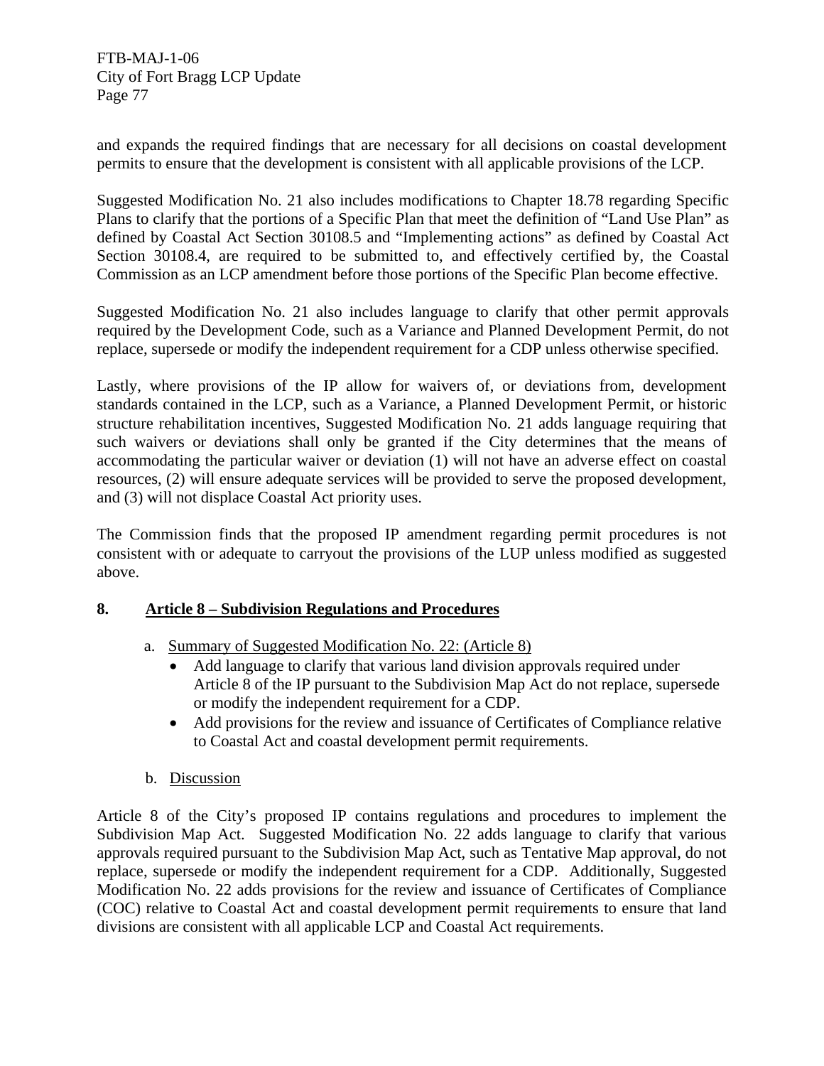and expands the required findings that are necessary for all decisions on coastal development permits to ensure that the development is consistent with all applicable provisions of the LCP.

Suggested Modification No. 21 also includes modifications to Chapter 18.78 regarding Specific Plans to clarify that the portions of a Specific Plan that meet the definition of "Land Use Plan" as defined by Coastal Act Section 30108.5 and "Implementing actions" as defined by Coastal Act Section 30108.4, are required to be submitted to, and effectively certified by, the Coastal Commission as an LCP amendment before those portions of the Specific Plan become effective.

Suggested Modification No. 21 also includes language to clarify that other permit approvals required by the Development Code, such as a Variance and Planned Development Permit, do not replace, supersede or modify the independent requirement for a CDP unless otherwise specified.

Lastly, where provisions of the IP allow for waivers of, or deviations from, development standards contained in the LCP, such as a Variance, a Planned Development Permit, or historic structure rehabilitation incentives, Suggested Modification No. 21 adds language requiring that such waivers or deviations shall only be granted if the City determines that the means of accommodating the particular waiver or deviation (1) will not have an adverse effect on coastal resources, (2) will ensure adequate services will be provided to serve the proposed development, and (3) will not displace Coastal Act priority uses.

The Commission finds that the proposed IP amendment regarding permit procedures is not consistent with or adequate to carryout the provisions of the LUP unless modified as suggested above.

## 8. Article 8 – Subdivision Regulations and Procedures

a. Summary of Suggested Modification No. 22: (Article 8)

- Add language to clarify that various land division approvals required under Article 8 of the IP pursuant to the Subdivision Map Act do not replace, supersede or modify the independent requirement for a CDP.
- Add provisions for the review and issuance of Certificates of Compliance relative to Coastal Act and coastal development permit requirements.

b. Discussion

Article 8 of the City's proposed IP contains regulations and procedures to implement the Subdivision Map Act. Suggested Modification No. 22 adds language to clarify that various approvals required pursuant to the Subdivision Map Act, such as Tentative Map approval, do not replace, supersede or modify the independent requirement for a CDP. Additionally, Suggested Modification No. 22 adds provisions for the review and issuance of Certificates of Compliance (COC) relative to Coastal Act and coastal development permit requirements to ensure that land divisions are consistent with all applicable LCP and Coastal Act requirements.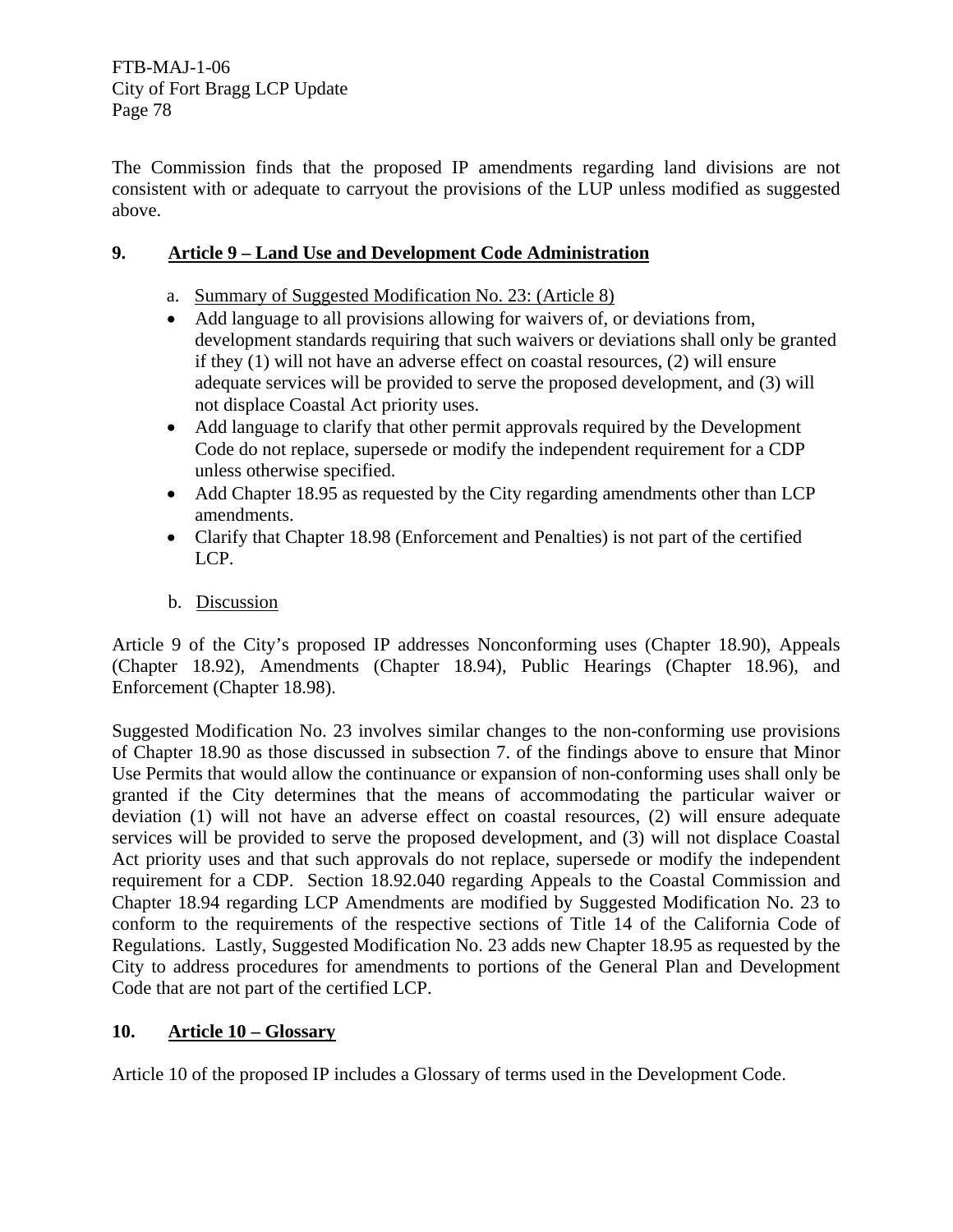The Commission finds that the proposed IP amendments regarding land divisions are not consistent with or adequate to carryout the provisions of the LUP unless modified as suggested above.

## 9. Article 9 – Land Use and Development Code Administration

a. Summary of Suggested Modification No. 23: (Article 8)

- Add language to all provisions allowing for waivers of, or deviations from, development standards requiring that such waivers or deviations shall only be granted if they (1) will not have an adverse effect on coastal resources, (2) will ensure adequate services will be provided to serve the proposed development, and (3) will not displace Coastal Act priority uses.
- Add language to clarify that other permit approvals required by the Development Code do not replace, supersede or modify the independent requirement for a CDP unless otherwise specified.
- Add Chapter 18.95 as requested by the City regarding amendments other than LCP amendments.
- Clarify that Chapter 18.98 (Enforcement and Penalties) is not part of the certified LCP.

b. Discussion

Article 9 of the City's proposed IP addresses Nonconforming uses (Chapter 18.90), Appeals (Chapter 18.92), Amendments (Chapter 18.94), Public Hearings (Chapter 18.96), and Enforcement (Chapter 18.98).

Suggested Modification No. 23 involves similar changes to the non-conforming use provisions of Chapter 18.90 as those discussed in subsection 7. of the findings above to ensure that Minor Use Permits that would allow the continuance or expansion of non-conforming uses shall only be granted if the City determines that the means of accommodating the particular waiver or deviation (1) will not have an adverse effect on coastal resources, (2) will ensure adequate services will be provided to serve the proposed development, and (3) will not displace Coastal Act priority uses and that such approvals do not replace, supersede or modify the independent requirement for a CDP. Section 18.92.040 regarding Appeals to the Coastal Commission and Chapter 18.94 regarding LCP Amendments are modified by Suggested Modification No. 23 to conform to the requirements of the respective sections of Title 14 of the California Code of Regulations. Lastly, Suggested Modification No. 23 adds new Chapter 18.95 as requested by the City to address procedures for amendments to portions of the General Plan and Development Code that are not part of the certified LCP.

## 10. Article 10 – Glossary

Article 10 of the proposed IP includes a Glossary of terms used in the Development Code.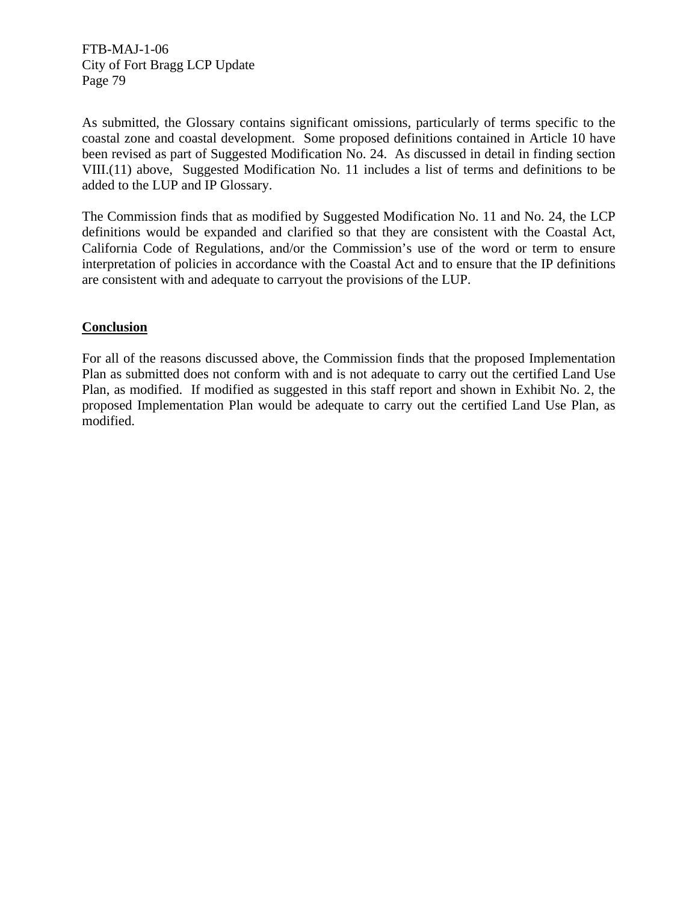As submitted, the Glossary contains significant omissions, particularly of terms specific to the coastal zone and coastal development. Some proposed definitions contained in Article 10 have been revised as part of Suggested Modification No. 24. As discussed in detail in finding section VIII.(11) above, Suggested Modification No. 11 includes a list of terms and definitions to be added to the LUP and IP Glossary.

The Commission finds that as modified by Suggested Modification No. 11 and No. 24, the LCP definitions would be expanded and clarified so that they are consistent with the Coastal Act, California Code of Regulations, and/or the Commission's use of the word or term to ensure interpretation of policies in accordance with the Coastal Act and to ensure that the IP definitions are consistent with and adequate to carryout the provisions of the LUP.

## **Conclusion**

For all of the reasons discussed above, the Commission finds that the proposed Implementation Plan as submitted does not conform with and is not adequate to carry out the certified Land Use Plan, as modified. If modified as suggested in this staff report and shown in Exhibit No. 2, the proposed Implementation Plan would be adequate to carry out the certified Land Use Plan, as modified.